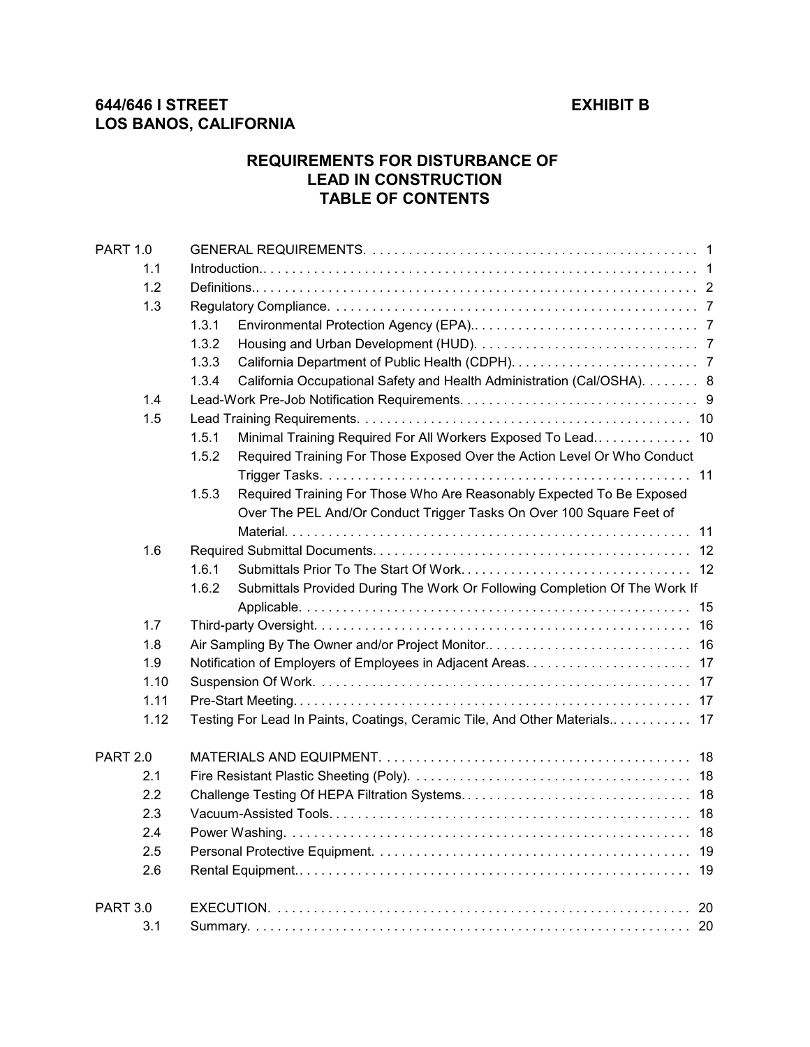**644/646 I STREET** **EXHIBIT B**
**LOS BANOS, CALIFORNIA**

# REQUIREMENTS FOR DISTURBANCE OF LEAD IN CONSTRUCTION TABLE OF CONTENTS

| | | | |
|---|---|---|---|
| PART 1.0 | GENERAL REQUIREMENTS | | 1 |
| 1.1 | Introduction. | | 1 |
| 1.2 | Definitions. | | 2 |
| 1.3 | Regulatory Compliance. | | 7 |
| | 1.3.1 | Environmental Protection Agency (EPA). | 7 |
| | 1.3.2 | Housing and Urban Development (HUD). | 7 |
| | 1.3.3 | California Department of Public Health (CDPH). | 7 |
| | 1.3.4 | California Occupational Safety and Health Administration (Cal/OSHA). | 8 |
| 1.4 | Lead-Work Pre-Job Notification Requirements. | | 9 |
| 1.5 | Lead Training Requirements. | | 10 |
| | 1.5.1 | Minimal Training Required For All Workers Exposed To Lead. | 10 |
| | 1.5.2 | Required Training For Those Exposed Over the Action Level Or Who Conduct Trigger Tasks. | 11 |
| | 1.5.3 | Required Training For Those Who Are Reasonably Expected To Be Exposed Over The PEL And/Or Conduct Trigger Tasks On Over 100 Square Feet of Material. | 11 |
| 1.6 | Required Submittal Documents. | | 12 |
| | 1.6.1 | Submittals Prior To The Start Of Work. | 12 |
| | 1.6.2 | Submittals Provided During The Work Or Following Completion Of The Work If Applicable. | 15 |
| 1.7 | Third-party Oversight. | | 16 |
| 1.8 | Air Sampling By The Owner and/or Project Monitor. | | 16 |
| 1.9 | Notification of Employers of Employees in Adjacent Areas. | | 17 |
| 1.10 | Suspension Of Work. | | 17 |
| 1.11 | Pre-Start Meeting. | | 17 |
| 1.12 | Testing For Lead In Paints, Coatings, Ceramic Tile, And Other Materials. | | 17 |
| PART 2.0 | MATERIALS AND EQUIPMENT. | | 18 |
| 2.1 | Fire Resistant Plastic Sheeting (Poly). | | 18 |
| 2.2 | Challenge Testing Of HEPA Filtration Systems. | | 18 |
| 2.3 | Vacuum-Assisted Tools. | | 18 |
| 2.4 | Power Washing. | | 18 |
| 2.5 | Personal Protective Equipment. | | 19 |
| 2.6 | Rental Equipment. | | 19 |
| PART 3.0 | EXECUTION. | | 20 |
| 3.1 | Summary. | | 20 |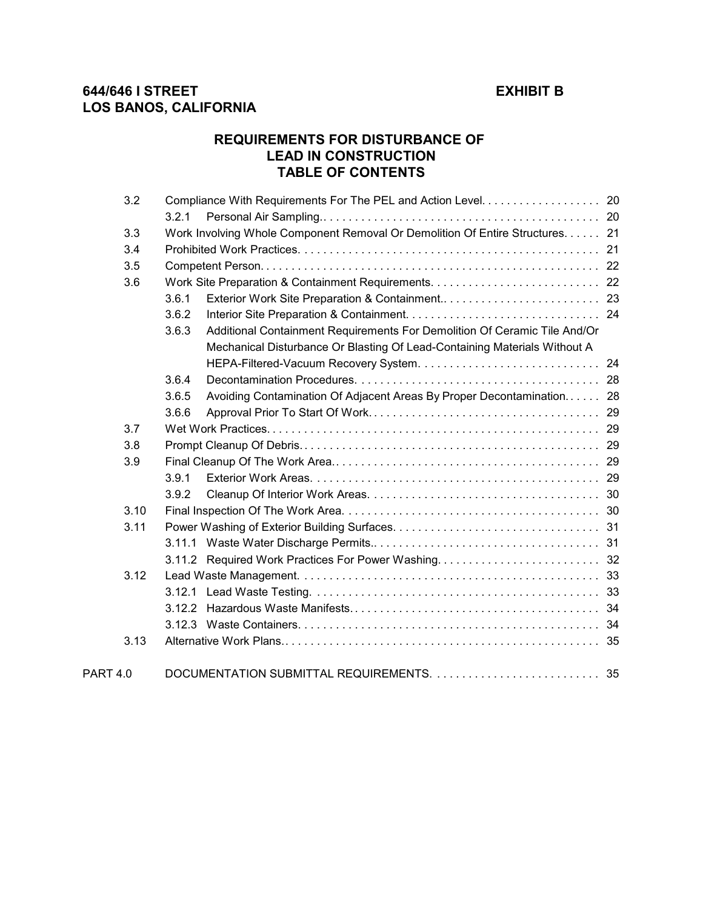**644/646 I STREET** **EXHIBIT B**
**LOS BANOS, CALIFORNIA**

## REQUIREMENTS FOR DISTURBANCE OF LEAD IN CONSTRUCTION TABLE OF CONTENTS

| | | | |
|---|---|---|---|
| 3.2 | Compliance With Requirements For The PEL and Action Level | | 20 |
| | 3.2.1 | Personal Air Sampling | 20 |
| 3.3 | Work Involving Whole Component Removal Or Demolition Of Entire Structures | | 21 |
| 3.4 | Prohibited Work Practices | | 21 |
| 3.5 | Competent Person | | 22 |
| 3.6 | Work Site Preparation & Containment Requirements | | 22 |
| | 3.6.1 | Exterior Work Site Preparation & Containment | 23 |
| | 3.6.2 | Interior Site Preparation & Containment | 24 |
| | 3.6.3 | Additional Containment Requirements For Demolition Of Ceramic Tile And/Or Mechanical Disturbance Or Blasting Of Lead-Containing Materials Without A HEPA-Filtered-Vacuum Recovery System | 24 |
| | 3.6.4 | Decontamination Procedures | 28 |
| | 3.6.5 | Avoiding Contamination Of Adjacent Areas By Proper Decontamination | 28 |
| | 3.6.6 | Approval Prior To Start Of Work | 29 |
| 3.7 | Wet Work Practices | | 29 |
| 3.8 | Prompt Cleanup Of Debris | | 29 |
| 3.9 | Final Cleanup Of The Work Area | | 29 |
| | 3.9.1 | Exterior Work Areas | 29 |
| | 3.9.2 | Cleanup Of Interior Work Areas | 30 |
| 3.10 | Final Inspection Of The Work Area | | 30 |
| 3.11 | Power Washing of Exterior Building Surfaces | | 31 |
| | 3.11.1 | Waste Water Discharge Permits | 31 |
| | 3.11.2 | Required Work Practices For Power Washing | 32 |
| 3.12 | Lead Waste Management | | 33 |
| | 3.12.1 | Lead Waste Testing | 33 |
| | 3.12.2 | Hazardous Waste Manifests | 34 |
| | 3.12.3 | Waste Containers | 34 |
| 3.13 | Alternative Work Plans | | 35 |
| PART 4.0 | DOCUMENTATION SUBMITTAL REQUIREMENTS | | 35 |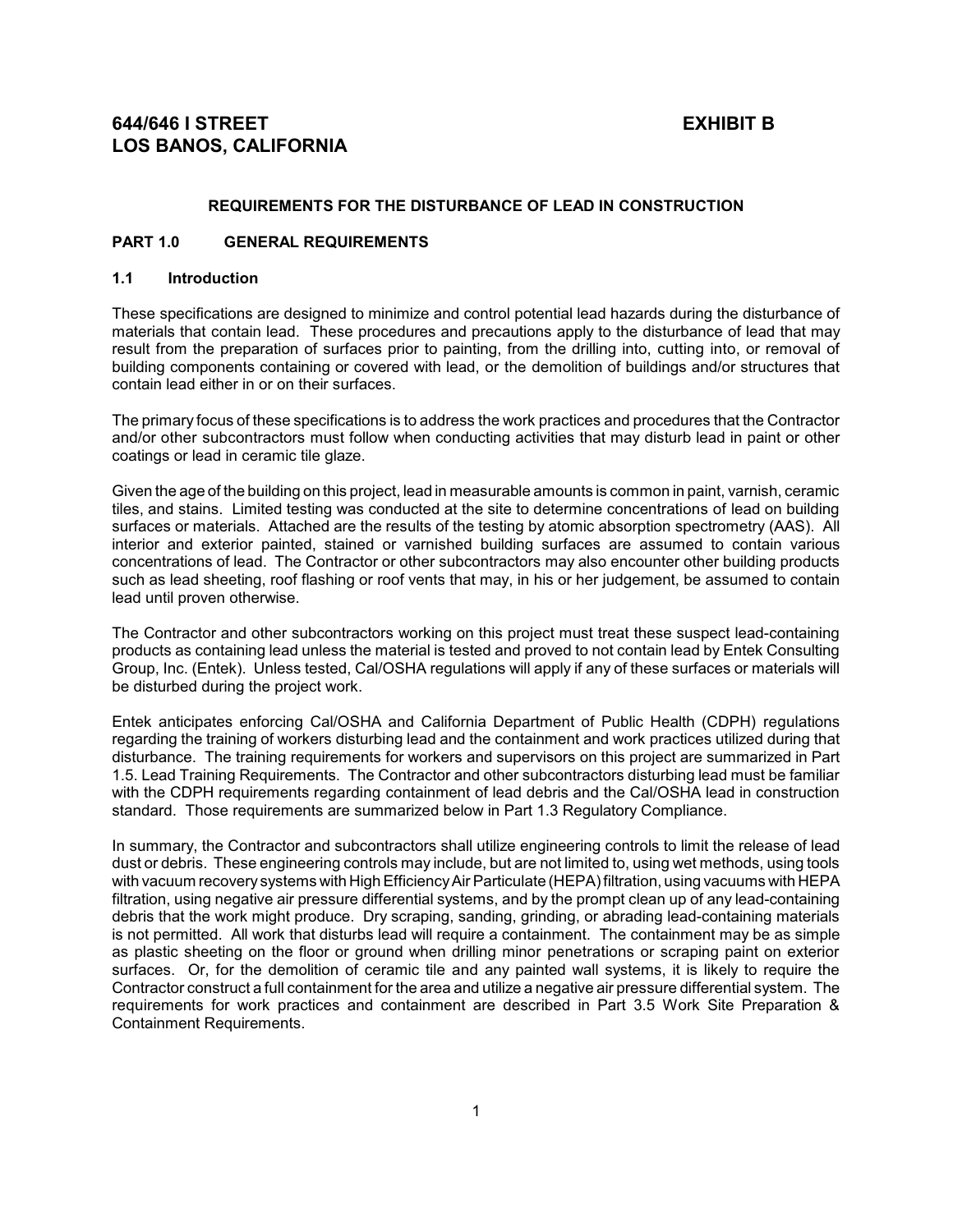**644/646 I STREET** **EXHIBIT B**
**LOS BANOS, CALIFORNIA**

### REQUIREMENTS FOR THE DISTURBANCE OF LEAD IN CONSTRUCTION

## PART 1.0 GENERAL REQUIREMENTS

### 1.1 Introduction

These specifications are designed to minimize and control potential lead hazards during the disturbance of materials that contain lead. These procedures and precautions apply to the disturbance of lead that may result from the preparation of surfaces prior to painting, from the drilling into, cutting into, or removal of building components containing or covered with lead, or the demolition of buildings and/or structures that contain lead either in or on their surfaces.

The primary focus of these specifications is to address the work practices and procedures that the Contractor and/or other subcontractors must follow when conducting activities that may disturb lead in paint or other coatings or lead in ceramic tile glaze.

Given the age of the building on this project, lead in measurable amounts is common in paint, varnish, ceramic tiles, and stains. Limited testing was conducted at the site to determine concentrations of lead on building surfaces or materials. Attached are the results of the testing by atomic absorption spectrometry (AAS). All interior and exterior painted, stained or varnished building surfaces are assumed to contain various concentrations of lead. The Contractor or other subcontractors may also encounter other building products such as lead sheeting, roof flashing or roof vents that may, in his or her judgement, be assumed to contain lead until proven otherwise.

The Contractor and other subcontractors working on this project must treat these suspect lead-containing products as containing lead unless the material is tested and proved to not contain lead by Entek Consulting Group, Inc. (Entek). Unless tested, Cal/OSHA regulations will apply if any of these surfaces or materials will be disturbed during the project work.

Entek anticipates enforcing Cal/OSHA and California Department of Public Health (CDPH) regulations regarding the training of workers disturbing lead and the containment and work practices utilized during that disturbance. The training requirements for workers and supervisors on this project are summarized in Part 1.5. Lead Training Requirements. The Contractor and other subcontractors disturbing lead must be familiar with the CDPH requirements regarding containment of lead debris and the Cal/OSHA lead in construction standard. Those requirements are summarized below in Part 1.3 Regulatory Compliance.

In summary, the Contractor and subcontractors shall utilize engineering controls to limit the release of lead dust or debris. These engineering controls may include, but are not limited to, using wet methods, using tools with vacuum recovery systems with High Efficiency Air Particulate (HEPA) filtration, using vacuums with HEPA filtration, using negative air pressure differential systems, and by the prompt clean up of any lead-containing debris that the work might produce. Dry scraping, sanding, grinding, or abrading lead-containing materials is not permitted. All work that disturbs lead will require a containment. The containment may be as simple as plastic sheeting on the floor or ground when drilling minor penetrations or scraping paint on exterior surfaces. Or, for the demolition of ceramic tile and any painted wall systems, it is likely to require the Contractor construct a full containment for the area and utilize a negative air pressure differential system. The requirements for work practices and containment are described in Part 3.5 Work Site Preparation & Containment Requirements.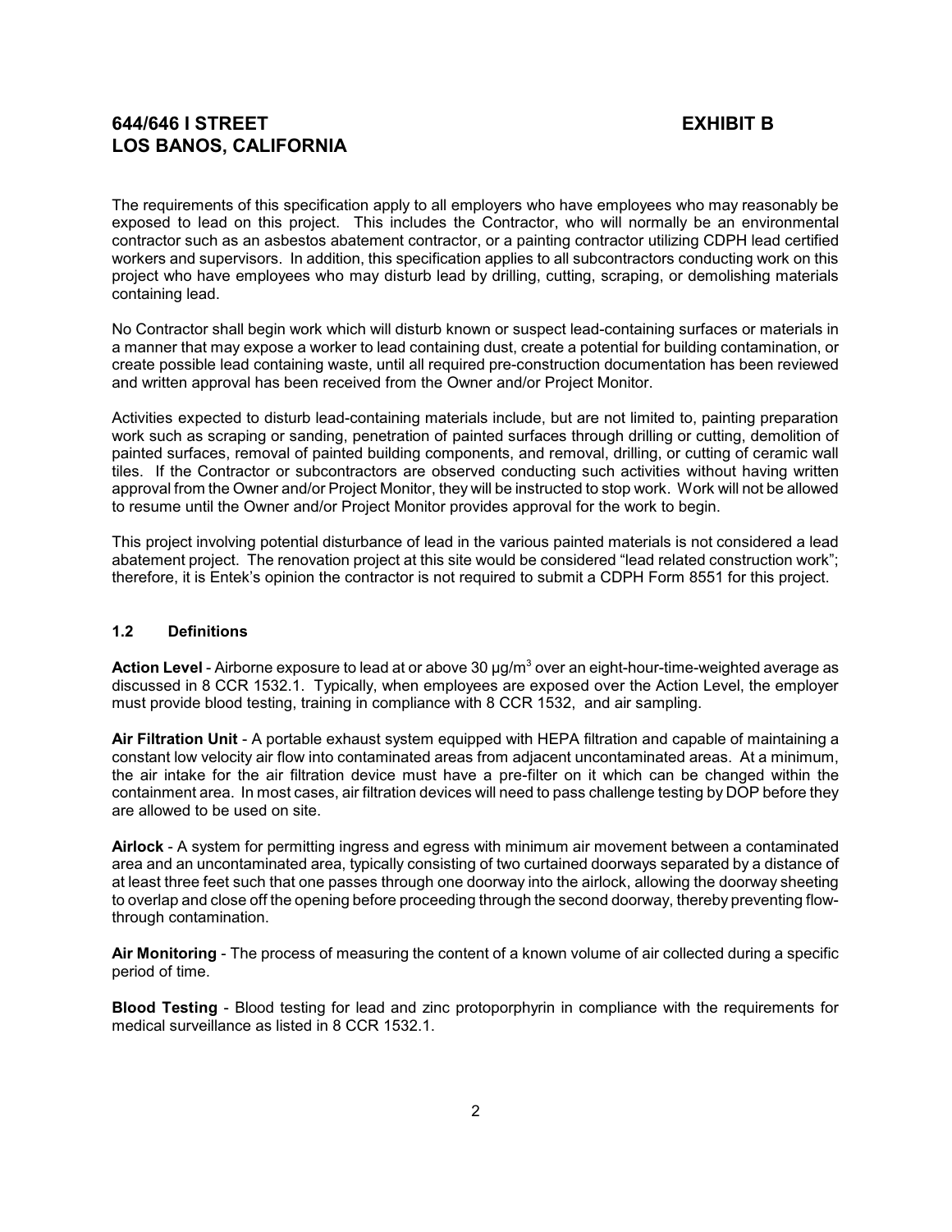The requirements of this specification apply to all employers who have employees who may reasonably be exposed to lead on this project. This includes the Contractor, who will normally be an environmental contractor such as an asbestos abatement contractor, or a painting contractor utilizing CDPH lead certified workers and supervisors. In addition, this specification applies to all subcontractors conducting work on this project who have employees who may disturb lead by drilling, cutting, scraping, or demolishing materials containing lead.

No Contractor shall begin work which will disturb known or suspect lead-containing surfaces or materials in a manner that may expose a worker to lead containing dust, create a potential for building contamination, or create possible lead containing waste, until all required pre-construction documentation has been reviewed and written approval has been received from the Owner and/or Project Monitor.

Activities expected to disturb lead-containing materials include, but are not limited to, painting preparation work such as scraping or sanding, penetration of painted surfaces through drilling or cutting, demolition of painted surfaces, removal of painted building components, and removal, drilling, or cutting of ceramic wall tiles. If the Contractor or subcontractors are observed conducting such activities without having written approval from the Owner and/or Project Monitor, they will be instructed to stop work. Work will not be allowed to resume until the Owner and/or Project Monitor provides approval for the work to begin.

This project involving potential disturbance of lead in the various painted materials is not considered a lead abatement project. The renovation project at this site would be considered "lead related construction work"; therefore, it is Entek's opinion the contractor is not required to submit a CDPH Form 8551 for this project.

### 1.2 Definitions

**Action Level** - Airborne exposure to lead at or above 30 $\mu g/m^3$ over an eight-hour-time-weighted average as discussed in 8 CCR 1532.1. Typically, when employees are exposed over the Action Level, the employer must provide blood testing, training in compliance with 8 CCR 1532, and air sampling.

**Air Filtration Unit** - A portable exhaust system equipped with HEPA filtration and capable of maintaining a constant low velocity air flow into contaminated areas from adjacent uncontaminated areas. At a minimum, the air intake for the air filtration device must have a pre-filter on it which can be changed within the containment area. In most cases, air filtration devices will need to pass challenge testing by DOP before they are allowed to be used on site.

**Airlock** - A system for permitting ingress and egress with minimum air movement between a contaminated area and an uncontaminated area, typically consisting of two curtained doorways separated by a distance of at least three feet such that one passes through one doorway into the airlock, allowing the doorway sheeting to overlap and close off the opening before proceeding through the second doorway, thereby preventing flow-through contamination.

**Air Monitoring** - The process of measuring the content of a known volume of air collected during a specific period of time.

**Blood Testing** - Blood testing for lead and zinc protoporphyrin in compliance with the requirements for medical surveillance as listed in 8 CCR 1532.1.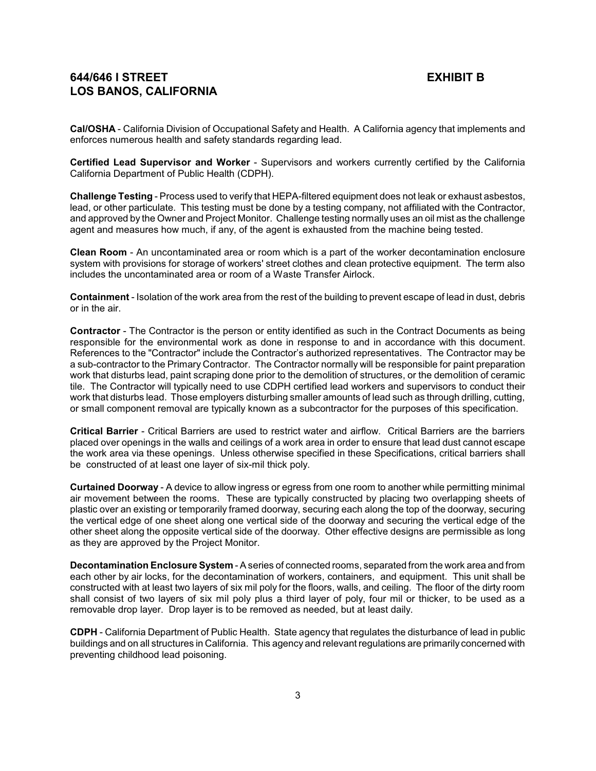**Cal/OSHA** - California Division of Occupational Safety and Health. A California agency that implements and enforces numerous health and safety standards regarding lead.

**Certified Lead Supervisor and Worker** - Supervisors and workers currently certified by the California California Department of Public Health (CDPH).

**Challenge Testing** - Process used to verify that HEPA-filtered equipment does not leak or exhaust asbestos, lead, or other particulate. This testing must be done by a testing company, not affiliated with the Contractor, and approved by the Owner and Project Monitor. Challenge testing normally uses an oil mist as the challenge agent and measures how much, if any, of the agent is exhausted from the machine being tested.

**Clean Room** - An uncontaminated area or room which is a part of the worker decontamination enclosure system with provisions for storage of workers' street clothes and clean protective equipment. The term also includes the uncontaminated area or room of a Waste Transfer Airlock.

**Containment** - Isolation of the work area from the rest of the building to prevent escape of lead in dust, debris or in the air.

**Contractor** - The Contractor is the person or entity identified as such in the Contract Documents as being responsible for the environmental work as done in response to and in accordance with this document. References to the "Contractor" include the Contractor's authorized representatives. The Contractor may be a sub-contractor to the Primary Contractor. The Contractor normally will be responsible for paint preparation work that disturbs lead, paint scraping done prior to the demolition of structures, or the demolition of ceramic tile. The Contractor will typically need to use CDPH certified lead workers and supervisors to conduct their work that disturbs lead. Those employers disturbing smaller amounts of lead such as through drilling, cutting, or small component removal are typically known as a subcontractor for the purposes of this specification.

**Critical Barrier** - Critical Barriers are used to restrict water and airflow. Critical Barriers are the barriers placed over openings in the walls and ceilings of a work area in order to ensure that lead dust cannot escape the work area via these openings. Unless otherwise specified in these Specifications, critical barriers shall be constructed of at least one layer of six-mil thick poly.

**Curtained Doorway** - A device to allow ingress or egress from one room to another while permitting minimal air movement between the rooms. These are typically constructed by placing two overlapping sheets of plastic over an existing or temporarily framed doorway, securing each along the top of the doorway, securing the vertical edge of one sheet along one vertical side of the doorway and securing the vertical edge of the other sheet along the opposite vertical side of the doorway. Other effective designs are permissible as long as they are approved by the Project Monitor.

**Decontamination Enclosure System** - A series of connected rooms, separated from the work area and from each other by air locks, for the decontamination of workers, containers, and equipment. This unit shall be constructed with at least two layers of six mil poly for the floors, walls, and ceiling. The floor of the dirty room shall consist of two layers of six mil poly plus a third layer of poly, four mil or thicker, to be used as a removable drop layer. Drop layer is to be removed as needed, but at least daily.

**CDPH** - California Department of Public Health. State agency that regulates the disturbance of lead in public buildings and on all structures in California. This agency and relevant regulations are primarily concerned with preventing childhood lead poisoning.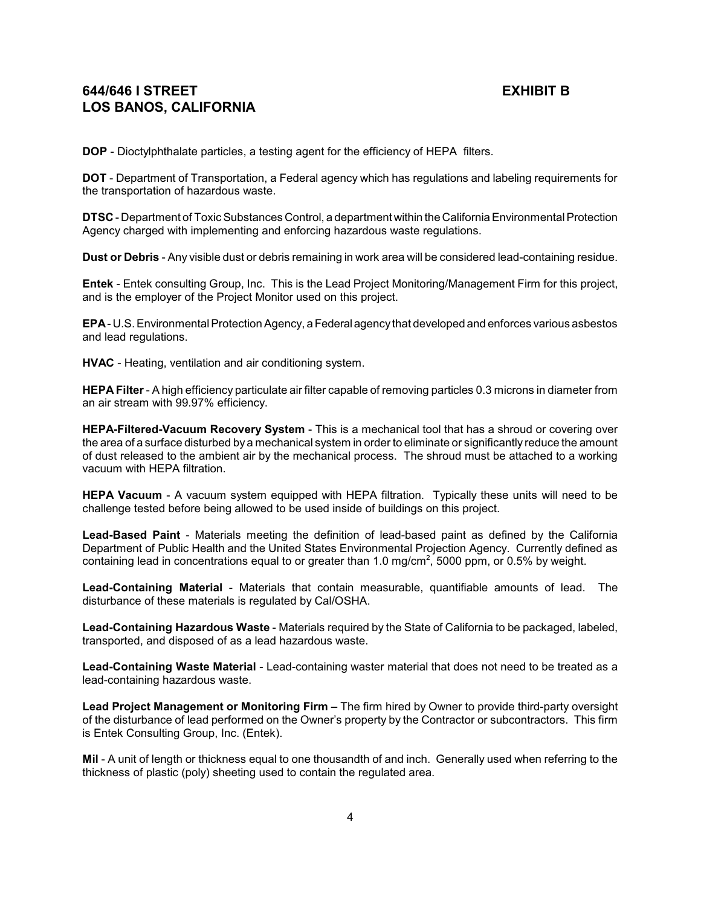**DOP** - Dioctylphthalate particles, a testing agent for the efficiency of HEPA filters.

**DOT** - Department of Transportation, a Federal agency which has regulations and labeling requirements for the transportation of hazardous waste.

**DTSC** - Department of Toxic Substances Control, a department within the California Environmental Protection Agency charged with implementing and enforcing hazardous waste regulations.

**Dust or Debris** - Any visible dust or debris remaining in work area will be considered lead-containing residue.

**Entek** - Entek consulting Group, Inc. This is the Lead Project Monitoring/Management Firm for this project, and is the employer of the Project Monitor used on this project.

**EPA** - U.S. Environmental Protection Agency, a Federal agency that developed and enforces various asbestos and lead regulations.

**HVAC** - Heating, ventilation and air conditioning system.

**HEPA Filter** - A high efficiency particulate air filter capable of removing particles 0.3 microns in diameter from an air stream with 99.97% efficiency.

**HEPA-Filtered-Vacuum Recovery System** - This is a mechanical tool that has a shroud or covering over the area of a surface disturbed by a mechanical system in order to eliminate or significantly reduce the amount of dust released to the ambient air by the mechanical process. The shroud must be attached to a working vacuum with HEPA filtration.

**HEPA Vacuum** - A vacuum system equipped with HEPA filtration. Typically these units will need to be challenge tested before being allowed to be used inside of buildings on this project.

**Lead-Based Paint** - Materials meeting the definition of lead-based paint as defined by the California Department of Public Health and the United States Environmental Projection Agency. Currently defined as containing lead in concentrations equal to or greater than 1.0 $mg/cm^2$, 5000 ppm, or 0.5% by weight.

**Lead-Containing Material** - Materials that contain measurable, quantifiable amounts of lead. The disturbance of these materials is regulated by Cal/OSHA.

**Lead-Containing Hazardous Waste** - Materials required by the State of California to be packaged, labeled, transported, and disposed of as a lead hazardous waste.

**Lead-Containing Waste Material** - Lead-containing waster material that does not need to be treated as a lead-containing hazardous waste.

**Lead Project Management or Monitoring Firm –** The firm hired by Owner to provide third-party oversight of the disturbance of lead performed on the Owner's property by the Contractor or subcontractors. This firm is Entek Consulting Group, Inc. (Entek).

**Mil** - A unit of length or thickness equal to one thousandth of and inch. Generally used when referring to the thickness of plastic (poly) sheeting used to contain the regulated area.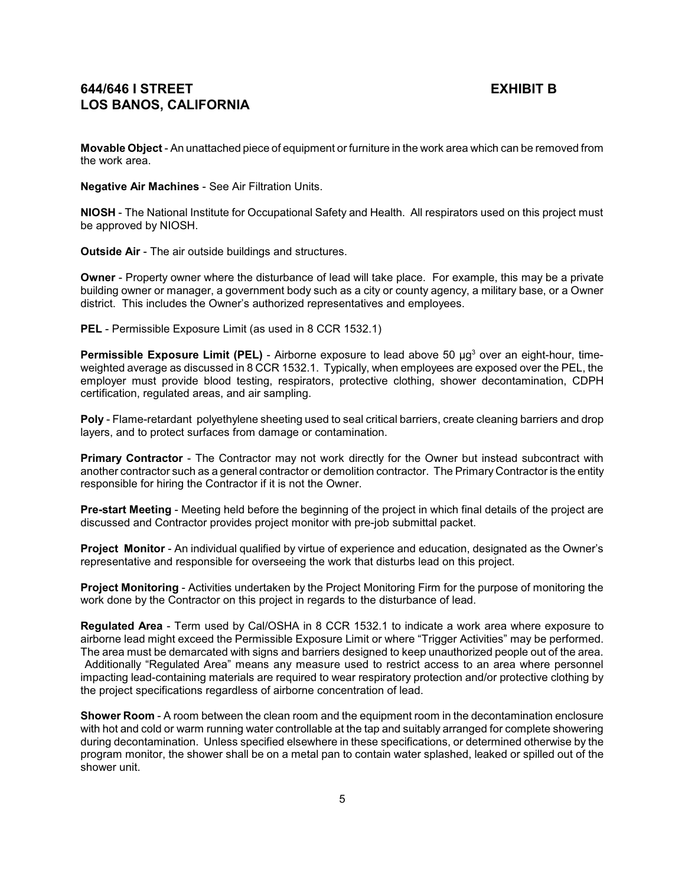Movable Object - An unattached piece of equipment or furniture in the work area which can be removed from the work area.

**Negative Air Machines** - See Air Filtration Units.

**NIOSH** - The National Institute for Occupational Safety and Health. All respirators used on this project must be approved by NIOSH.

**Outside Air** - The air outside buildings and structures.

**Owner** - Property owner where the disturbance of lead will take place. For example, this may be a private building owner or manager, a government body such as a city or county agency, a military base, or a Owner district. This includes the Owner's authorized representatives and employees.

**PEL** - Permissible Exposure Limit (as used in 8 CCR 1532.1)

**Permissible Exposure Limit (PEL)** - Airborne exposure to lead above 50 $\mu g^3$ over an eight-hour, time-weighted average as discussed in 8 CCR 1532.1. Typically, when employees are exposed over the PEL, the employer must provide blood testing, respirators, protective clothing, shower decontamination, CDPH certification, regulated areas, and air sampling.

**Poly** - Flame-retardant polyethylene sheeting used to seal critical barriers, create cleaning barriers and drop layers, and to protect surfaces from damage or contamination.

**Primary Contractor** - The Contractor may not work directly for the Owner but instead subcontract with another contractor such as a general contractor or demolition contractor. The Primary Contractor is the entity responsible for hiring the Contractor if it is not the Owner.

**Pre-start Meeting** - Meeting held before the beginning of the project in which final details of the project are discussed and Contractor provides project monitor with pre-job submittal packet.

**Project Monitor** - An individual qualified by virtue of experience and education, designated as the Owner's representative and responsible for overseeing the work that disturbs lead on this project.

**Project Monitoring** - Activities undertaken by the Project Monitoring Firm for the purpose of monitoring the work done by the Contractor on this project in regards to the disturbance of lead.

**Regulated Area** - Term used by Cal/OSHA in 8 CCR 1532.1 to indicate a work area where exposure to airborne lead might exceed the Permissible Exposure Limit or where "Trigger Activities" may be performed. The area must be demarcated with signs and barriers designed to keep unauthorized people out of the area. Additionally "Regulated Area" means any measure used to restrict access to an area where personnel impacting lead-containing materials are required to wear respiratory protection and/or protective clothing by the project specifications regardless of airborne concentration of lead.

**Shower Room** - A room between the clean room and the equipment room in the decontamination enclosure with hot and cold or warm running water controllable at the tap and suitably arranged for complete showering during decontamination. Unless specified elsewhere in these specifications, or determined otherwise by the program monitor, the shower shall be on a metal pan to contain water splashed, leaked or spilled out of the shower unit.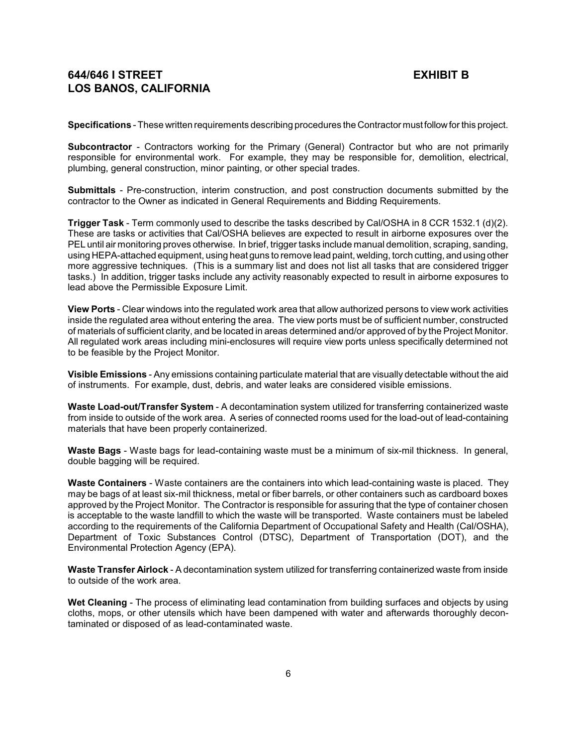**Specifications** - These written requirements describing procedures the Contractor must follow for this project.

**Subcontractor** - Contractors working for the Primary (General) Contractor but who are not primarily responsible for environmental work. For example, they may be responsible for, demolition, electrical, plumbing, general construction, minor painting, or other special trades.

**Submittals** - Pre-construction, interim construction, and post construction documents submitted by the contractor to the Owner as indicated in General Requirements and Bidding Requirements.

**Trigger Task** - Term commonly used to describe the tasks described by Cal/OSHA in 8 CCR 1532.1 (d)(2). These are tasks or activities that Cal/OSHA believes are expected to result in airborne exposures over the PEL until air monitoring proves otherwise. In brief, trigger tasks include manual demolition, scraping, sanding, using HEPA-attached equipment, using heat guns to remove lead paint, welding, torch cutting, and using other more aggressive techniques. (This is a summary list and does not list all tasks that are considered trigger tasks.) In addition, trigger tasks include any activity reasonably expected to result in airborne exposures to lead above the Permissible Exposure Limit.

**View Ports** - Clear windows into the regulated work area that allow authorized persons to view work activities inside the regulated area without entering the area. The view ports must be of sufficient number, constructed of materials of sufficient clarity, and be located in areas determined and/or approved of by the Project Monitor. All regulated work areas including mini-enclosures will require view ports unless specifically determined not to be feasible by the Project Monitor.

**Visible Emissions** - Any emissions containing particulate material that are visually detectable without the aid of instruments. For example, dust, debris, and water leaks are considered visible emissions.

**Waste Load-out/Transfer System** - A decontamination system utilized for transferring containerized waste from inside to outside of the work area. A series of connected rooms used for the load-out of lead-containing materials that have been properly containerized.

**Waste Bags** - Waste bags for lead-containing waste must be a minimum of six-mil thickness. In general, double bagging will be required.

**Waste Containers** - Waste containers are the containers into which lead-containing waste is placed. They may be bags of at least six-mil thickness, metal or fiber barrels, or other containers such as cardboard boxes approved by the Project Monitor. The Contractor is responsible for assuring that the type of container chosen is acceptable to the waste landfill to which the waste will be transported. Waste containers must be labeled according to the requirements of the California Department of Occupational Safety and Health (Cal/OSHA), Department of Toxic Substances Control (DTSC), Department of Transportation (DOT), and the Environmental Protection Agency (EPA).

**Waste Transfer Airlock** - A decontamination system utilized for transferring containerized waste from inside to outside of the work area.

**Wet Cleaning** - The process of eliminating lead contamination from building surfaces and objects by using cloths, mops, or other utensils which have been dampened with water and afterwards thoroughly decontaminated or disposed of as lead-contaminated waste.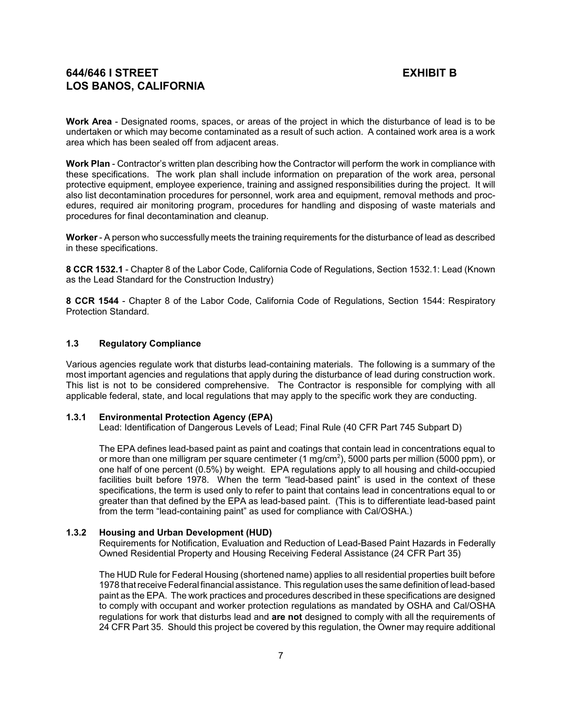**Work Area** - Designated rooms, spaces, or areas of the project in which the disturbance of lead is to be undertaken or which may become contaminated as a result of such action. A contained work area is a work area which has been sealed off from adjacent areas.

**Work Plan** - Contractor's written plan describing how the Contractor will perform the work in compliance with these specifications. The work plan shall include information on preparation of the work area, personal protective equipment, employee experience, training and assigned responsibilities during the project. It will also list decontamination procedures for personnel, work area and equipment, removal methods and procedures, required air monitoring program, procedures for handling and disposing of waste materials and procedures for final decontamination and cleanup.

**Worker** - A person who successfully meets the training requirements for the disturbance of lead as described in these specifications.

**8 CCR 1532.1** - Chapter 8 of the Labor Code, California Code of Regulations, Section 1532.1: Lead (Known as the Lead Standard for the Construction Industry)

**8 CCR 1544** - Chapter 8 of the Labor Code, California Code of Regulations, Section 1544: Respiratory Protection Standard.

### 1.3 Regulatory Compliance

Various agencies regulate work that disturbs lead-containing materials. The following is a summary of the most important agencies and regulations that apply during the disturbance of lead during construction work. This list is not to be considered comprehensive. The Contractor is responsible for complying with all applicable federal, state, and local regulations that may apply to the specific work they are conducting.

#### 1.3.1 Environmental Protection Agency (EPA)

Lead: Identification of Dangerous Levels of Lead; Final Rule (40 CFR Part 745 Subpart D)

The EPA defines lead-based paint as paint and coatings that contain lead in concentrations equal to or more than one milligram per square centimeter (1 $mg/cm^2$), 5000 parts per million (5000 ppm), or one half of one percent (0.5%) by weight. EPA regulations apply to all housing and child-occupied facilities built before 1978. When the term "lead-based paint" is used in the context of these specifications, the term is used only to refer to paint that contains lead in concentrations equal to or greater than that defined by the EPA as lead-based paint. (This is to differentiate lead-based paint from the term "lead-containing paint" as used for compliance with Cal/OSHA.)

#### 1.3.2 Housing and Urban Development (HUD)

Requirements for Notification, Evaluation and Reduction of Lead-Based Paint Hazards in Federally Owned Residential Property and Housing Receiving Federal Assistance (24 CFR Part 35)

The HUD Rule for Federal Housing (shortened name) applies to all residential properties built before 1978 that receive Federal financial assistance. This regulation uses the same definition of lead-based paint as the EPA. The work practices and procedures described in these specifications are designed to comply with occupant and worker protection regulations as mandated by OSHA and Cal/OSHA regulations for work that disturbs lead and **are not** designed to comply with all the requirements of 24 CFR Part 35. Should this project be covered by this regulation, the Owner may require additional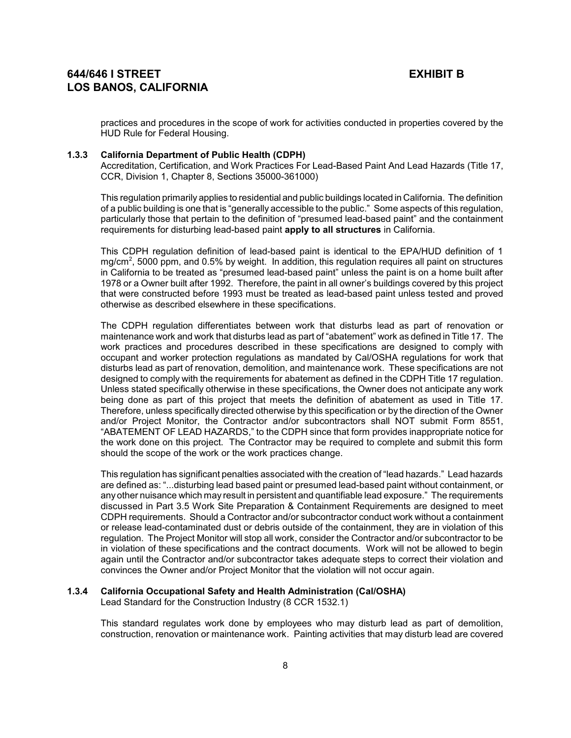practices and procedures in the scope of work for activities conducted in properties covered by the HUD Rule for Federal Housing.

### 1.3.3 California Department of Public Health (CDPH)

Accreditation, Certification, and Work Practices For Lead-Based Paint And Lead Hazards (Title 17, CCR, Division 1, Chapter 8, Sections 35000-361000)

This regulation primarily applies to residential and public buildings located in California. The definition of a public building is one that is "generally accessible to the public." Some aspects of this regulation, particularly those that pertain to the definition of "presumed lead-based paint" and the containment requirements for disturbing lead-based paint **apply to all structures** in California.

This CDPH regulation definition of lead-based paint is identical to the EPA/HUD definition of 1 $mg/cm^2$, 5000 ppm, and 0.5% by weight. In addition, this regulation requires all paint on structures in California to be treated as "presumed lead-based paint" unless the paint is on a home built after 1978 or a Owner built after 1992. Therefore, the paint in all owner's buildings covered by this project that were constructed before 1993 must be treated as lead-based paint unless tested and proved otherwise as described elsewhere in these specifications.

The CDPH regulation differentiates between work that disturbs lead as part of renovation or maintenance work and work that disturbs lead as part of "abatement" work as defined in Title 17. The work practices and procedures described in these specifications are designed to comply with occupant and worker protection regulations as mandated by Cal/OSHA regulations for work that disturbs lead as part of renovation, demolition, and maintenance work. These specifications are not designed to comply with the requirements for abatement as defined in the CDPH Title 17 regulation. Unless stated specifically otherwise in these specifications, the Owner does not anticipate any work being done as part of this project that meets the definition of abatement as used in Title 17. Therefore, unless specifically directed otherwise by this specification or by the direction of the Owner and/or Project Monitor, the Contractor and/or subcontractors shall NOT submit Form 8551, "ABATEMENT OF LEAD HAZARDS," to the CDPH since that form provides inappropriate notice for the work done on this project. The Contractor may be required to complete and submit this form should the scope of the work or the work practices change.

This regulation has significant penalties associated with the creation of "lead hazards." Lead hazards are defined as: "...disturbing lead based paint or presumed lead-based paint without containment, or any other nuisance which may result in persistent and quantifiable lead exposure." The requirements discussed in Part 3.5 Work Site Preparation & Containment Requirements are designed to meet CDPH requirements. Should a Contractor and/or subcontractor conduct work without a containment or release lead-contaminated dust or debris outside of the containment, they are in violation of this regulation. The Project Monitor will stop all work, consider the Contractor and/or subcontractor to be in violation of these specifications and the contract documents. Work will not be allowed to begin again until the Contractor and/or subcontractor takes adequate steps to correct their violation and convinces the Owner and/or Project Monitor that the violation will not occur again.

### 1.3.4 California Occupational Safety and Health Administration (Cal/OSHA)

Lead Standard for the Construction Industry (8 CCR 1532.1)

This standard regulates work done by employees who may disturb lead as part of demolition, construction, renovation or maintenance work. Painting activities that may disturb lead are covered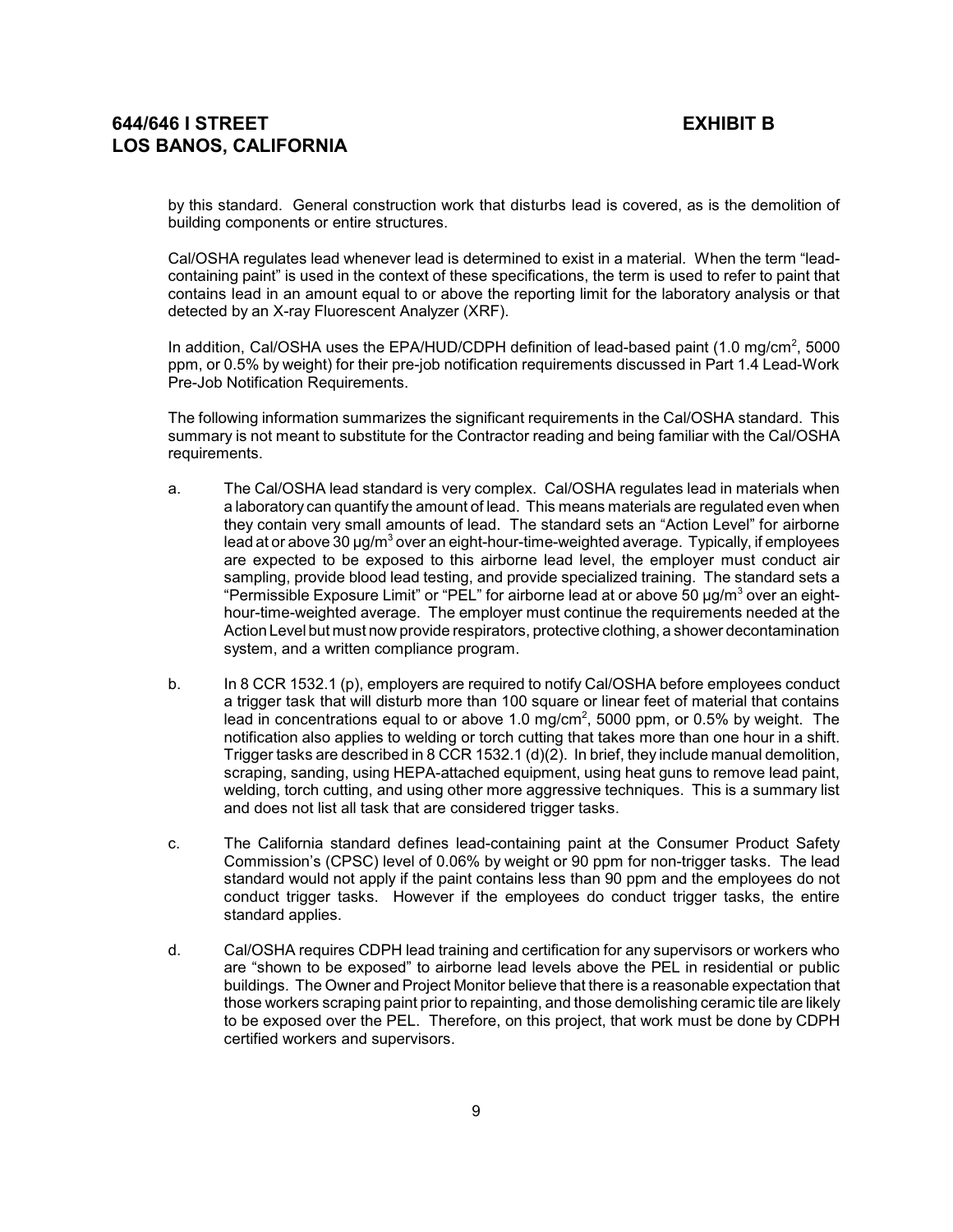by this standard. General construction work that disturbs lead is covered, as is the demolition of building components or entire structures.

Cal/OSHA regulates lead whenever lead is determined to exist in a material. When the term "lead-containing paint" is used in the context of these specifications, the term is used to refer to paint that contains lead in an amount equal to or above the reporting limit for the laboratory analysis or that detected by an X-ray Fluorescent Analyzer (XRF).

In addition, Cal/OSHA uses the EPA/HUD/CDPH definition of lead-based paint (1.0 mg/cm$^2$, 5000 ppm, or 0.5% by weight) for their pre-job notification requirements discussed in Part 1.4 Lead-Work Pre-Job Notification Requirements.

The following information summarizes the significant requirements in the Cal/OSHA standard. This summary is not meant to substitute for the Contractor reading and being familiar with the Cal/OSHA requirements.

a. The Cal/OSHA lead standard is very complex. Cal/OSHA regulates lead in materials when a laboratory can quantify the amount of lead. This means materials are regulated even when they contain very small amounts of lead. The standard sets an "Action Level" for airborne lead at or above 30 µg/m$^3$ over an eight-hour-time-weighted average. Typically, if employees are expected to be exposed to this airborne lead level, the employer must conduct air sampling, provide blood lead testing, and provide specialized training. The standard sets a "Permissible Exposure Limit" or "PEL" for airborne lead at or above 50 µg/m$^3$ over an eight-hour-time-weighted average. The employer must continue the requirements needed at the Action Level but must now provide respirators, protective clothing, a shower decontamination system, and a written compliance program.

b. In 8 CCR 1532.1 (p), employers are required to notify Cal/OSHA before employees conduct a trigger task that will disturb more than 100 square or linear feet of material that contains lead in concentrations equal to or above 1.0 mg/cm$^2$, 5000 ppm, or 0.5% by weight. The notification also applies to welding or torch cutting that takes more than one hour in a shift. Trigger tasks are described in 8 CCR 1532.1 (d)(2). In brief, they include manual demolition, scraping, sanding, using HEPA-attached equipment, using heat guns to remove lead paint, welding, torch cutting, and using other more aggressive techniques. This is a summary list and does not list all task that are considered trigger tasks.

c. The California standard defines lead-containing paint at the Consumer Product Safety Commission's (CPSC) level of 0.06% by weight or 90 ppm for non-trigger tasks. The lead standard would not apply if the paint contains less than 90 ppm and the employees do not conduct trigger tasks. However if the employees do conduct trigger tasks, the entire standard applies.

d. Cal/OSHA requires CDPH lead training and certification for any supervisors or workers who are "shown to be exposed" to airborne lead levels above the PEL in residential or public buildings. The Owner and Project Monitor believe that there is a reasonable expectation that those workers scraping paint prior to repainting, and those demolishing ceramic tile are likely to be exposed over the PEL. Therefore, on this project, that work must be done by CDPH certified workers and supervisors.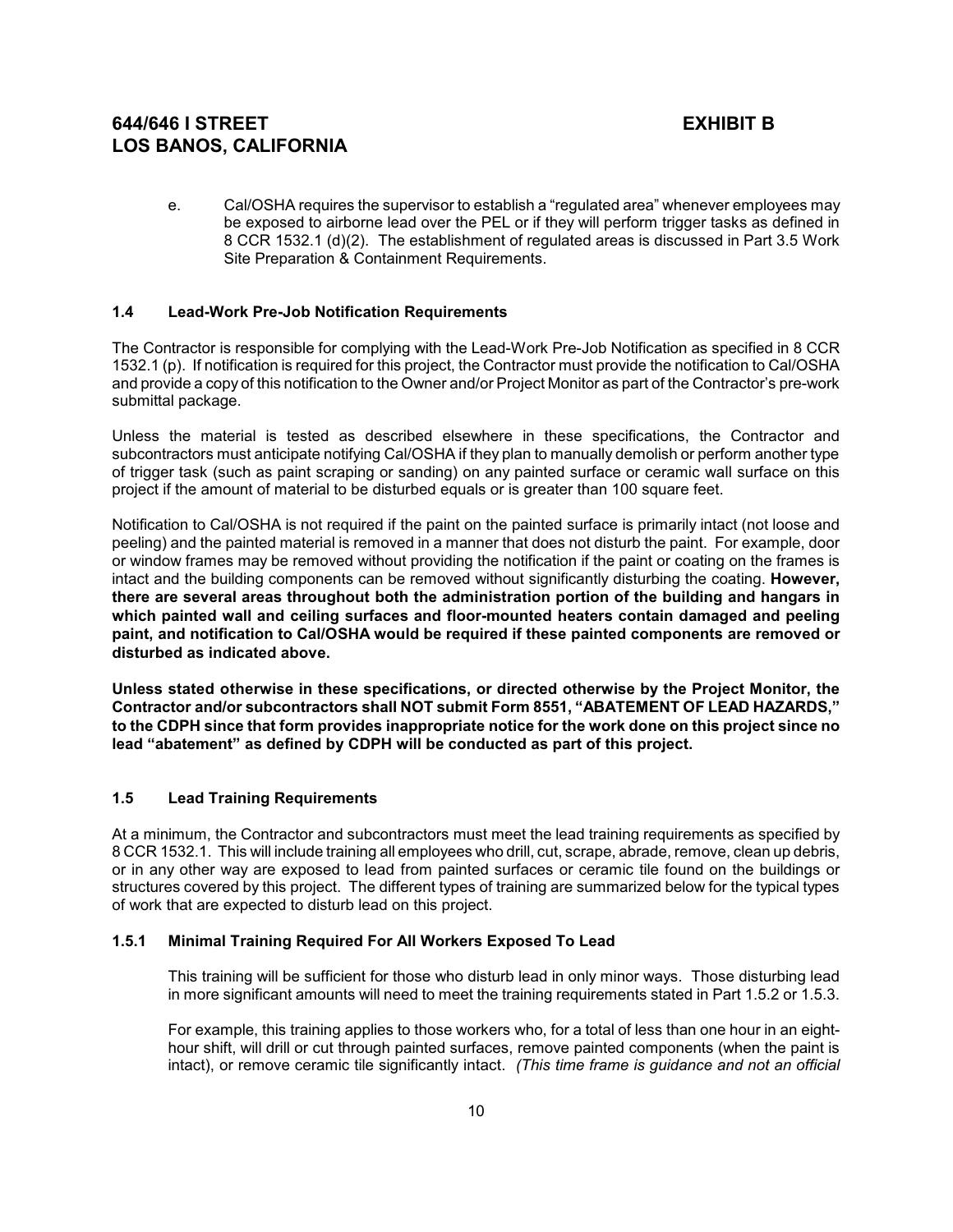e. Cal/OSHA requires the supervisor to establish a "regulated area" whenever employees may be exposed to airborne lead over the PEL or if they will perform trigger tasks as defined in 8 CCR 1532.1 (d)(2). The establishment of regulated areas is discussed in Part 3.5 Work Site Preparation & Containment Requirements.

### 1.4 Lead-Work Pre-Job Notification Requirements

The Contractor is responsible for complying with the Lead-Work Pre-Job Notification as specified in 8 CCR 1532.1 (p). If notification is required for this project, the Contractor must provide the notification to Cal/OSHA and provide a copy of this notification to the Owner and/or Project Monitor as part of the Contractor's pre-work submittal package.

Unless the material is tested as described elsewhere in these specifications, the Contractor and subcontractors must anticipate notifying Cal/OSHA if they plan to manually demolish or perform another type of trigger task (such as paint scraping or sanding) on any painted surface or ceramic wall surface on this project if the amount of material to be disturbed equals or is greater than 100 square feet.

Notification to Cal/OSHA is not required if the paint on the painted surface is primarily intact (not loose and peeling) and the painted material is removed in a manner that does not disturb the paint. For example, door or window frames may be removed without providing the notification if the paint or coating on the frames is intact and the building components can be removed without significantly disturbing the coating. **However, there are several areas throughout both the administration portion of the building and hangars in which painted wall and ceiling surfaces and floor-mounted heaters contain damaged and peeling paint, and notification to Cal/OSHA would be required if these painted components are removed or disturbed as indicated above.**

**Unless stated otherwise in these specifications, or directed otherwise by the Project Monitor, the Contractor and/or subcontractors shall NOT submit Form 8551, "ABATEMENT OF LEAD HAZARDS," to the CDPH since that form provides inappropriate notice for the work done on this project since no lead "abatement" as defined by CDPH will be conducted as part of this project.**

### 1.5 Lead Training Requirements

At a minimum, the Contractor and subcontractors must meet the lead training requirements as specified by 8 CCR 1532.1. This will include training all employees who drill, cut, scrape, abrade, remove, clean up debris, or in any other way are exposed to lead from painted surfaces or ceramic tile found on the buildings or structures covered by this project. The different types of training are summarized below for the typical types of work that are expected to disturb lead on this project.

#### 1.5.1 Minimal Training Required For All Workers Exposed To Lead

This training will be sufficient for those who disturb lead in only minor ways. Those disturbing lead in more significant amounts will need to meet the training requirements stated in Part 1.5.2 or 1.5.3.

For example, this training applies to those workers who, for a total of less than one hour in an eight-hour shift, will drill or cut through painted surfaces, remove painted components (when the paint is intact), or remove ceramic tile significantly intact. *(This time frame is guidance and not an official*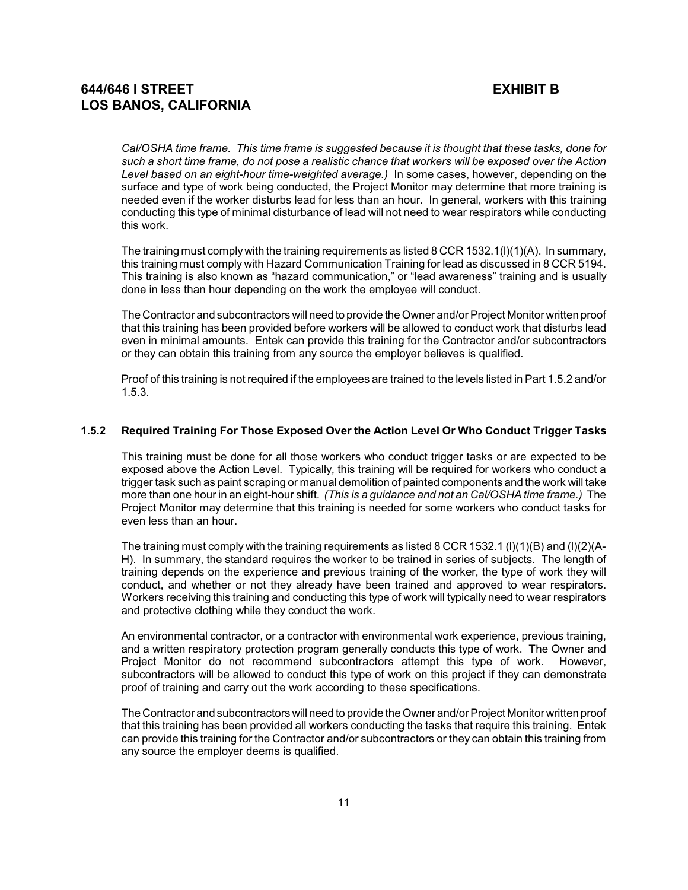*Cal/OSHA time frame. This time frame is suggested because it is thought that these tasks, done for such a short time frame, do not pose a realistic chance that workers will be exposed over the Action Level based on an eight-hour time-weighted average.)* In some cases, however, depending on the surface and type of work being conducted, the Project Monitor may determine that more training is needed even if the worker disturbs lead for less than an hour. In general, workers with this training conducting this type of minimal disturbance of lead will not need to wear respirators while conducting this work.

The training must comply with the training requirements as listed 8 CCR 1532.1(l)(1)(A). In summary, this training must comply with Hazard Communication Training for lead as discussed in 8 CCR 5194. This training is also known as "hazard communication," or "lead awareness" training and is usually done in less than hour depending on the work the employee will conduct.

The Contractor and subcontractors will need to provide the Owner and/or Project Monitor written proof that this training has been provided before workers will be allowed to conduct work that disturbs lead even in minimal amounts. Entek can provide this training for the Contractor and/or subcontractors or they can obtain this training from any source the employer believes is qualified.

Proof of this training is not required if the employees are trained to the levels listed in Part 1.5.2 and/or 1.5.3.

### 1.5.2 Required Training For Those Exposed Over the Action Level Or Who Conduct Trigger Tasks

This training must be done for all those workers who conduct trigger tasks or are expected to be exposed above the Action Level. Typically, this training will be required for workers who conduct a trigger task such as paint scraping or manual demolition of painted components and the work will take more than one hour in an eight-hour shift. *(This is a guidance and not an Cal/OSHA time frame.)* The Project Monitor may determine that this training is needed for some workers who conduct tasks for even less than an hour.

The training must comply with the training requirements as listed 8 CCR 1532.1 (l)(1)(B) and (l)(2)(A-H). In summary, the standard requires the worker to be trained in series of subjects. The length of training depends on the experience and previous training of the worker, the type of work they will conduct, and whether or not they already have been trained and approved to wear respirators. Workers receiving this training and conducting this type of work will typically need to wear respirators and protective clothing while they conduct the work.

An environmental contractor, or a contractor with environmental work experience, previous training, and a written respiratory protection program generally conducts this type of work. The Owner and Project Monitor do not recommend subcontractors attempt this type of work. However, subcontractors will be allowed to conduct this type of work on this project if they can demonstrate proof of training and carry out the work according to these specifications.

The Contractor and subcontractors will need to provide the Owner and/or Project Monitor written proof that this training has been provided all workers conducting the tasks that require this training. Entek can provide this training for the Contractor and/or subcontractors or they can obtain this training from any source the employer deems is qualified.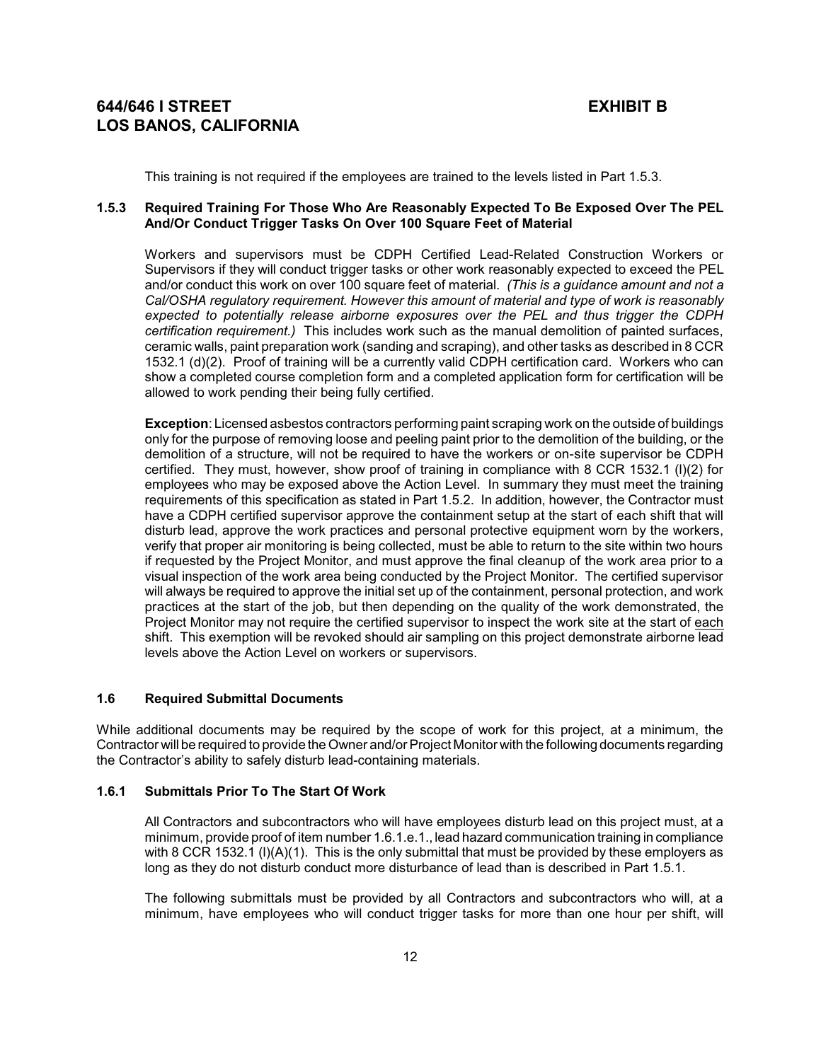This training is not required if the employees are trained to the levels listed in Part 1.5.3.

### 1.5.3 Required Training For Those Who Are Reasonably Expected To Be Exposed Over The PEL And/Or Conduct Trigger Tasks On Over 100 Square Feet of Material

Workers and supervisors must be CDPH Certified Lead-Related Construction Workers or Supervisors if they will conduct trigger tasks or other work reasonably expected to exceed the PEL and/or conduct this work on over 100 square feet of material. *(This is a guidance amount and not a Cal/OSHA regulatory requirement. However this amount of material and type of work is reasonably expected to potentially release airborne exposures over the PEL and thus trigger the CDPH certification requirement.)* This includes work such as the manual demolition of painted surfaces, ceramic walls, paint preparation work (sanding and scraping), and other tasks as described in 8 CCR 1532.1 (d)(2). Proof of training will be a currently valid CDPH certification card. Workers who can show a completed course completion form and a completed application form for certification will be allowed to work pending their being fully certified.

**Exception**: Licensed asbestos contractors performing paint scraping work on the outside of buildings only for the purpose of removing loose and peeling paint prior to the demolition of the building, or the demolition of a structure, will not be required to have the workers or on-site supervisor be CDPH certified. They must, however, show proof of training in compliance with 8 CCR 1532.1 (l)(2) for employees who may be exposed above the Action Level. In summary they must meet the training requirements of this specification as stated in Part 1.5.2. In addition, however, the Contractor must have a CDPH certified supervisor approve the containment setup at the start of each shift that will disturb lead, approve the work practices and personal protective equipment worn by the workers, verify that proper air monitoring is being collected, must be able to return to the site within two hours if requested by the Project Monitor, and must approve the final cleanup of the work area prior to a visual inspection of the work area being conducted by the Project Monitor. The certified supervisor will always be required to approve the initial set up of the containment, personal protection, and work practices at the start of the job, but then depending on the quality of the work demonstrated, the Project Monitor may not require the certified supervisor to inspect the work site at the start of each shift. This exemption will be revoked should air sampling on this project demonstrate airborne lead levels above the Action Level on workers or supervisors.

## 1.6 Required Submittal Documents

While additional documents may be required by the scope of work for this project, at a minimum, the Contractor will be required to provide the Owner and/or Project Monitor with the following documents regarding the Contractor's ability to safely disturb lead-containing materials.

### 1.6.1 Submittals Prior To The Start Of Work

All Contractors and subcontractors who will have employees disturb lead on this project must, at a minimum, provide proof of item number 1.6.1.e.1., lead hazard communication training in compliance with 8 CCR 1532.1 (l)(A)(1). This is the only submittal that must be provided by these employers as long as they do not disturb conduct more disturbance of lead than is described in Part 1.5.1.

The following submittals must be provided by all Contractors and subcontractors who will, at a minimum, have employees who will conduct trigger tasks for more than one hour per shift, will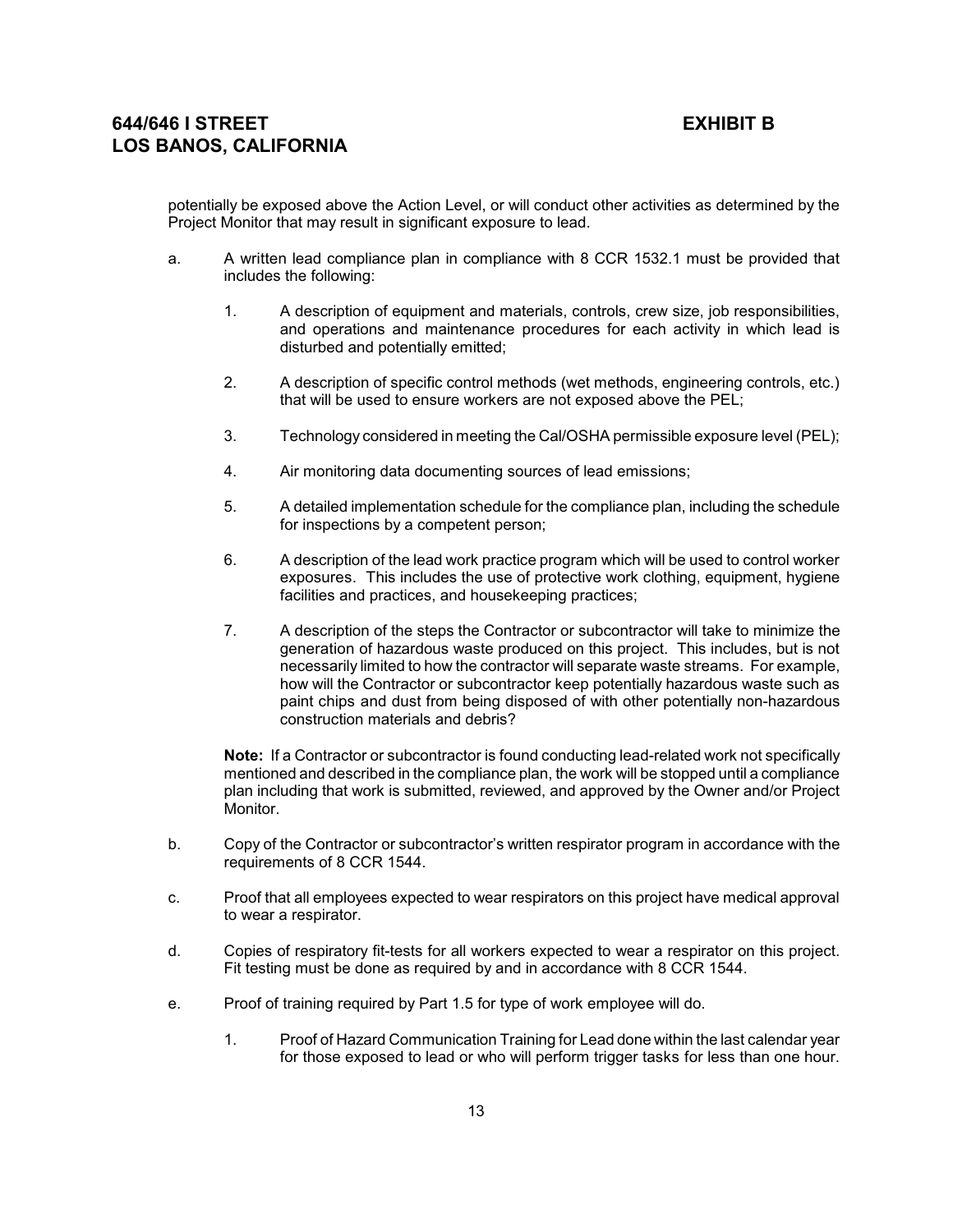potentially be exposed above the Action Level, or will conduct other activities as determined by the Project Monitor that may result in significant exposure to lead.

a. A written lead compliance plan in compliance with 8 CCR 1532.1 must be provided that includes the following:

   1. A description of equipment and materials, controls, crew size, job responsibilities, and operations and maintenance procedures for each activity in which lead is disturbed and potentially emitted;

   2. A description of specific control methods (wet methods, engineering controls, etc.) that will be used to ensure workers are not exposed above the PEL;

   3. Technology considered in meeting the Cal/OSHA permissible exposure level (PEL);

   4. Air monitoring data documenting sources of lead emissions;

   5. A detailed implementation schedule for the compliance plan, including the schedule for inspections by a competent person;

   6. A description of the lead work practice program which will be used to control worker exposures. This includes the use of protective work clothing, equipment, hygiene facilities and practices, and housekeeping practices;

   7. A description of the steps the Contractor or subcontractor will take to minimize the generation of hazardous waste produced on this project. This includes, but is not necessarily limited to how the contractor will separate waste streams. For example, how will the Contractor or subcontractor keep potentially hazardous waste such as paint chips and dust from being disposed of with other potentially non-hazardous construction materials and debris?

   **Note:** If a Contractor or subcontractor is found conducting lead-related work not specifically mentioned and described in the compliance plan, the work will be stopped until a compliance plan including that work is submitted, reviewed, and approved by the Owner and/or Project Monitor.

b. Copy of the Contractor or subcontractor's written respirator program in accordance with the requirements of 8 CCR 1544.

c. Proof that all employees expected to wear respirators on this project have medical approval to wear a respirator.

d. Copies of respiratory fit-tests for all workers expected to wear a respirator on this project. Fit testing must be done as required by and in accordance with 8 CCR 1544.

e. Proof of training required by Part 1.5 for type of work employee will do.

   1. Proof of Hazard Communication Training for Lead done within the last calendar year for those exposed to lead or who will perform trigger tasks for less than one hour.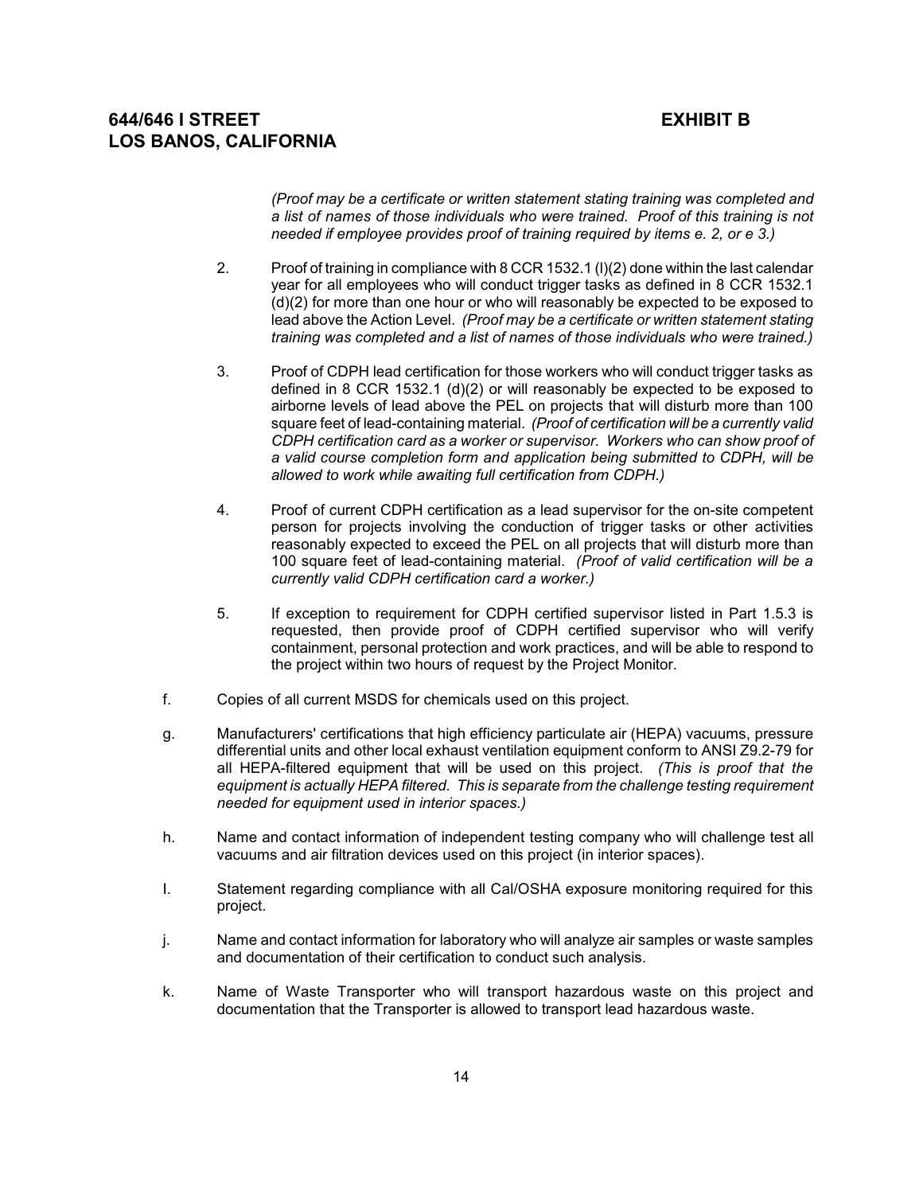*(Proof may be a certificate or written statement stating training was completed and a list of names of those individuals who were trained. Proof of this training is not needed if employee provides proof of training required by items e. 2, or e 3.)*

2. Proof of training in compliance with 8 CCR 1532.1 (l)(2) done within the last calendar year for all employees who will conduct trigger tasks as defined in 8 CCR 1532.1 (d)(2) for more than one hour or who will reasonably be expected to be exposed to lead above the Action Level. *(Proof may be a certificate or written statement stating training was completed and a list of names of those individuals who were trained.)*

3. Proof of CDPH lead certification for those workers who will conduct trigger tasks as defined in 8 CCR 1532.1 (d)(2) or will reasonably be expected to be exposed to airborne levels of lead above the PEL on projects that will disturb more than 100 square feet of lead-containing material. *(Proof of certification will be a currently valid CDPH certification card as a worker or supervisor. Workers who can show proof of a valid course completion form and application being submitted to CDPH, will be allowed to work while awaiting full certification from CDPH.)*

4. Proof of current CDPH certification as a lead supervisor for the on-site competent person for projects involving the conduction of trigger tasks or other activities reasonably expected to exceed the PEL on all projects that will disturb more than 100 square feet of lead-containing material. *(Proof of valid certification will be a currently valid CDPH certification card a worker.)*

5. If exception to requirement for CDPH certified supervisor listed in Part 1.5.3 is requested, then provide proof of CDPH certified supervisor who will verify containment, personal protection and work practices, and will be able to respond to the project within two hours of request by the Project Monitor.

f. Copies of all current MSDS for chemicals used on this project.

g. Manufacturers' certifications that high efficiency particulate air (HEPA) vacuums, pressure differential units and other local exhaust ventilation equipment conform to ANSI Z9.2-79 for all HEPA-filtered equipment that will be used on this project. *(This is proof that the equipment is actually HEPA filtered. This is separate from the challenge testing requirement needed for equipment used in interior spaces.)*

h. Name and contact information of independent testing company who will challenge test all vacuums and air filtration devices used on this project (in interior spaces).

I. Statement regarding compliance with all Cal/OSHA exposure monitoring required for this project.

j. Name and contact information for laboratory who will analyze air samples or waste samples and documentation of their certification to conduct such analysis.

k. Name of Waste Transporter who will transport hazardous waste on this project and documentation that the Transporter is allowed to transport lead hazardous waste.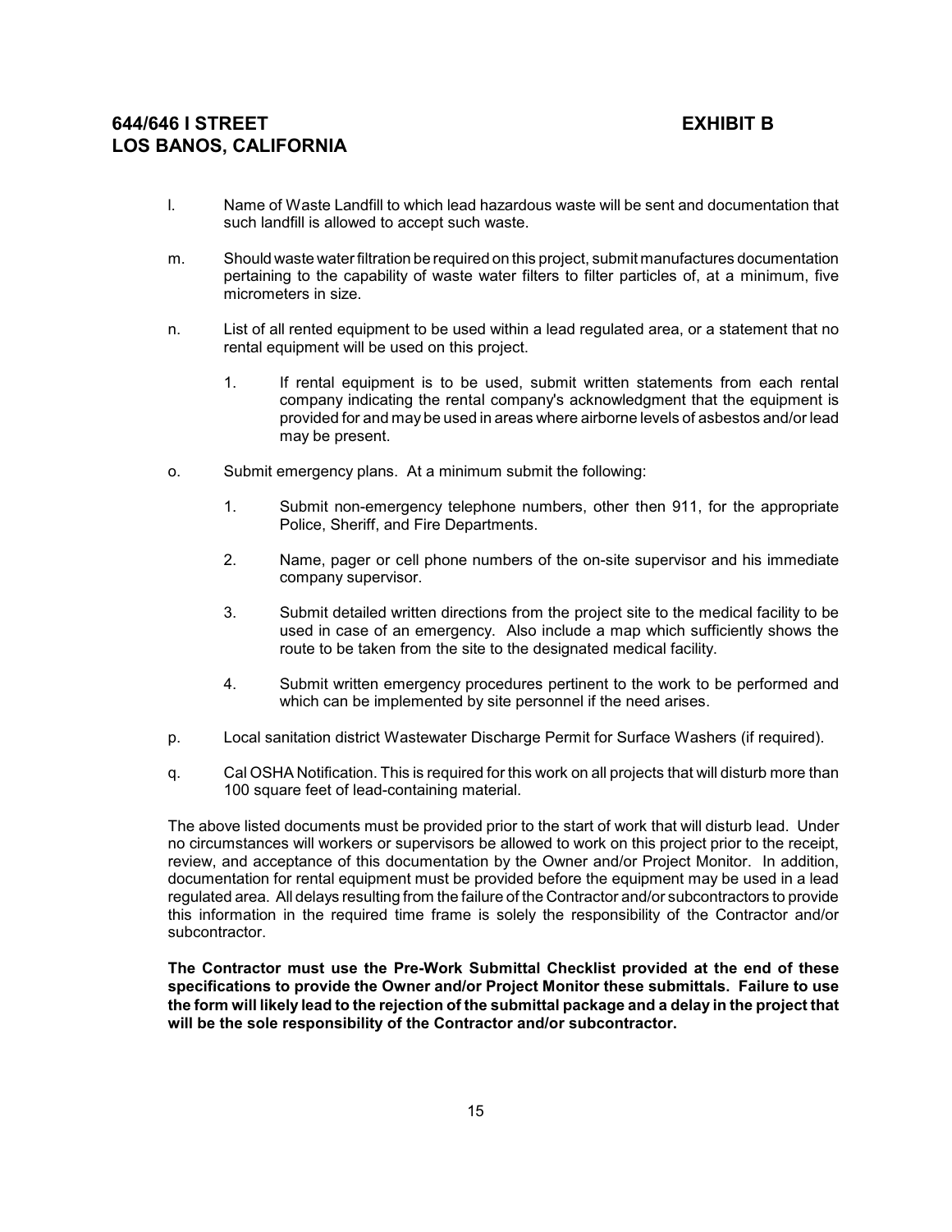l. Name of Waste Landfill to which lead hazardous waste will be sent and documentation that such landfill is allowed to accept such waste.

m. Should waste water filtration be required on this project, submit manufactures documentation pertaining to the capability of waste water filters to filter particles of, at a minimum, five micrometers in size.

n. List of all rented equipment to be used within a lead regulated area, or a statement that no rental equipment will be used on this project.

   1. If rental equipment is to be used, submit written statements from each rental company indicating the rental company's acknowledgment that the equipment is provided for and may be used in areas where airborne levels of asbestos and/or lead may be present.

o. Submit emergency plans. At a minimum submit the following:

   1. Submit non-emergency telephone numbers, other then 911, for the appropriate Police, Sheriff, and Fire Departments.

   2. Name, pager or cell phone numbers of the on-site supervisor and his immediate company supervisor.

   3. Submit detailed written directions from the project site to the medical facility to be used in case of an emergency. Also include a map which sufficiently shows the route to be taken from the site to the designated medical facility.

   4. Submit written emergency procedures pertinent to the work to be performed and which can be implemented by site personnel if the need arises.

p. Local sanitation district Wastewater Discharge Permit for Surface Washers (if required).

q. Cal OSHA Notification. This is required for this work on all projects that will disturb more than 100 square feet of lead-containing material.

The above listed documents must be provided prior to the start of work that will disturb lead. Under no circumstances will workers or supervisors be allowed to work on this project prior to the receipt, review, and acceptance of this documentation by the Owner and/or Project Monitor. In addition, documentation for rental equipment must be provided before the equipment may be used in a lead regulated area. All delays resulting from the failure of the Contractor and/or subcontractors to provide this information in the required time frame is solely the responsibility of the Contractor and/or subcontractor.

**The Contractor must use the Pre-Work Submittal Checklist provided at the end of these specifications to provide the Owner and/or Project Monitor these submittals. Failure to use the form will likely lead to the rejection of the submittal package and a delay in the project that will be the sole responsibility of the Contractor and/or subcontractor.**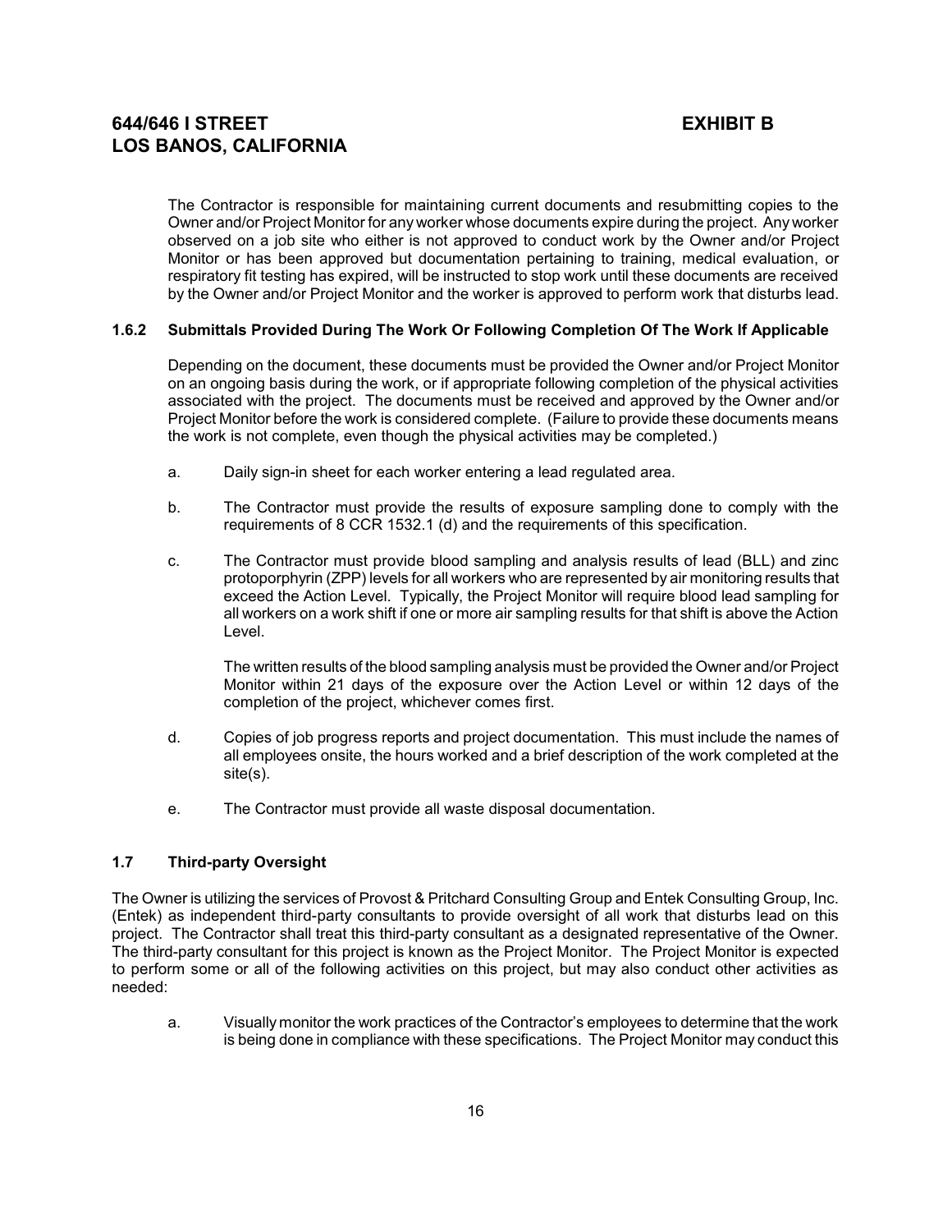The Contractor is responsible for maintaining current documents and resubmitting copies to the Owner and/or Project Monitor for any worker whose documents expire during the project. Any worker observed on a job site who either is not approved to conduct work by the Owner and/or Project Monitor or has been approved but documentation pertaining to training, medical evaluation, or respiratory fit testing has expired, will be instructed to stop work until these documents are received by the Owner and/or Project Monitor and the worker is approved to perform work that disturbs lead.

### 1.6.2 Submittals Provided During The Work Or Following Completion Of The Work If Applicable

Depending on the document, these documents must be provided the Owner and/or Project Monitor on an ongoing basis during the work, or if appropriate following completion of the physical activities associated with the project. The documents must be received and approved by the Owner and/or Project Monitor before the work is considered complete. (Failure to provide these documents means the work is not complete, even though the physical activities may be completed.)

a. Daily sign-in sheet for each worker entering a lead regulated area.

b. The Contractor must provide the results of exposure sampling done to comply with the requirements of 8 CCR 1532.1 (d) and the requirements of this specification.

c. The Contractor must provide blood sampling and analysis results of lead (BLL) and zinc protoporphyrin (ZPP) levels for all workers who are represented by air monitoring results that exceed the Action Level. Typically, the Project Monitor will require blood lead sampling for all workers on a work shift if one or more air sampling results for that shift is above the Action Level.

   The written results of the blood sampling analysis must be provided the Owner and/or Project Monitor within 21 days of the exposure over the Action Level or within 12 days of the completion of the project, whichever comes first.

d. Copies of job progress reports and project documentation. This must include the names of all employees onsite, the hours worked and a brief description of the work completed at the site(s).

e. The Contractor must provide all waste disposal documentation.

## 1.7 Third-party Oversight

The Owner is utilizing the services of Provost & Pritchard Consulting Group and Entek Consulting Group, Inc. (Entek) as independent third-party consultants to provide oversight of all work that disturbs lead on this project. The Contractor shall treat this third-party consultant as a designated representative of the Owner. The third-party consultant for this project is known as the Project Monitor. The Project Monitor is expected to perform some or all of the following activities on this project, but may also conduct other activities as needed:

a. Visually monitor the work practices of the Contractor's employees to determine that the work is being done in compliance with these specifications. The Project Monitor may conduct this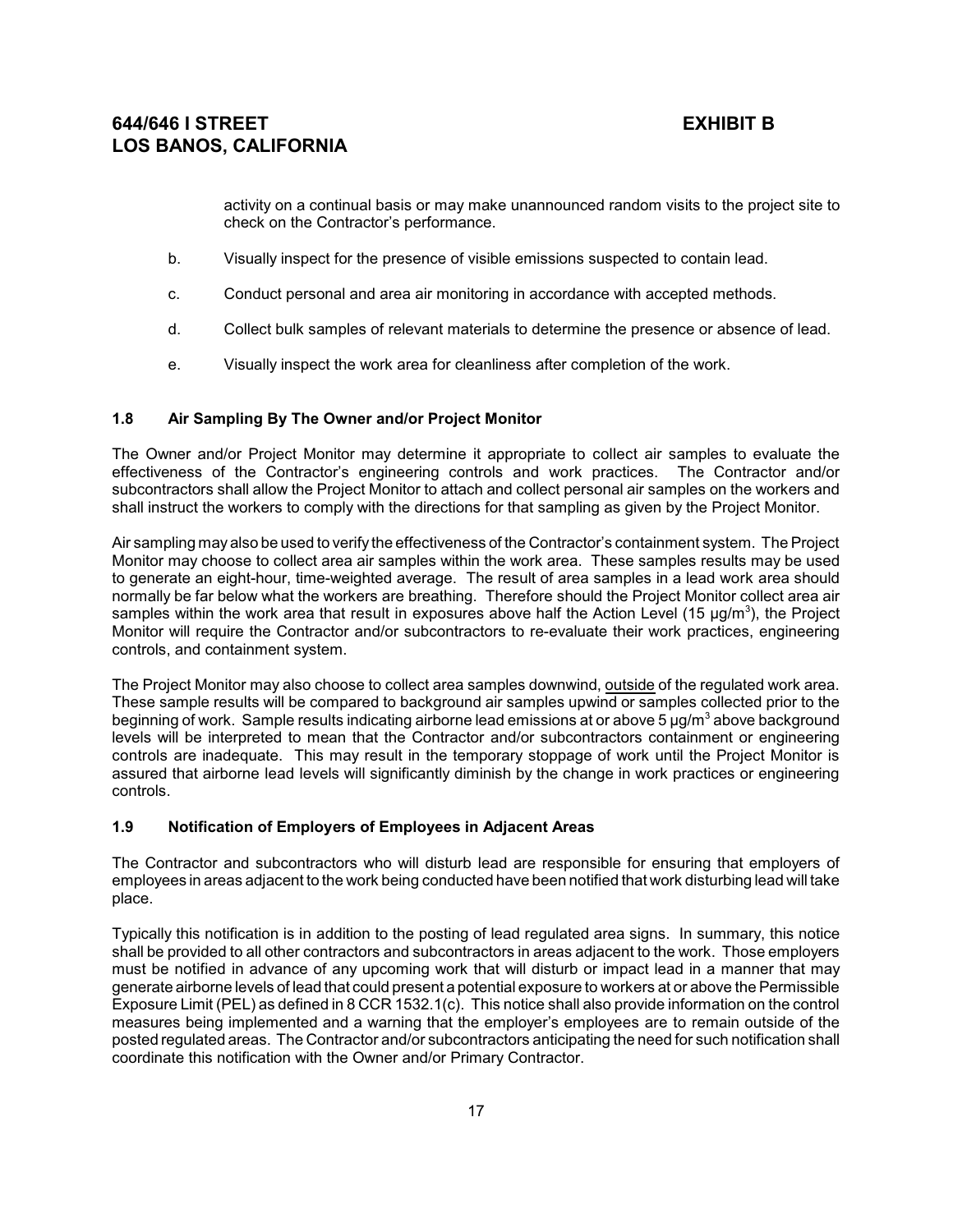activity on a continual basis or may make unannounced random visits to the project site to check on the Contractor's performance.

b. Visually inspect for the presence of visible emissions suspected to contain lead.

c. Conduct personal and area air monitoring in accordance with accepted methods.

d. Collect bulk samples of relevant materials to determine the presence or absence of lead.

e. Visually inspect the work area for cleanliness after completion of the work.

### 1.8 Air Sampling By The Owner and/or Project Monitor

The Owner and/or Project Monitor may determine it appropriate to collect air samples to evaluate the effectiveness of the Contractor's engineering controls and work practices. The Contractor and/or subcontractors shall allow the Project Monitor to attach and collect personal air samples on the workers and shall instruct the workers to comply with the directions for that sampling as given by the Project Monitor.

Air sampling may also be used to verify the effectiveness of the Contractor's containment system. The Project Monitor may choose to collect area air samples within the work area. These samples results may be used to generate an eight-hour, time-weighted average. The result of area samples in a lead work area should normally be far below what the workers are breathing. Therefore should the Project Monitor collect area air samples within the work area that result in exposures above half the Action Level (15 µg/m$^3$), the Project Monitor will require the Contractor and/or subcontractors to re-evaluate their work practices, engineering controls, and containment system.

The Project Monitor may also choose to collect area samples downwind, outside of the regulated work area. These sample results will be compared to background air samples upwind or samples collected prior to the beginning of work. Sample results indicating airborne lead emissions at or above 5 µg/m$^3$ above background levels will be interpreted to mean that the Contractor and/or subcontractors containment or engineering controls are inadequate. This may result in the temporary stoppage of work until the Project Monitor is assured that airborne lead levels will significantly diminish by the change in work practices or engineering controls.

### 1.9 Notification of Employers of Employees in Adjacent Areas

The Contractor and subcontractors who will disturb lead are responsible for ensuring that employers of employees in areas adjacent to the work being conducted have been notified that work disturbing lead will take place.

Typically this notification is in addition to the posting of lead regulated area signs. In summary, this notice shall be provided to all other contractors and subcontractors in areas adjacent to the work. Those employers must be notified in advance of any upcoming work that will disturb or impact lead in a manner that may generate airborne levels of lead that could present a potential exposure to workers at or above the Permissible Exposure Limit (PEL) as defined in 8 CCR 1532.1(c). This notice shall also provide information on the control measures being implemented and a warning that the employer's employees are to remain outside of the posted regulated areas. The Contractor and/or subcontractors anticipating the need for such notification shall coordinate this notification with the Owner and/or Primary Contractor.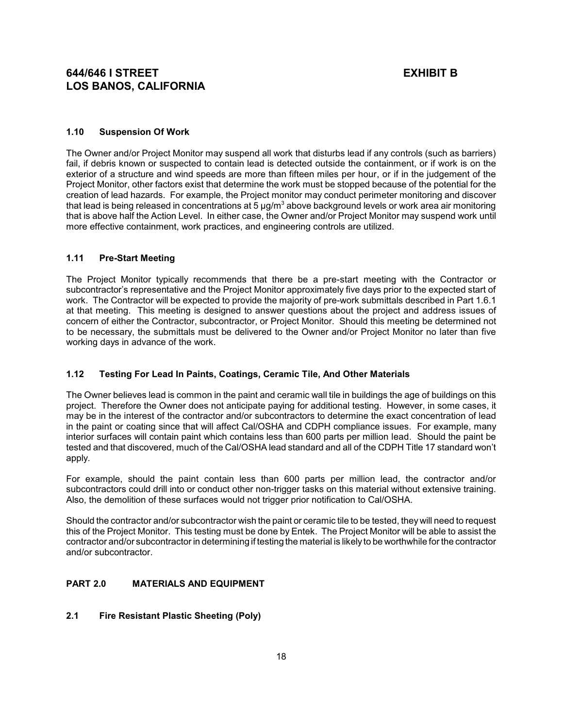# 644/646 I STREET EXHIBIT B
# LOS BANOS, CALIFORNIA

### 1.10 Suspension Of Work

The Owner and/or Project Monitor may suspend all work that disturbs lead if any controls (such as barriers) fail, if debris known or suspected to contain lead is detected outside the containment, or if work is on the exterior of a structure and wind speeds are more than fifteen miles per hour, or if in the judgement of the Project Monitor, other factors exist that determine the work must be stopped because of the potential for the creation of lead hazards. For example, the Project monitor may conduct perimeter monitoring and discover that lead is being released in concentrations at 5 $\mu g/m^3$ above background levels or work area air monitoring that is above half the Action Level. In either case, the Owner and/or Project Monitor may suspend work until more effective containment, work practices, and engineering controls are utilized.

### 1.11 Pre-Start Meeting

The Project Monitor typically recommends that there be a pre-start meeting with the Contractor or subcontractor's representative and the Project Monitor approximately five days prior to the expected start of work. The Contractor will be expected to provide the majority of pre-work submittals described in Part 1.6.1 at that meeting. This meeting is designed to answer questions about the project and address issues of concern of either the Contractor, subcontractor, or Project Monitor. Should this meeting be determined not to be necessary, the submittals must be delivered to the Owner and/or Project Monitor no later than five working days in advance of the work.

### 1.12 Testing For Lead In Paints, Coatings, Ceramic Tile, And Other Materials

The Owner believes lead is common in the paint and ceramic wall tile in buildings the age of buildings on this project. Therefore the Owner does not anticipate paying for additional testing. However, in some cases, it may be in the interest of the contractor and/or subcontractors to determine the exact concentration of lead in the paint or coating since that will affect Cal/OSHA and CDPH compliance issues. For example, many interior surfaces will contain paint which contains less than 600 parts per million lead. Should the paint be tested and that discovered, much of the Cal/OSHA lead standard and all of the CDPH Title 17 standard won't apply.

For example, should the paint contain less than 600 parts per million lead, the contractor and/or subcontractors could drill into or conduct other non-trigger tasks on this material without extensive training. Also, the demolition of these surfaces would not trigger prior notification to Cal/OSHA.

Should the contractor and/or subcontractor wish the paint or ceramic tile to be tested, they will need to request this of the Project Monitor. This testing must be done by Entek. The Project Monitor will be able to assist the contractor and/or subcontractor in determining if testing the material is likely to be worthwhile for the contractor and/or subcontractor.

## PART 2.0 MATERIALS AND EQUIPMENT

### 2.1 Fire Resistant Plastic Sheeting (Poly)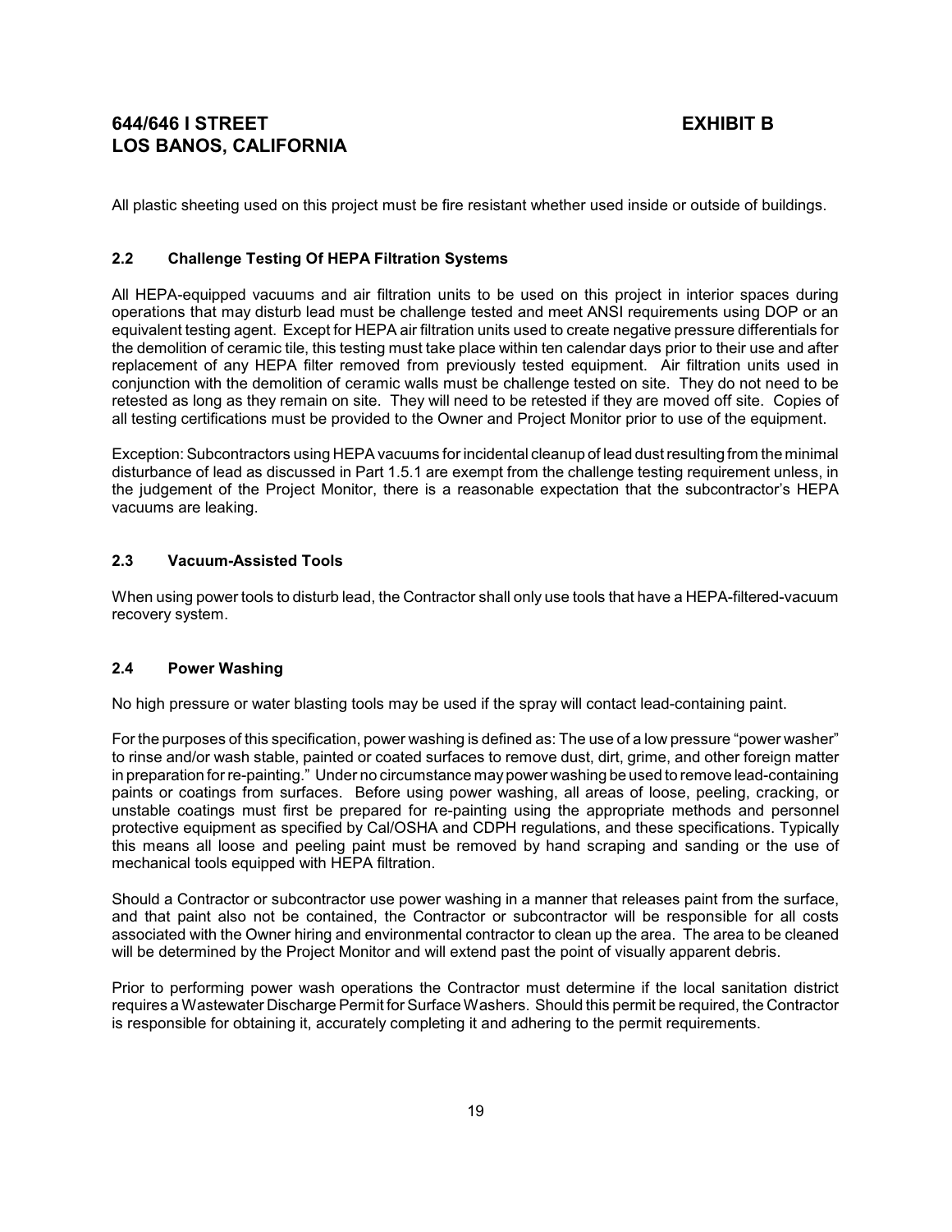All plastic sheeting used on this project must be fire resistant whether used inside or outside of buildings.

### 2.2 Challenge Testing Of HEPA Filtration Systems

All HEPA-equipped vacuums and air filtration units to be used on this project in interior spaces during operations that may disturb lead must be challenge tested and meet ANSI requirements using DOP or an equivalent testing agent. Except for HEPA air filtration units used to create negative pressure differentials for the demolition of ceramic tile, this testing must take place within ten calendar days prior to their use and after replacement of any HEPA filter removed from previously tested equipment. Air filtration units used in conjunction with the demolition of ceramic walls must be challenge tested on site. They do not need to be retested as long as they remain on site. They will need to be retested if they are moved off site. Copies of all testing certifications must be provided to the Owner and Project Monitor prior to use of the equipment.

Exception: Subcontractors using HEPA vacuums for incidental cleanup of lead dust resulting from the minimal disturbance of lead as discussed in Part 1.5.1 are exempt from the challenge testing requirement unless, in the judgement of the Project Monitor, there is a reasonable expectation that the subcontractor's HEPA vacuums are leaking.

### 2.3 Vacuum-Assisted Tools

When using power tools to disturb lead, the Contractor shall only use tools that have a HEPA-filtered-vacuum recovery system.

### 2.4 Power Washing

No high pressure or water blasting tools may be used if the spray will contact lead-containing paint.

For the purposes of this specification, power washing is defined as: The use of a low pressure "power washer" to rinse and/or wash stable, painted or coated surfaces to remove dust, dirt, grime, and other foreign matter in preparation for re-painting." Under no circumstance may power washing be used to remove lead-containing paints or coatings from surfaces. Before using power washing, all areas of loose, peeling, cracking, or unstable coatings must first be prepared for re-painting using the appropriate methods and personnel protective equipment as specified by Cal/OSHA and CDPH regulations, and these specifications. Typically this means all loose and peeling paint must be removed by hand scraping and sanding or the use of mechanical tools equipped with HEPA filtration.

Should a Contractor or subcontractor use power washing in a manner that releases paint from the surface, and that paint also not be contained, the Contractor or subcontractor will be responsible for all costs associated with the Owner hiring and environmental contractor to clean up the area. The area to be cleaned will be determined by the Project Monitor and will extend past the point of visually apparent debris.

Prior to performing power wash operations the Contractor must determine if the local sanitation district requires a Wastewater Discharge Permit for Surface Washers. Should this permit be required, the Contractor is responsible for obtaining it, accurately completing it and adhering to the permit requirements.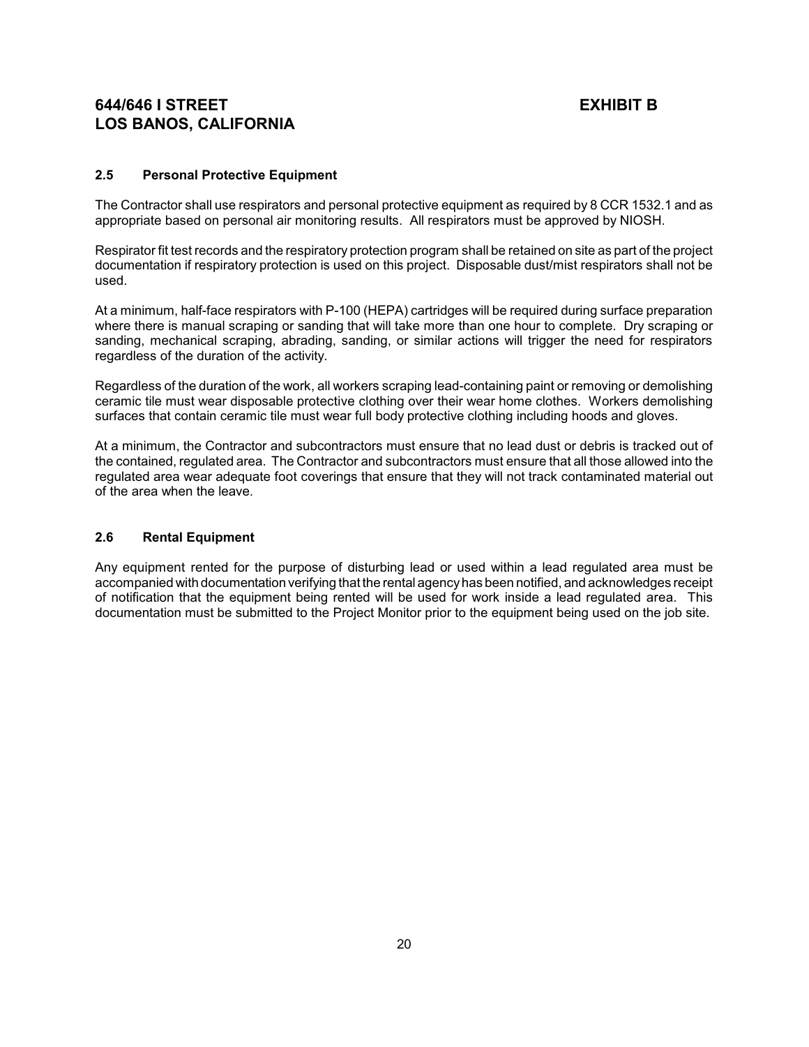### 2.5 Personal Protective Equipment

The Contractor shall use respirators and personal protective equipment as required by 8 CCR 1532.1 and as appropriate based on personal air monitoring results. All respirators must be approved by NIOSH.

Respirator fit test records and the respiratory protection program shall be retained on site as part of the project documentation if respiratory protection is used on this project. Disposable dust/mist respirators shall not be used.

At a minimum, half-face respirators with P-100 (HEPA) cartridges will be required during surface preparation where there is manual scraping or sanding that will take more than one hour to complete. Dry scraping or sanding, mechanical scraping, abrading, sanding, or similar actions will trigger the need for respirators regardless of the duration of the activity.

Regardless of the duration of the work, all workers scraping lead-containing paint or removing or demolishing ceramic tile must wear disposable protective clothing over their wear home clothes. Workers demolishing surfaces that contain ceramic tile must wear full body protective clothing including hoods and gloves.

At a minimum, the Contractor and subcontractors must ensure that no lead dust or debris is tracked out of the contained, regulated area. The Contractor and subcontractors must ensure that all those allowed into the regulated area wear adequate foot coverings that ensure that they will not track contaminated material out of the area when the leave.

### 2.6 Rental Equipment

Any equipment rented for the purpose of disturbing lead or used within a lead regulated area must be accompanied with documentation verifying that the rental agency has been notified, and acknowledges receipt of notification that the equipment being rented will be used for work inside a lead regulated area. This documentation must be submitted to the Project Monitor prior to the equipment being used on the job site.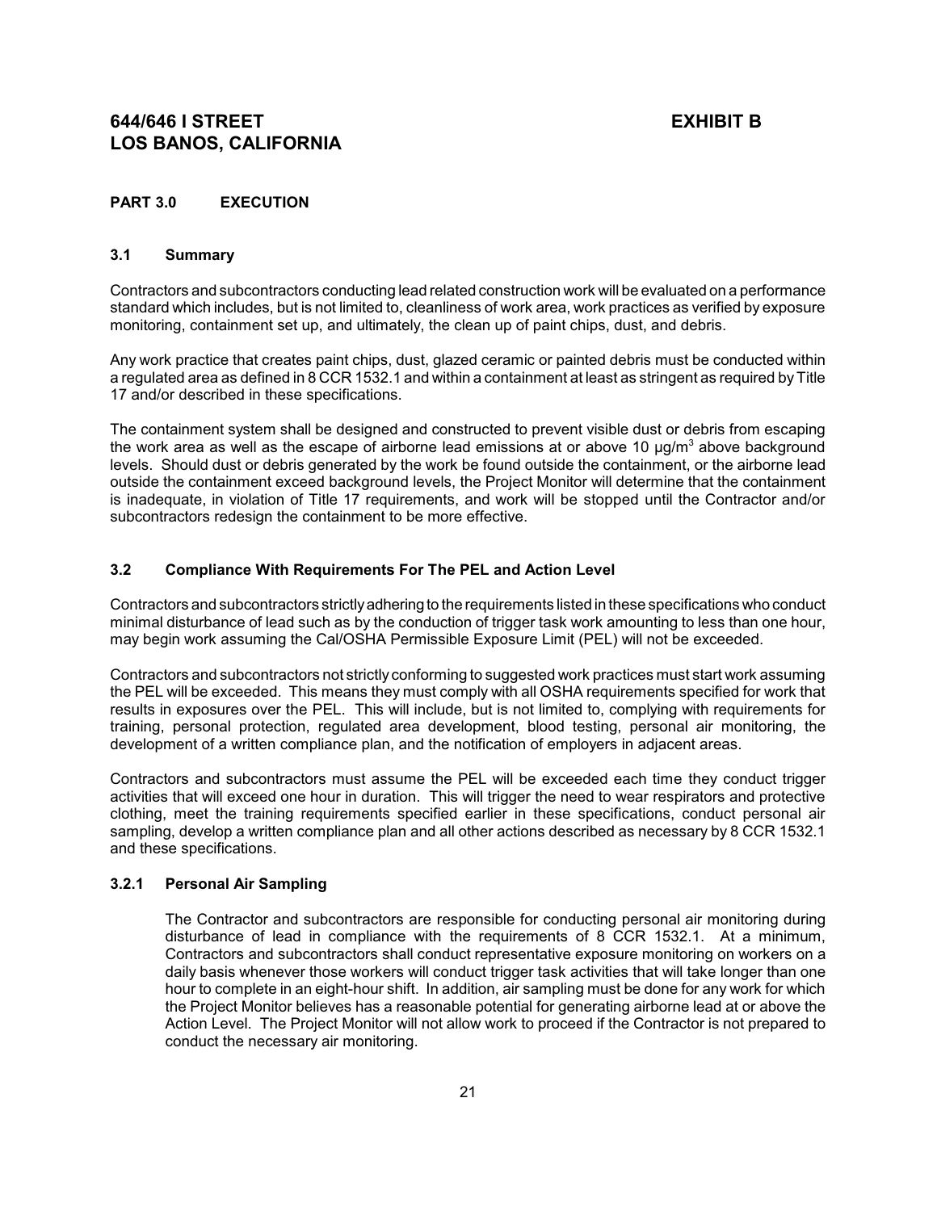**644/646 I STREET** **EXHIBIT B**
**LOS BANOS, CALIFORNIA**

## PART 3.0 EXECUTION

### 3.1 Summary

Contractors and subcontractors conducting lead related construction work will be evaluated on a performance standard which includes, but is not limited to, cleanliness of work area, work practices as verified by exposure monitoring, containment set up, and ultimately, the clean up of paint chips, dust, and debris.

Any work practice that creates paint chips, dust, glazed ceramic or painted debris must be conducted within a regulated area as defined in 8 CCR 1532.1 and within a containment at least as stringent as required by Title 17 and/or described in these specifications.

The containment system shall be designed and constructed to prevent visible dust or debris from escaping the work area as well as the escape of airborne lead emissions at or above 10 $\mu g/m^3$ above background levels. Should dust or debris generated by the work be found outside the containment, or the airborne lead outside the containment exceed background levels, the Project Monitor will determine that the containment is inadequate, in violation of Title 17 requirements, and work will be stopped until the Contractor and/or subcontractors redesign the containment to be more effective.

### 3.2 Compliance With Requirements For The PEL and Action Level

Contractors and subcontractors strictly adhering to the requirements listed in these specifications who conduct minimal disturbance of lead such as by the conduction of trigger task work amounting to less than one hour, may begin work assuming the Cal/OSHA Permissible Exposure Limit (PEL) will not be exceeded.

Contractors and subcontractors not strictly conforming to suggested work practices must start work assuming the PEL will be exceeded. This means they must comply with all OSHA requirements specified for work that results in exposures over the PEL. This will include, but is not limited to, complying with requirements for training, personal protection, regulated area development, blood testing, personal air monitoring, the development of a written compliance plan, and the notification of employers in adjacent areas.

Contractors and subcontractors must assume the PEL will be exceeded each time they conduct trigger activities that will exceed one hour in duration. This will trigger the need to wear respirators and protective clothing, meet the training requirements specified earlier in these specifications, conduct personal air sampling, develop a written compliance plan and all other actions described as necessary by 8 CCR 1532.1 and these specifications.

#### 3.2.1 Personal Air Sampling

The Contractor and subcontractors are responsible for conducting personal air monitoring during disturbance of lead in compliance with the requirements of 8 CCR 1532.1. At a minimum, Contractors and subcontractors shall conduct representative exposure monitoring on workers on a daily basis whenever those workers will conduct trigger task activities that will take longer than one hour to complete in an eight-hour shift. In addition, air sampling must be done for any work for which the Project Monitor believes has a reasonable potential for generating airborne lead at or above the Action Level. The Project Monitor will not allow work to proceed if the Contractor is not prepared to conduct the necessary air monitoring.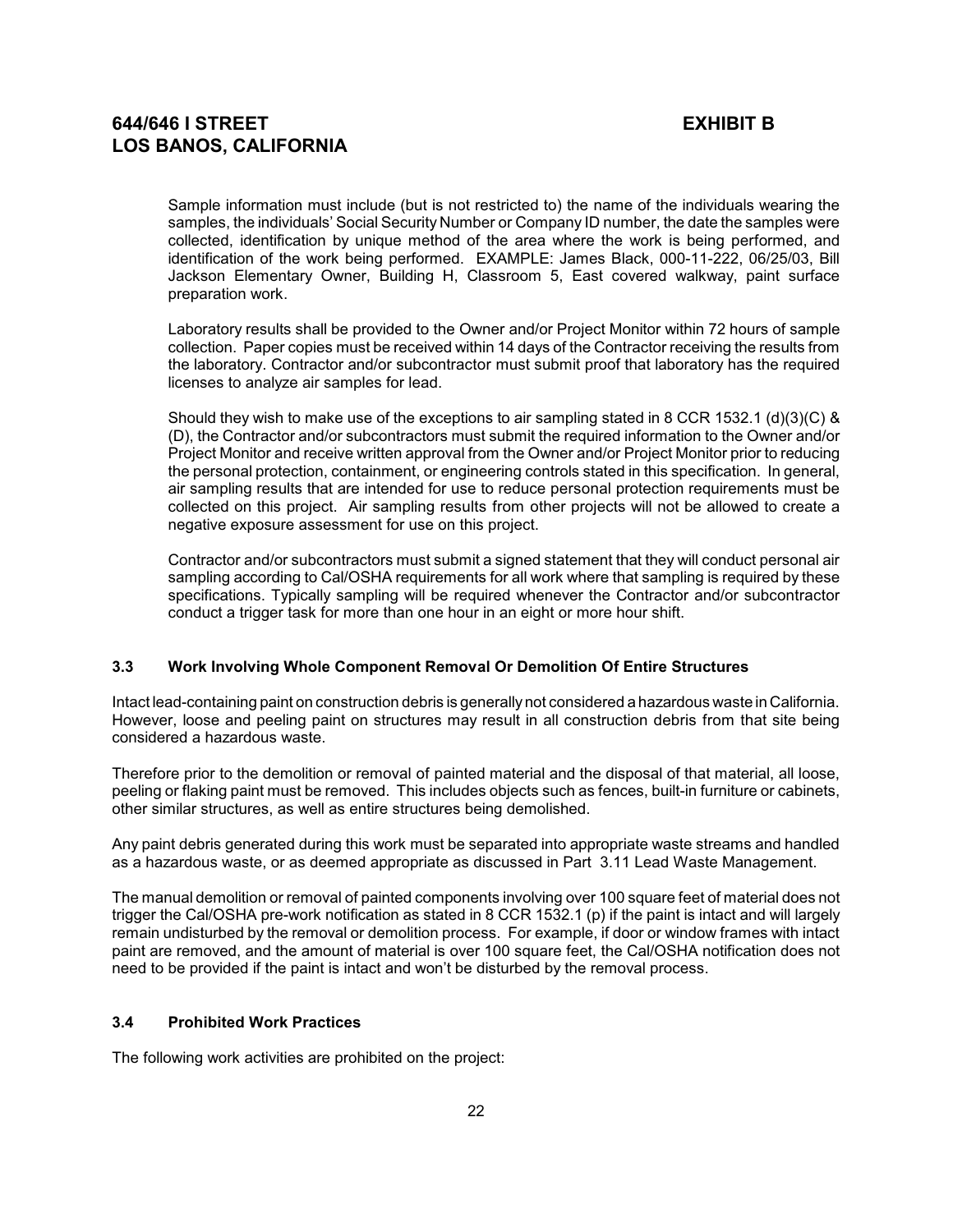Sample information must include (but is not restricted to) the name of the individuals wearing the samples, the individuals' Social Security Number or Company ID number, the date the samples were collected, identification by unique method of the area where the work is being performed, and identification of the work being performed. EXAMPLE: James Black, 000-11-222, 06/25/03, Bill Jackson Elementary Owner, Building H, Classroom 5, East covered walkway, paint surface preparation work.

Laboratory results shall be provided to the Owner and/or Project Monitor within 72 hours of sample collection. Paper copies must be received within 14 days of the Contractor receiving the results from the laboratory. Contractor and/or subcontractor must submit proof that laboratory has the required licenses to analyze air samples for lead.

Should they wish to make use of the exceptions to air sampling stated in 8 CCR 1532.1 (d)(3)(C) & (D), the Contractor and/or subcontractors must submit the required information to the Owner and/or Project Monitor and receive written approval from the Owner and/or Project Monitor prior to reducing the personal protection, containment, or engineering controls stated in this specification. In general, air sampling results that are intended for use to reduce personal protection requirements must be collected on this project. Air sampling results from other projects will not be allowed to create a negative exposure assessment for use on this project.

Contractor and/or subcontractors must submit a signed statement that they will conduct personal air sampling according to Cal/OSHA requirements for all work where that sampling is required by these specifications. Typically sampling will be required whenever the Contractor and/or subcontractor conduct a trigger task for more than one hour in an eight or more hour shift.

### 3.3 Work Involving Whole Component Removal Or Demolition Of Entire Structures

Intact lead-containing paint on construction debris is generally not considered a hazardous waste in California. However, loose and peeling paint on structures may result in all construction debris from that site being considered a hazardous waste.

Therefore prior to the demolition or removal of painted material and the disposal of that material, all loose, peeling or flaking paint must be removed. This includes objects such as fences, built-in furniture or cabinets, other similar structures, as well as entire structures being demolished.

Any paint debris generated during this work must be separated into appropriate waste streams and handled as a hazardous waste, or as deemed appropriate as discussed in Part 3.11 Lead Waste Management.

The manual demolition or removal of painted components involving over 100 square feet of material does not trigger the Cal/OSHA pre-work notification as stated in 8 CCR 1532.1 (p) if the paint is intact and will largely remain undisturbed by the removal or demolition process. For example, if door or window frames with intact paint are removed, and the amount of material is over 100 square feet, the Cal/OSHA notification does not need to be provided if the paint is intact and won't be disturbed by the removal process.

### 3.4 Prohibited Work Practices

The following work activities are prohibited on the project: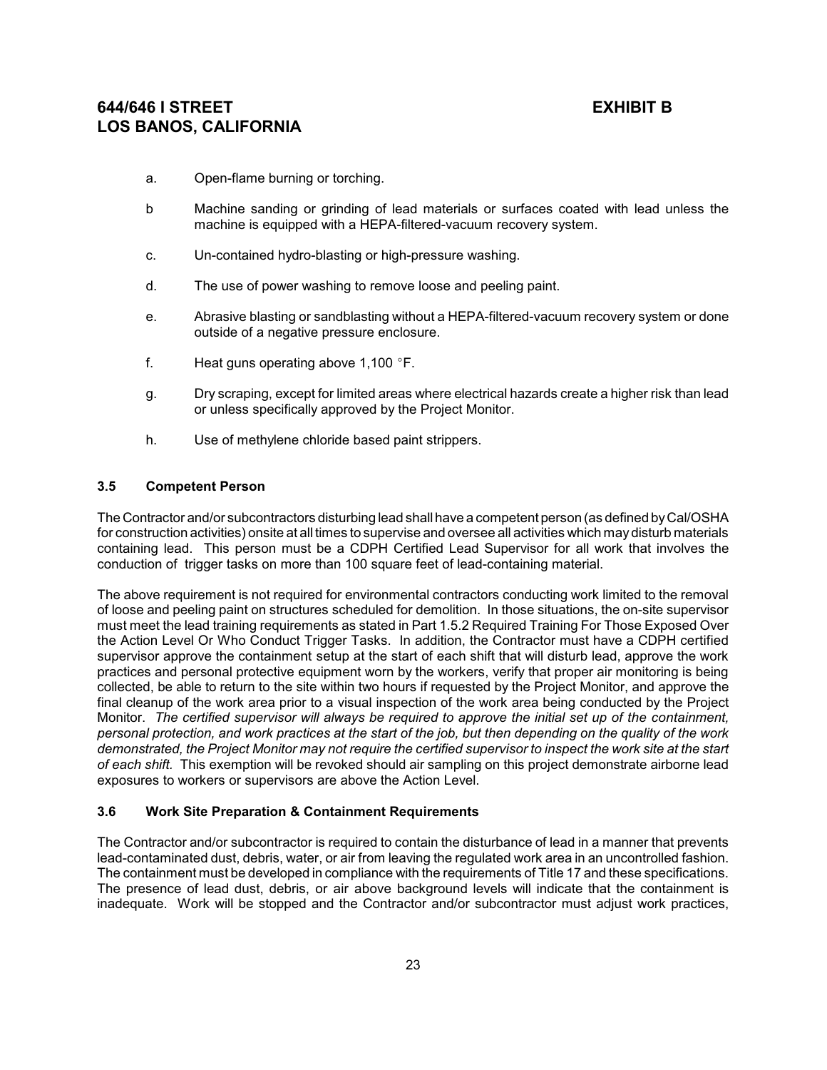a. Open-flame burning or torching.

b Machine sanding or grinding of lead materials or surfaces coated with lead unless the machine is equipped with a HEPA-filtered-vacuum recovery system.

c. Un-contained hydro-blasting or high-pressure washing.

d. The use of power washing to remove loose and peeling paint.

e. Abrasive blasting or sandblasting without a HEPA-filtered-vacuum recovery system or done outside of a negative pressure enclosure.

f. Heat guns operating above 1,100 °F.

g. Dry scraping, except for limited areas where electrical hazards create a higher risk than lead or unless specifically approved by the Project Monitor.

h. Use of methylene chloride based paint strippers.

### 3.5 Competent Person

The Contractor and/or subcontractors disturbing lead shall have a competent person (as defined by Cal/OSHA for construction activities) onsite at all times to supervise and oversee all activities which may disturb materials containing lead. This person must be a CDPH Certified Lead Supervisor for all work that involves the conduction of trigger tasks on more than 100 square feet of lead-containing material.

The above requirement is not required for environmental contractors conducting work limited to the removal of loose and peeling paint on structures scheduled for demolition. In those situations, the on-site supervisor must meet the lead training requirements as stated in Part 1.5.2 Required Training For Those Exposed Over the Action Level Or Who Conduct Trigger Tasks. In addition, the Contractor must have a CDPH certified supervisor approve the containment setup at the start of each shift that will disturb lead, approve the work practices and personal protective equipment worn by the workers, verify that proper air monitoring is being collected, be able to return to the site within two hours if requested by the Project Monitor, and approve the final cleanup of the work area prior to a visual inspection of the work area being conducted by the Project Monitor. *The certified supervisor will always be required to approve the initial set up of the containment, personal protection, and work practices at the start of the job, but then depending on the quality of the work demonstrated, the Project Monitor may not require the certified supervisor to inspect the work site at the start of each shift.* This exemption will be revoked should air sampling on this project demonstrate airborne lead exposures to workers or supervisors are above the Action Level.

### 3.6 Work Site Preparation & Containment Requirements

The Contractor and/or subcontractor is required to contain the disturbance of lead in a manner that prevents lead-contaminated dust, debris, water, or air from leaving the regulated work area in an uncontrolled fashion. The containment must be developed in compliance with the requirements of Title 17 and these specifications. The presence of lead dust, debris, or air above background levels will indicate that the containment is inadequate. Work will be stopped and the Contractor and/or subcontractor must adjust work practices,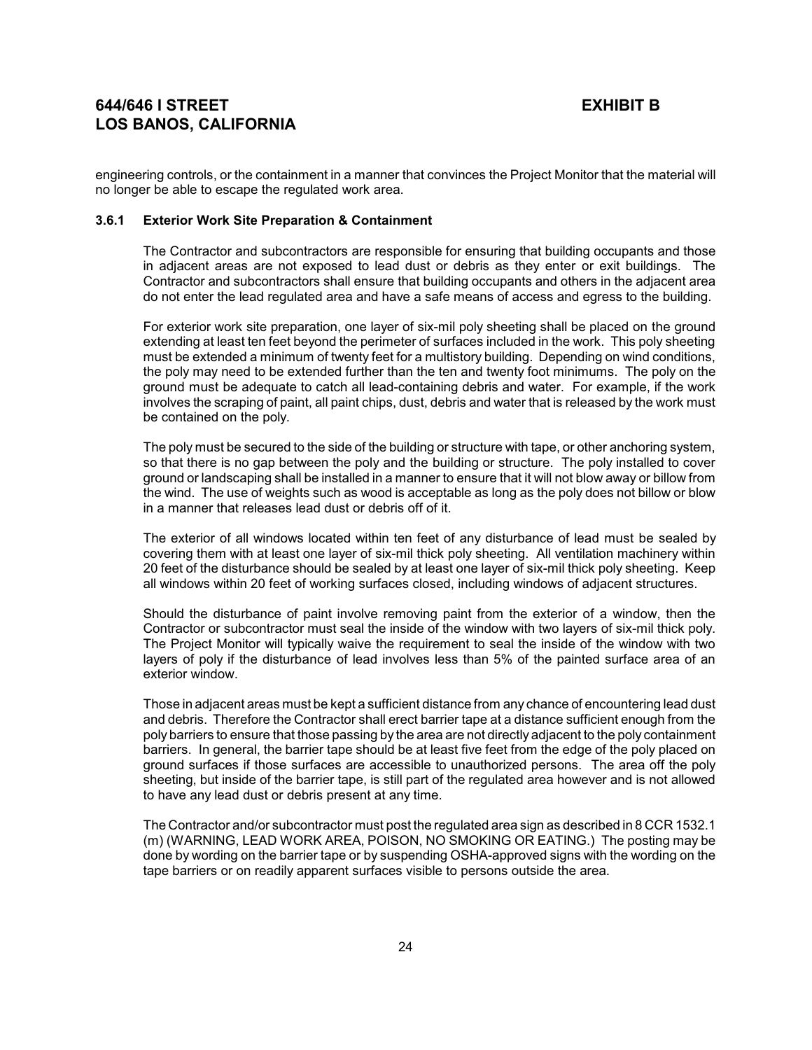engineering controls, or the containment in a manner that convinces the Project Monitor that the material will no longer be able to escape the regulated work area.

### 3.6.1 Exterior Work Site Preparation & Containment

The Contractor and subcontractors are responsible for ensuring that building occupants and those in adjacent areas are not exposed to lead dust or debris as they enter or exit buildings. The Contractor and subcontractors shall ensure that building occupants and others in the adjacent area do not enter the lead regulated area and have a safe means of access and egress to the building.

For exterior work site preparation, one layer of six-mil poly sheeting shall be placed on the ground extending at least ten feet beyond the perimeter of surfaces included in the work. This poly sheeting must be extended a minimum of twenty feet for a multistory building. Depending on wind conditions, the poly may need to be extended further than the ten and twenty foot minimums. The poly on the ground must be adequate to catch all lead-containing debris and water. For example, if the work involves the scraping of paint, all paint chips, dust, debris and water that is released by the work must be contained on the poly.

The poly must be secured to the side of the building or structure with tape, or other anchoring system, so that there is no gap between the poly and the building or structure. The poly installed to cover ground or landscaping shall be installed in a manner to ensure that it will not blow away or billow from the wind. The use of weights such as wood is acceptable as long as the poly does not billow or blow in a manner that releases lead dust or debris off of it.

The exterior of all windows located within ten feet of any disturbance of lead must be sealed by covering them with at least one layer of six-mil thick poly sheeting. All ventilation machinery within 20 feet of the disturbance should be sealed by at least one layer of six-mil thick poly sheeting. Keep all windows within 20 feet of working surfaces closed, including windows of adjacent structures.

Should the disturbance of paint involve removing paint from the exterior of a window, then the Contractor or subcontractor must seal the inside of the window with two layers of six-mil thick poly. The Project Monitor will typically waive the requirement to seal the inside of the window with two layers of poly if the disturbance of lead involves less than 5% of the painted surface area of an exterior window.

Those in adjacent areas must be kept a sufficient distance from any chance of encountering lead dust and debris. Therefore the Contractor shall erect barrier tape at a distance sufficient enough from the poly barriers to ensure that those passing by the area are not directly adjacent to the poly containment barriers. In general, the barrier tape should be at least five feet from the edge of the poly placed on ground surfaces if those surfaces are accessible to unauthorized persons. The area off the poly sheeting, but inside of the barrier tape, is still part of the regulated area however and is not allowed to have any lead dust or debris present at any time.

The Contractor and/or subcontractor must post the regulated area sign as described in 8 CCR 1532.1 (m) (WARNING, LEAD WORK AREA, POISON, NO SMOKING OR EATING.) The posting may be done by wording on the barrier tape or by suspending OSHA-approved signs with the wording on the tape barriers or on readily apparent surfaces visible to persons outside the area.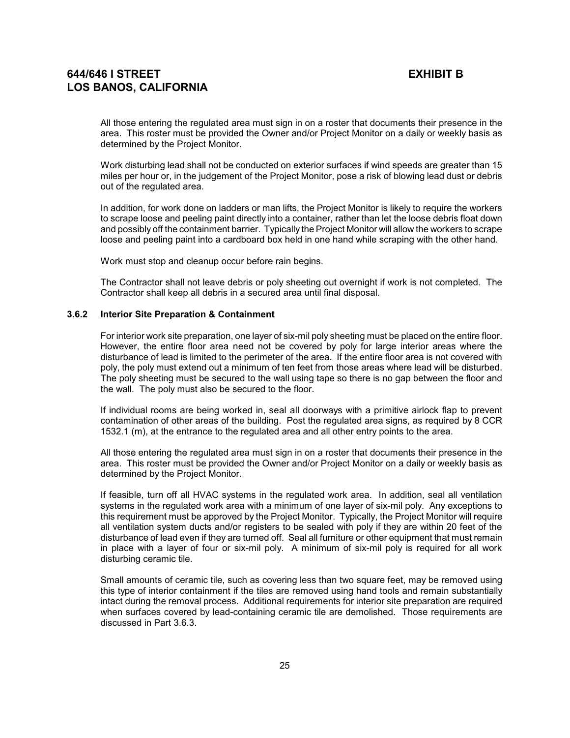All those entering the regulated area must sign in on a roster that documents their presence in the area. This roster must be provided the Owner and/or Project Monitor on a daily or weekly basis as determined by the Project Monitor.

Work disturbing lead shall not be conducted on exterior surfaces if wind speeds are greater than 15 miles per hour or, in the judgement of the Project Monitor, pose a risk of blowing lead dust or debris out of the regulated area.

In addition, for work done on ladders or man lifts, the Project Monitor is likely to require the workers to scrape loose and peeling paint directly into a container, rather than let the loose debris float down and possibly off the containment barrier. Typically the Project Monitor will allow the workers to scrape loose and peeling paint into a cardboard box held in one hand while scraping with the other hand.

Work must stop and cleanup occur before rain begins.

The Contractor shall not leave debris or poly sheeting out overnight if work is not completed. The Contractor shall keep all debris in a secured area until final disposal.

### 3.6.2 Interior Site Preparation & Containment

For interior work site preparation, one layer of six-mil poly sheeting must be placed on the entire floor. However, the entire floor area need not be covered by poly for large interior areas where the disturbance of lead is limited to the perimeter of the area. If the entire floor area is not covered with poly, the poly must extend out a minimum of ten feet from those areas where lead will be disturbed. The poly sheeting must be secured to the wall using tape so there is no gap between the floor and the wall. The poly must also be secured to the floor.

If individual rooms are being worked in, seal all doorways with a primitive airlock flap to prevent contamination of other areas of the building. Post the regulated area signs, as required by 8 CCR 1532.1 (m), at the entrance to the regulated area and all other entry points to the area.

All those entering the regulated area must sign in on a roster that documents their presence in the area. This roster must be provided the Owner and/or Project Monitor on a daily or weekly basis as determined by the Project Monitor.

If feasible, turn off all HVAC systems in the regulated work area. In addition, seal all ventilation systems in the regulated work area with a minimum of one layer of six-mil poly. Any exceptions to this requirement must be approved by the Project Monitor. Typically, the Project Monitor will require all ventilation system ducts and/or registers to be sealed with poly if they are within 20 feet of the disturbance of lead even if they are turned off. Seal all furniture or other equipment that must remain in place with a layer of four or six-mil poly. A minimum of six-mil poly is required for all work disturbing ceramic tile.

Small amounts of ceramic tile, such as covering less than two square feet, may be removed using this type of interior containment if the tiles are removed using hand tools and remain substantially intact during the removal process. Additional requirements for interior site preparation are required when surfaces covered by lead-containing ceramic tile are demolished. Those requirements are discussed in Part 3.6.3.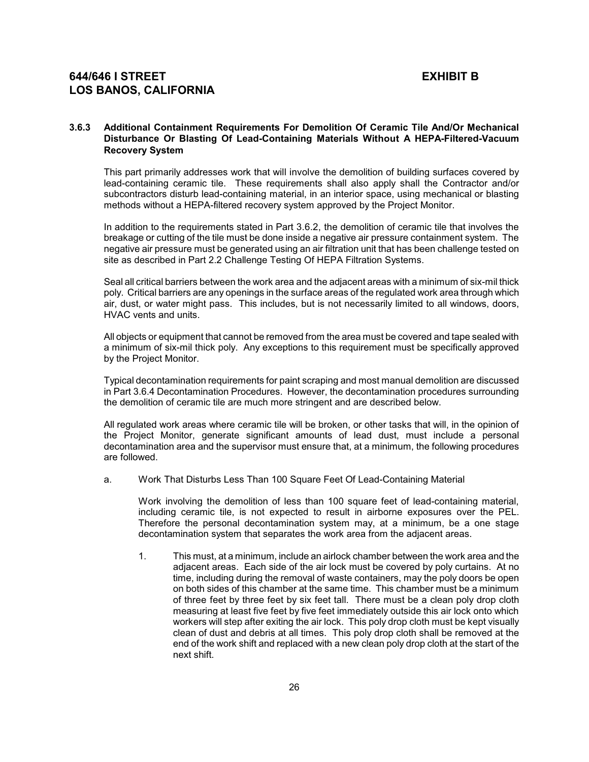### 3.6.3 Additional Containment Requirements For Demolition Of Ceramic Tile And/Or Mechanical Disturbance Or Blasting Of Lead-Containing Materials Without A HEPA-Filtered-Vacuum Recovery System

This part primarily addresses work that will involve the demolition of building surfaces covered by lead-containing ceramic tile. These requirements shall also apply shall the Contractor and/or subcontractors disturb lead-containing material, in an interior space, using mechanical or blasting methods without a HEPA-filtered recovery system approved by the Project Monitor.

In addition to the requirements stated in Part 3.6.2, the demolition of ceramic tile that involves the breakage or cutting of the tile must be done inside a negative air pressure containment system. The negative air pressure must be generated using an air filtration unit that has been challenge tested on site as described in Part 2.2 Challenge Testing Of HEPA Filtration Systems.

Seal all critical barriers between the work area and the adjacent areas with a minimum of six-mil thick poly. Critical barriers are any openings in the surface areas of the regulated work area through which air, dust, or water might pass. This includes, but is not necessarily limited to all windows, doors, HVAC vents and units.

All objects or equipment that cannot be removed from the area must be covered and tape sealed with a minimum of six-mil thick poly. Any exceptions to this requirement must be specifically approved by the Project Monitor.

Typical decontamination requirements for paint scraping and most manual demolition are discussed in Part 3.6.4 Decontamination Procedures. However, the decontamination procedures surrounding the demolition of ceramic tile are much more stringent and are described below.

All regulated work areas where ceramic tile will be broken, or other tasks that will, in the opinion of the Project Monitor, generate significant amounts of lead dust, must include a personal decontamination area and the supervisor must ensure that, at a minimum, the following procedures are followed.

a. Work That Disturbs Less Than 100 Square Feet Of Lead-Containing Material

   Work involving the demolition of less than 100 square feet of lead-containing material, including ceramic tile, is not expected to result in airborne exposures over the PEL. Therefore the personal decontamination system may, at a minimum, be a one stage decontamination system that separates the work area from the adjacent areas.

   1. This must, at a minimum, include an airlock chamber between the work area and the adjacent areas. Each side of the air lock must be covered by poly curtains. At no time, including during the removal of waste containers, may the poly doors be open on both sides of this chamber at the same time. This chamber must be a minimum of three feet by three feet by six feet tall. There must be a clean poly drop cloth measuring at least five feet by five feet immediately outside this air lock onto which workers will step after exiting the air lock. This poly drop cloth must be kept visually clean of dust and debris at all times. This poly drop cloth shall be removed at the end of the work shift and replaced with a new clean poly drop cloth at the start of the next shift.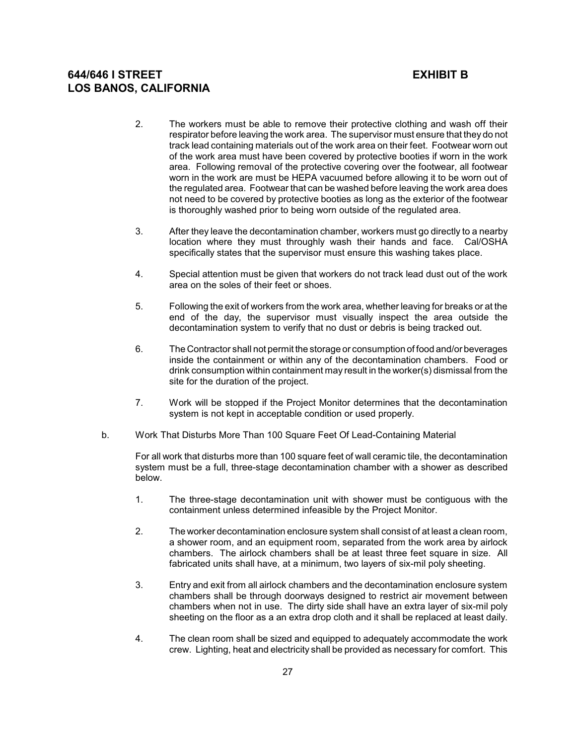2. The workers must be able to remove their protective clothing and wash off their respirator before leaving the work area. The supervisor must ensure that they do not track lead containing materials out of the work area on their feet. Footwear worn out of the work area must have been covered by protective booties if worn in the work area. Following removal of the protective covering over the footwear, all footwear worn in the work are must be HEPA vacuumed before allowing it to be worn out of the regulated area. Footwear that can be washed before leaving the work area does not need to be covered by protective booties as long as the exterior of the footwear is thoroughly washed prior to being worn outside of the regulated area.

3. After they leave the decontamination chamber, workers must go directly to a nearby location where they must throughly wash their hands and face. Cal/OSHA specifically states that the supervisor must ensure this washing takes place.

4. Special attention must be given that workers do not track lead dust out of the work area on the soles of their feet or shoes.

5. Following the exit of workers from the work area, whether leaving for breaks or at the end of the day, the supervisor must visually inspect the area outside the decontamination system to verify that no dust or debris is being tracked out.

6. The Contractor shall not permit the storage or consumption of food and/or beverages inside the containment or within any of the decontamination chambers. Food or drink consumption within containment may result in the worker(s) dismissal from the site for the duration of the project.

7. Work will be stopped if the Project Monitor determines that the decontamination system is not kept in acceptable condition or used properly.

b. Work That Disturbs More Than 100 Square Feet Of Lead-Containing Material

For all work that disturbs more than 100 square feet of wall ceramic tile, the decontamination system must be a full, three-stage decontamination chamber with a shower as described below.

1. The three-stage decontamination unit with shower must be contiguous with the containment unless determined infeasible by the Project Monitor.

2. The worker decontamination enclosure system shall consist of at least a clean room, a shower room, and an equipment room, separated from the work area by airlock chambers. The airlock chambers shall be at least three feet square in size. All fabricated units shall have, at a minimum, two layers of six-mil poly sheeting.

3. Entry and exit from all airlock chambers and the decontamination enclosure system chambers shall be through doorways designed to restrict air movement between chambers when not in use. The dirty side shall have an extra layer of six-mil poly sheeting on the floor as a an extra drop cloth and it shall be replaced at least daily.

4. The clean room shall be sized and equipped to adequately accommodate the work crew. Lighting, heat and electricity shall be provided as necessary for comfort. This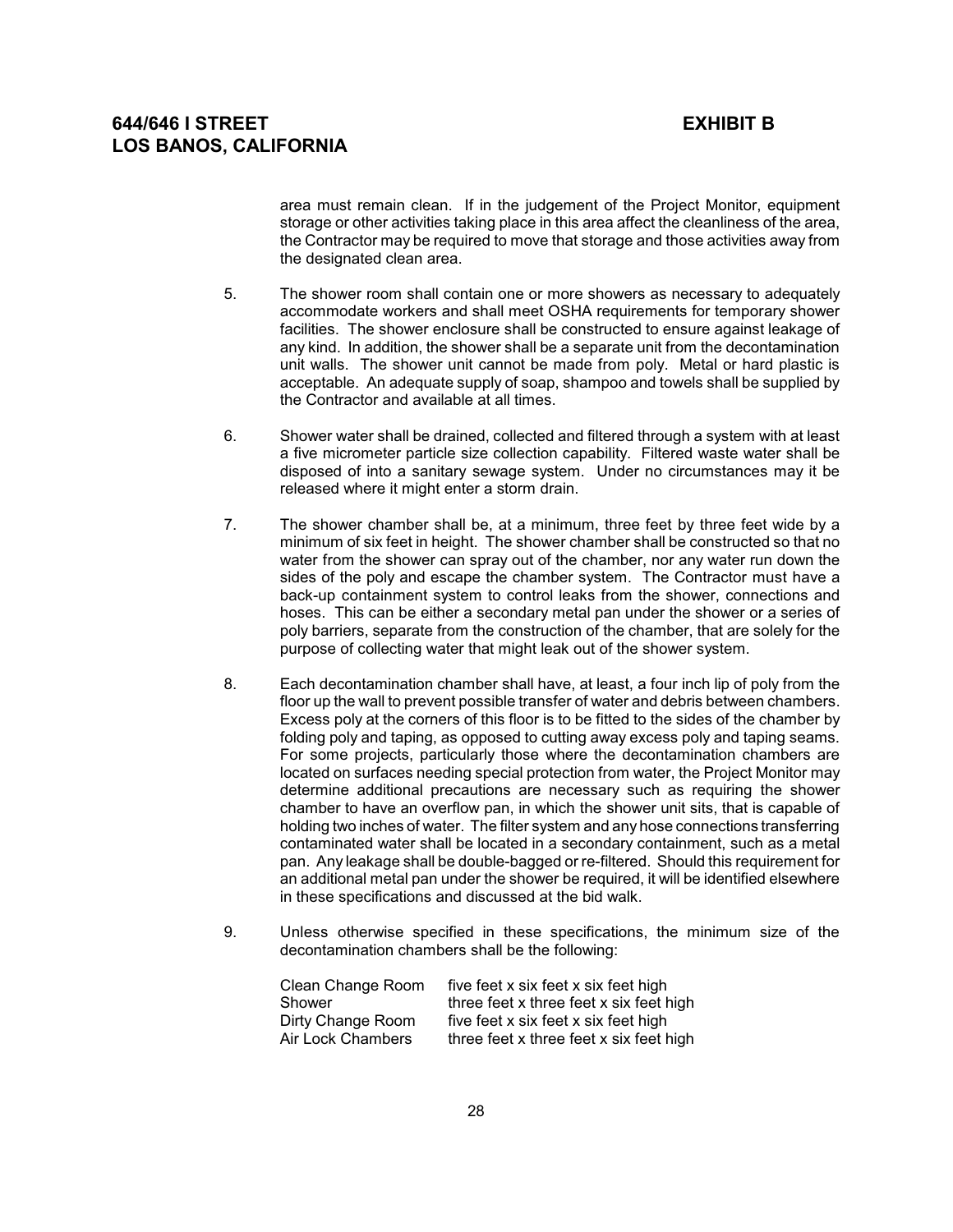area must remain clean. If in the judgement of the Project Monitor, equipment storage or other activities taking place in this area affect the cleanliness of the area, the Contractor may be required to move that storage and those activities away from the designated clean area.

5. The shower room shall contain one or more showers as necessary to adequately accommodate workers and shall meet OSHA requirements for temporary shower facilities. The shower enclosure shall be constructed to ensure against leakage of any kind. In addition, the shower shall be a separate unit from the decontamination unit walls. The shower unit cannot be made from poly. Metal or hard plastic is acceptable. An adequate supply of soap, shampoo and towels shall be supplied by the Contractor and available at all times.

6. Shower water shall be drained, collected and filtered through a system with at least a five micrometer particle size collection capability. Filtered waste water shall be disposed of into a sanitary sewage system. Under no circumstances may it be released where it might enter a storm drain.

7. The shower chamber shall be, at a minimum, three feet by three feet wide by a minimum of six feet in height. The shower chamber shall be constructed so that no water from the shower can spray out of the chamber, nor any water run down the sides of the poly and escape the chamber system. The Contractor must have a back-up containment system to control leaks from the shower, connections and hoses. This can be either a secondary metal pan under the shower or a series of poly barriers, separate from the construction of the chamber, that are solely for the purpose of collecting water that might leak out of the shower system.

8. Each decontamination chamber shall have, at least, a four inch lip of poly from the floor up the wall to prevent possible transfer of water and debris between chambers. Excess poly at the corners of this floor is to be fitted to the sides of the chamber by folding poly and taping, as opposed to cutting away excess poly and taping seams. For some projects, particularly those where the decontamination chambers are located on surfaces needing special protection from water, the Project Monitor may determine additional precautions are necessary such as requiring the shower chamber to have an overflow pan, in which the shower unit sits, that is capable of holding two inches of water. The filter system and any hose connections transferring contaminated water shall be located in a secondary containment, such as a metal pan. Any leakage shall be double-bagged or re-filtered. Should this requirement for an additional metal pan under the shower be required, it will be identified elsewhere in these specifications and discussed at the bid walk.

9. Unless otherwise specified in these specifications, the minimum size of the decontamination chambers shall be the following:

| | |
|---|---|
| Clean Change Room | five feet x six feet x six feet high |
| Shower | three feet x three feet x six feet high |
| Dirty Change Room | five feet x six feet x six feet high |
| Air Lock Chambers | three feet x three feet x six feet high |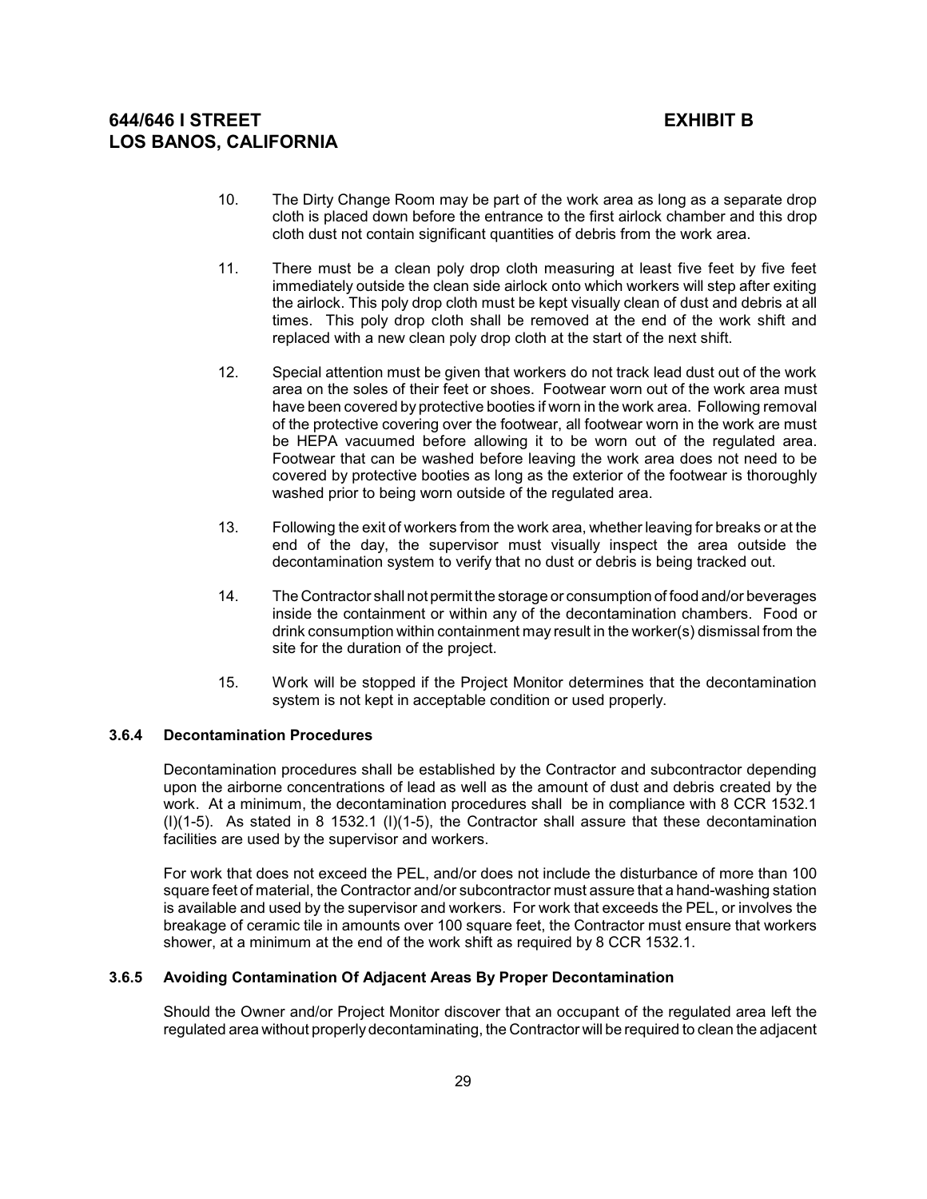10. The Dirty Change Room may be part of the work area as long as a separate drop cloth is placed down before the entrance to the first airlock chamber and this drop cloth dust not contain significant quantities of debris from the work area.

11. There must be a clean poly drop cloth measuring at least five feet by five feet immediately outside the clean side airlock onto which workers will step after exiting the airlock. This poly drop cloth must be kept visually clean of dust and debris at all times. This poly drop cloth shall be removed at the end of the work shift and replaced with a new clean poly drop cloth at the start of the next shift.

12. Special attention must be given that workers do not track lead dust out of the work area on the soles of their feet or shoes. Footwear worn out of the work area must have been covered by protective booties if worn in the work area. Following removal of the protective covering over the footwear, all footwear worn in the work are must be HEPA vacuumed before allowing it to be worn out of the regulated area. Footwear that can be washed before leaving the work area does not need to be covered by protective booties as long as the exterior of the footwear is thoroughly washed prior to being worn outside of the regulated area.

13. Following the exit of workers from the work area, whether leaving for breaks or at the end of the day, the supervisor must visually inspect the area outside the decontamination system to verify that no dust or debris is being tracked out.

14. The Contractor shall not permit the storage or consumption of food and/or beverages inside the containment or within any of the decontamination chambers. Food or drink consumption within containment may result in the worker(s) dismissal from the site for the duration of the project.

15. Work will be stopped if the Project Monitor determines that the decontamination system is not kept in acceptable condition or used properly.

### 3.6.4 Decontamination Procedures

Decontamination procedures shall be established by the Contractor and subcontractor depending upon the airborne concentrations of lead as well as the amount of dust and debris created by the work. At a minimum, the decontamination procedures shall be in compliance with 8 CCR 1532.1 (I)(1-5). As stated in 8 1532.1 (I)(1-5), the Contractor shall assure that these decontamination facilities are used by the supervisor and workers.

For work that does not exceed the PEL, and/or does not include the disturbance of more than 100 square feet of material, the Contractor and/or subcontractor must assure that a hand-washing station is available and used by the supervisor and workers. For work that exceeds the PEL, or involves the breakage of ceramic tile in amounts over 100 square feet, the Contractor must ensure that workers shower, at a minimum at the end of the work shift as required by 8 CCR 1532.1.

### 3.6.5 Avoiding Contamination Of Adjacent Areas By Proper Decontamination

Should the Owner and/or Project Monitor discover that an occupant of the regulated area left the regulated area without properly decontaminating, the Contractor will be required to clean the adjacent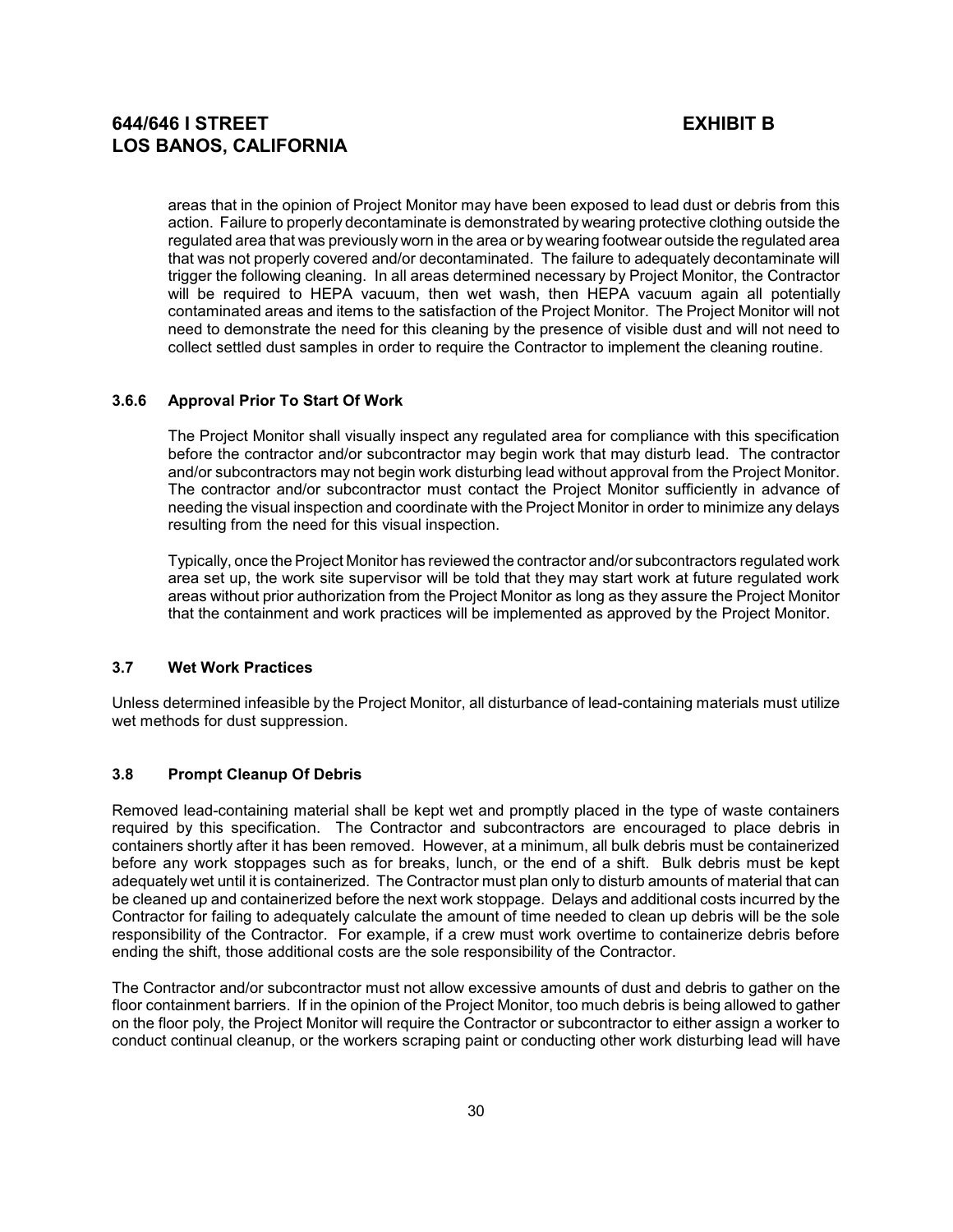areas that in the opinion of Project Monitor may have been exposed to lead dust or debris from this action. Failure to properly decontaminate is demonstrated by wearing protective clothing outside the regulated area that was previously worn in the area or by wearing footwear outside the regulated area that was not properly covered and/or decontaminated. The failure to adequately decontaminate will trigger the following cleaning. In all areas determined necessary by Project Monitor, the Contractor will be required to HEPA vacuum, then wet wash, then HEPA vacuum again all potentially contaminated areas and items to the satisfaction of the Project Monitor. The Project Monitor will not need to demonstrate the need for this cleaning by the presence of visible dust and will not need to collect settled dust samples in order to require the Contractor to implement the cleaning routine.

### 3.6.6 Approval Prior To Start Of Work

The Project Monitor shall visually inspect any regulated area for compliance with this specification before the contractor and/or subcontractor may begin work that may disturb lead. The contractor and/or subcontractors may not begin work disturbing lead without approval from the Project Monitor. The contractor and/or subcontractor must contact the Project Monitor sufficiently in advance of needing the visual inspection and coordinate with the Project Monitor in order to minimize any delays resulting from the need for this visual inspection.

Typically, once the Project Monitor has reviewed the contractor and/or subcontractors regulated work area set up, the work site supervisor will be told that they may start work at future regulated work areas without prior authorization from the Project Monitor as long as they assure the Project Monitor that the containment and work practices will be implemented as approved by the Project Monitor.

## 3.7 Wet Work Practices

Unless determined infeasible by the Project Monitor, all disturbance of lead-containing materials must utilize wet methods for dust suppression.

## 3.8 Prompt Cleanup Of Debris

Removed lead-containing material shall be kept wet and promptly placed in the type of waste containers required by this specification. The Contractor and subcontractors are encouraged to place debris in containers shortly after it has been removed. However, at a minimum, all bulk debris must be containerized before any work stoppages such as for breaks, lunch, or the end of a shift. Bulk debris must be kept adequately wet until it is containerized. The Contractor must plan only to disturb amounts of material that can be cleaned up and containerized before the next work stoppage. Delays and additional costs incurred by the Contractor for failing to adequately calculate the amount of time needed to clean up debris will be the sole responsibility of the Contractor. For example, if a crew must work overtime to containerize debris before ending the shift, those additional costs are the sole responsibility of the Contractor.

The Contractor and/or subcontractor must not allow excessive amounts of dust and debris to gather on the floor containment barriers. If in the opinion of the Project Monitor, too much debris is being allowed to gather on the floor poly, the Project Monitor will require the Contractor or subcontractor to either assign a worker to conduct continual cleanup, or the workers scraping paint or conducting other work disturbing lead will have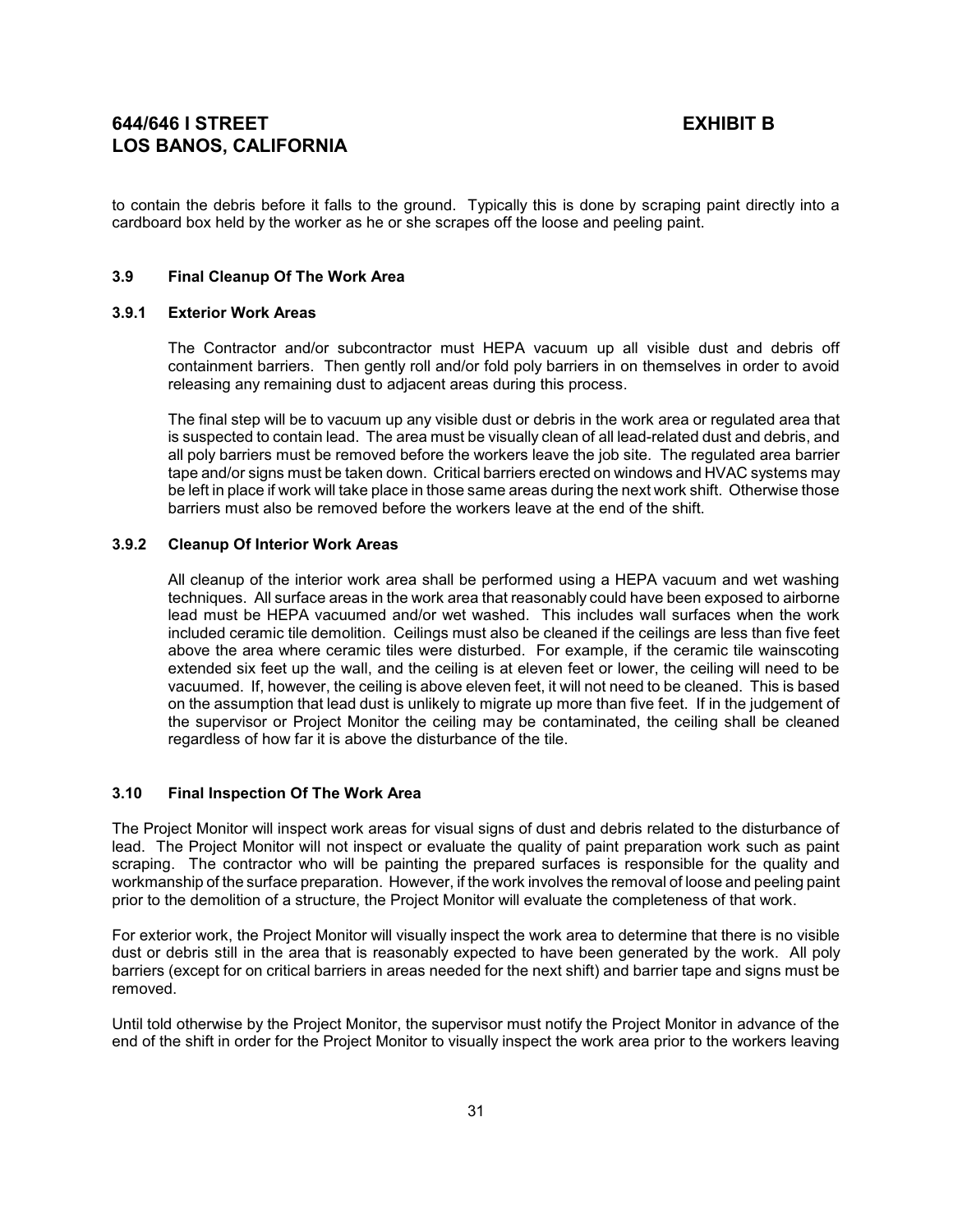to contain the debris before it falls to the ground. Typically this is done by scraping paint directly into a cardboard box held by the worker as he or she scrapes off the loose and peeling paint.

### 3.9 Final Cleanup Of The Work Area

#### 3.9.1 Exterior Work Areas

The Contractor and/or subcontractor must HEPA vacuum up all visible dust and debris off containment barriers. Then gently roll and/or fold poly barriers in on themselves in order to avoid releasing any remaining dust to adjacent areas during this process.

The final step will be to vacuum up any visible dust or debris in the work area or regulated area that is suspected to contain lead. The area must be visually clean of all lead-related dust and debris, and all poly barriers must be removed before the workers leave the job site. The regulated area barrier tape and/or signs must be taken down. Critical barriers erected on windows and HVAC systems may be left in place if work will take place in those same areas during the next work shift. Otherwise those barriers must also be removed before the workers leave at the end of the shift.

#### 3.9.2 Cleanup Of Interior Work Areas

All cleanup of the interior work area shall be performed using a HEPA vacuum and wet washing techniques. All surface areas in the work area that reasonably could have been exposed to airborne lead must be HEPA vacuumed and/or wet washed. This includes wall surfaces when the work included ceramic tile demolition. Ceilings must also be cleaned if the ceilings are less than five feet above the area where ceramic tiles were disturbed. For example, if the ceramic tile wainscoting extended six feet up the wall, and the ceiling is at eleven feet or lower, the ceiling will need to be vacuumed. If, however, the ceiling is above eleven feet, it will not need to be cleaned. This is based on the assumption that lead dust is unlikely to migrate up more than five feet. If in the judgement of the supervisor or Project Monitor the ceiling may be contaminated, the ceiling shall be cleaned regardless of how far it is above the disturbance of the tile.

### 3.10 Final Inspection Of The Work Area

The Project Monitor will inspect work areas for visual signs of dust and debris related to the disturbance of lead. The Project Monitor will not inspect or evaluate the quality of paint preparation work such as paint scraping. The contractor who will be painting the prepared surfaces is responsible for the quality and workmanship of the surface preparation. However, if the work involves the removal of loose and peeling paint prior to the demolition of a structure, the Project Monitor will evaluate the completeness of that work.

For exterior work, the Project Monitor will visually inspect the work area to determine that there is no visible dust or debris still in the area that is reasonably expected to have been generated by the work. All poly barriers (except for on critical barriers in areas needed for the next shift) and barrier tape and signs must be removed.

Until told otherwise by the Project Monitor, the supervisor must notify the Project Monitor in advance of the end of the shift in order for the Project Monitor to visually inspect the work area prior to the workers leaving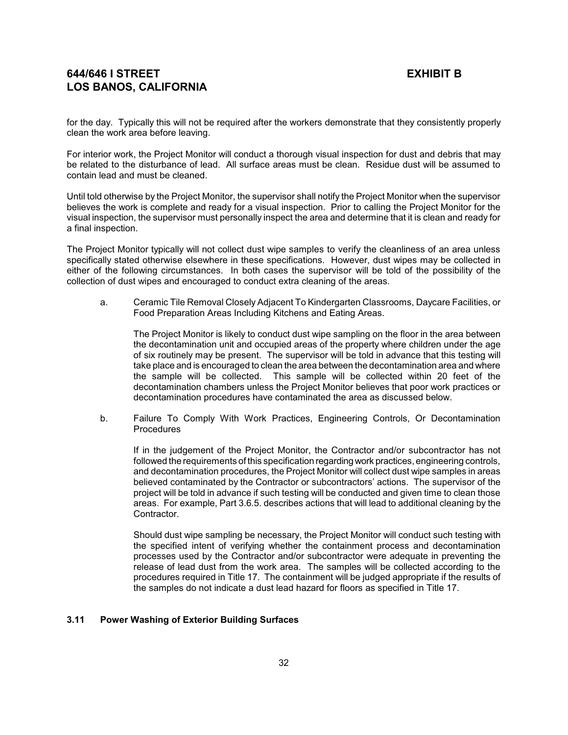for the day. Typically this will not be required after the workers demonstrate that they consistently properly clean the work area before leaving.

For interior work, the Project Monitor will conduct a thorough visual inspection for dust and debris that may be related to the disturbance of lead. All surface areas must be clean. Residue dust will be assumed to contain lead and must be cleaned.

Until told otherwise by the Project Monitor, the supervisor shall notify the Project Monitor when the supervisor believes the work is complete and ready for a visual inspection. Prior to calling the Project Monitor for the visual inspection, the supervisor must personally inspect the area and determine that it is clean and ready for a final inspection.

The Project Monitor typically will not collect dust wipe samples to verify the cleanliness of an area unless specifically stated otherwise elsewhere in these specifications. However, dust wipes may be collected in either of the following circumstances. In both cases the supervisor will be told of the possibility of the collection of dust wipes and encouraged to conduct extra cleaning of the areas.

a. Ceramic Tile Removal Closely Adjacent To Kindergarten Classrooms, Daycare Facilities, or Food Preparation Areas Including Kitchens and Eating Areas.

   The Project Monitor is likely to conduct dust wipe sampling on the floor in the area between the decontamination unit and occupied areas of the property where children under the age of six routinely may be present. The supervisor will be told in advance that this testing will take place and is encouraged to clean the area between the decontamination area and where the sample will be collected. This sample will be collected within 20 feet of the decontamination chambers unless the Project Monitor believes that poor work practices or decontamination procedures have contaminated the area as discussed below.

b. Failure To Comply With Work Practices, Engineering Controls, Or Decontamination Procedures

   If in the judgement of the Project Monitor, the Contractor and/or subcontractor has not followed the requirements of this specification regarding work practices, engineering controls, and decontamination procedures, the Project Monitor will collect dust wipe samples in areas believed contaminated by the Contractor or subcontractors' actions. The supervisor of the project will be told in advance if such testing will be conducted and given time to clean those areas. For example, Part 3.6.5. describes actions that will lead to additional cleaning by the Contractor.

   Should dust wipe sampling be necessary, the Project Monitor will conduct such testing with the specified intent of verifying whether the containment process and decontamination processes used by the Contractor and/or subcontractor were adequate in preventing the release of lead dust from the work area. The samples will be collected according to the procedures required in Title 17. The containment will be judged appropriate if the results of the samples do not indicate a dust lead hazard for floors as specified in Title 17.

### 3.11 Power Washing of Exterior Building Surfaces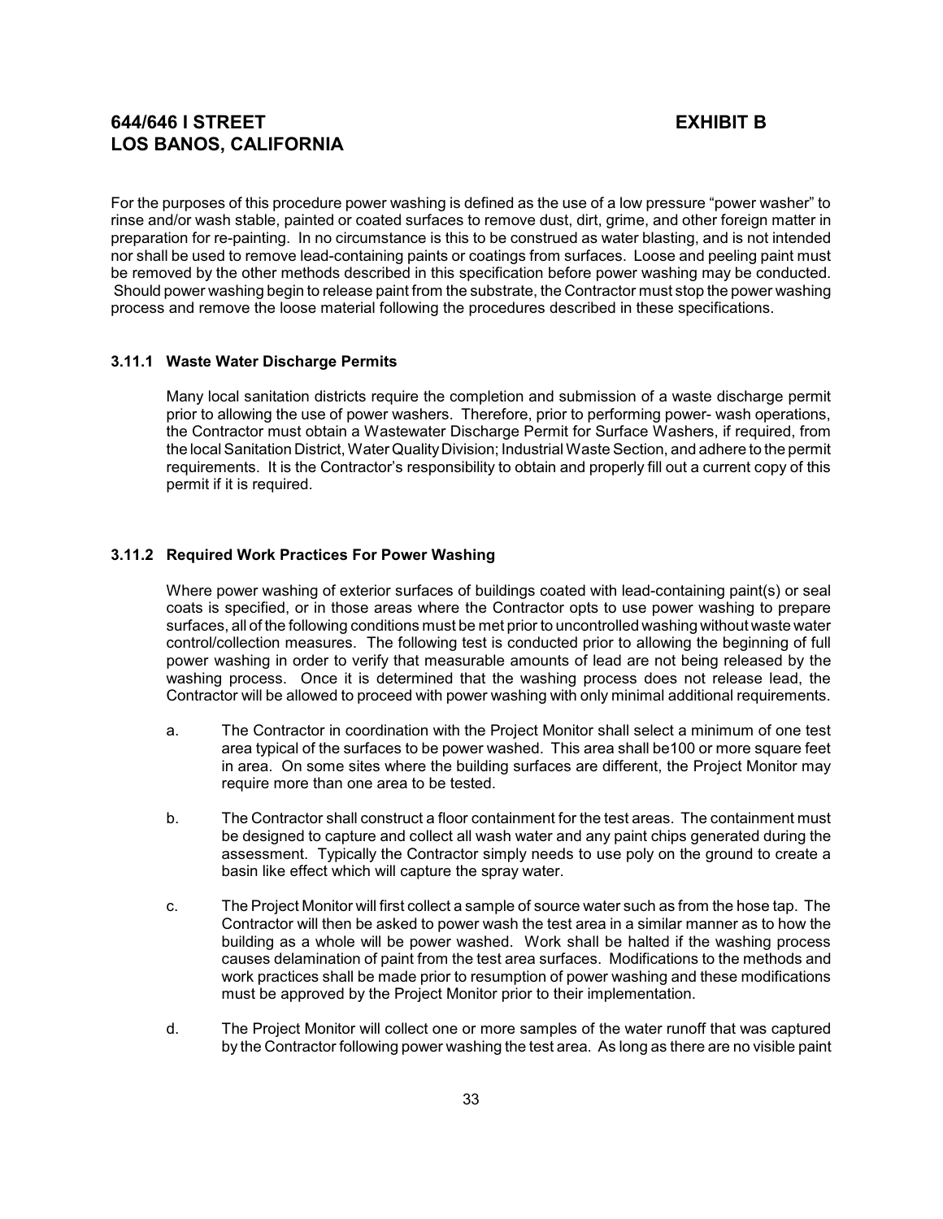For the purposes of this procedure power washing is defined as the use of a low pressure "power washer" to rinse and/or wash stable, painted or coated surfaces to remove dust, dirt, grime, and other foreign matter in preparation for re-painting. In no circumstance is this to be construed as water blasting, and is not intended nor shall be used to remove lead-containing paints or coatings from surfaces. Loose and peeling paint must be removed by the other methods described in this specification before power washing may be conducted. Should power washing begin to release paint from the substrate, the Contractor must stop the power washing process and remove the loose material following the procedures described in these specifications.

### 3.11.1 Waste Water Discharge Permits

Many local sanitation districts require the completion and submission of a waste discharge permit prior to allowing the use of power washers. Therefore, prior to performing power- wash operations, the Contractor must obtain a Wastewater Discharge Permit for Surface Washers, if required, from the local Sanitation District, Water Quality Division; Industrial Waste Section, and adhere to the permit requirements. It is the Contractor's responsibility to obtain and properly fill out a current copy of this permit if it is required.

### 3.11.2 Required Work Practices For Power Washing

Where power washing of exterior surfaces of buildings coated with lead-containing paint(s) or seal coats is specified, or in those areas where the Contractor opts to use power washing to prepare surfaces, all of the following conditions must be met prior to uncontrolled washing without waste water control/collection measures. The following test is conducted prior to allowing the beginning of full power washing in order to verify that measurable amounts of lead are not being released by the washing process. Once it is determined that the washing process does not release lead, the Contractor will be allowed to proceed with power washing with only minimal additional requirements.

a. The Contractor in coordination with the Project Monitor shall select a minimum of one test area typical of the surfaces to be power washed. This area shall be100 or more square feet in area. On some sites where the building surfaces are different, the Project Monitor may require more than one area to be tested.

b. The Contractor shall construct a floor containment for the test areas. The containment must be designed to capture and collect all wash water and any paint chips generated during the assessment. Typically the Contractor simply needs to use poly on the ground to create a basin like effect which will capture the spray water.

c. The Project Monitor will first collect a sample of source water such as from the hose tap. The Contractor will then be asked to power wash the test area in a similar manner as to how the building as a whole will be power washed. Work shall be halted if the washing process causes delamination of paint from the test area surfaces. Modifications to the methods and work practices shall be made prior to resumption of power washing and these modifications must be approved by the Project Monitor prior to their implementation.

d. The Project Monitor will collect one or more samples of the water runoff that was captured by the Contractor following power washing the test area. As long as there are no visible paint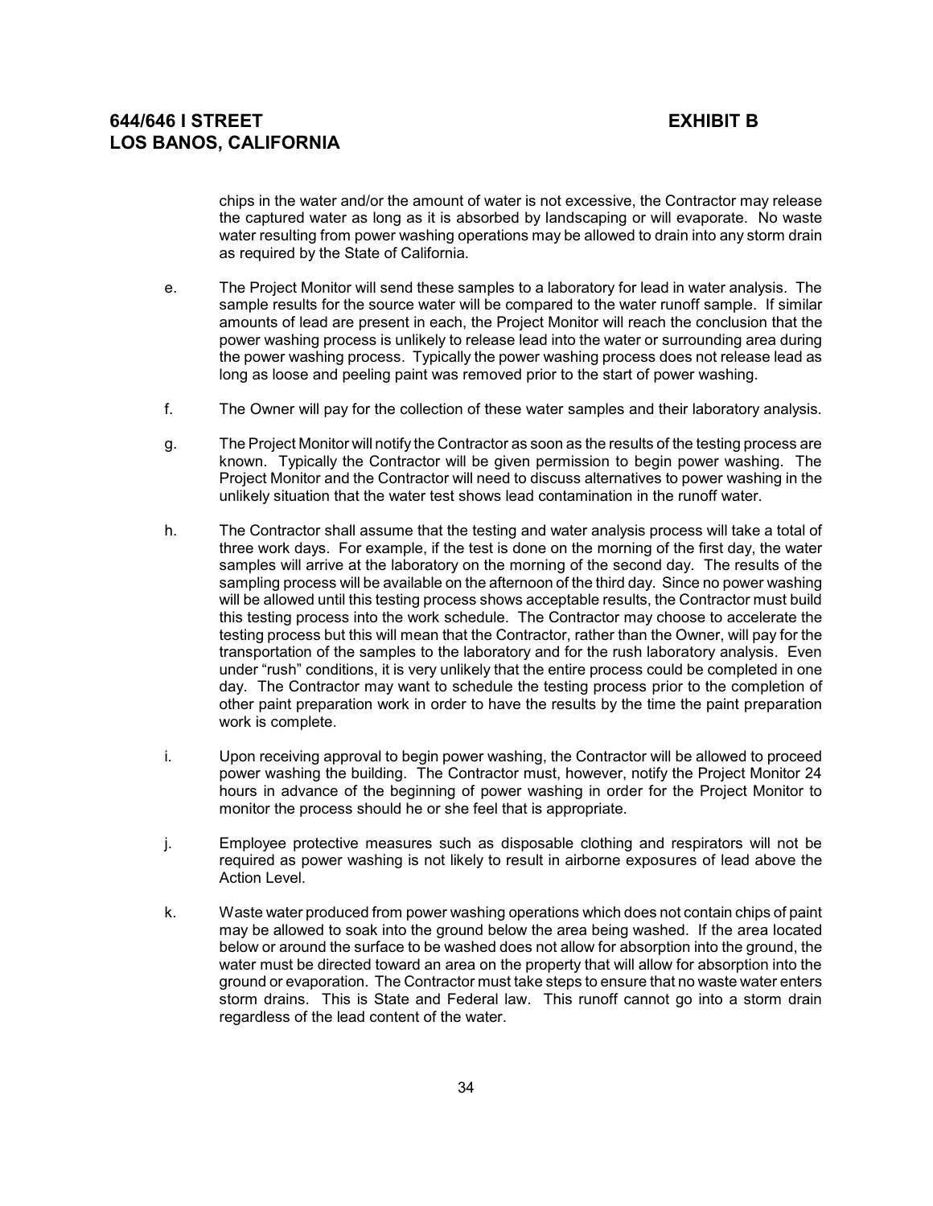chips in the water and/or the amount of water is not excessive, the Contractor may release the captured water as long as it is absorbed by landscaping or will evaporate. No waste water resulting from power washing operations may be allowed to drain into any storm drain as required by the State of California.

e. The Project Monitor will send these samples to a laboratory for lead in water analysis. The sample results for the source water will be compared to the water runoff sample. If similar amounts of lead are present in each, the Project Monitor will reach the conclusion that the power washing process is unlikely to release lead into the water or surrounding area during the power washing process. Typically the power washing process does not release lead as long as loose and peeling paint was removed prior to the start of power washing.

f. The Owner will pay for the collection of these water samples and their laboratory analysis.

g. The Project Monitor will notify the Contractor as soon as the results of the testing process are known. Typically the Contractor will be given permission to begin power washing. The Project Monitor and the Contractor will need to discuss alternatives to power washing in the unlikely situation that the water test shows lead contamination in the runoff water.

h. The Contractor shall assume that the testing and water analysis process will take a total of three work days. For example, if the test is done on the morning of the first day, the water samples will arrive at the laboratory on the morning of the second day. The results of the sampling process will be available on the afternoon of the third day. Since no power washing will be allowed until this testing process shows acceptable results, the Contractor must build this testing process into the work schedule. The Contractor may choose to accelerate the testing process but this will mean that the Contractor, rather than the Owner, will pay for the transportation of the samples to the laboratory and for the rush laboratory analysis. Even under "rush" conditions, it is very unlikely that the entire process could be completed in one day. The Contractor may want to schedule the testing process prior to the completion of other paint preparation work in order to have the results by the time the paint preparation work is complete.

i. Upon receiving approval to begin power washing, the Contractor will be allowed to proceed power washing the building. The Contractor must, however, notify the Project Monitor 24 hours in advance of the beginning of power washing in order for the Project Monitor to monitor the process should he or she feel that is appropriate.

j. Employee protective measures such as disposable clothing and respirators will not be required as power washing is not likely to result in airborne exposures of lead above the Action Level.

k. Waste water produced from power washing operations which does not contain chips of paint may be allowed to soak into the ground below the area being washed. If the area located below or around the surface to be washed does not allow for absorption into the ground, the water must be directed toward an area on the property that will allow for absorption into the ground or evaporation. The Contractor must take steps to ensure that no waste water enters storm drains. This is State and Federal law. This runoff cannot go into a storm drain regardless of the lead content of the water.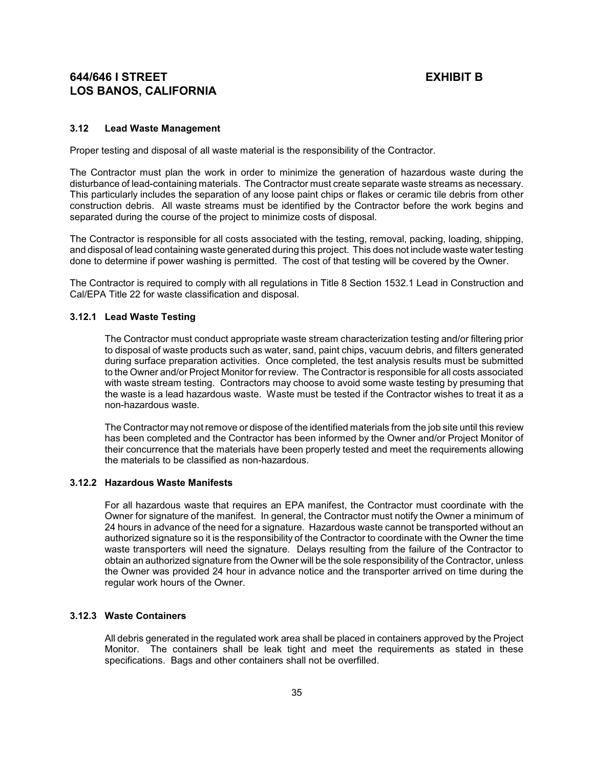### 3.12 Lead Waste Management

Proper testing and disposal of all waste material is the responsibility of the Contractor.

The Contractor must plan the work in order to minimize the generation of hazardous waste during the disturbance of lead-containing materials. The Contractor must create separate waste streams as necessary. This particularly includes the separation of any loose paint chips or flakes or ceramic tile debris from other construction debris. All waste streams must be identified by the Contractor before the work begins and separated during the course of the project to minimize costs of disposal.

The Contractor is responsible for all costs associated with the testing, removal, packing, loading, shipping, and disposal of lead containing waste generated during this project. This does not include waste water testing done to determine if power washing is permitted. The cost of that testing will be covered by the Owner.

The Contractor is required to comply with all regulations in Title 8 Section 1532.1 Lead in Construction and Cal/EPA Title 22 for waste classification and disposal.

#### 3.12.1 Lead Waste Testing

The Contractor must conduct appropriate waste stream characterization testing and/or filtering prior to disposal of waste products such as water, sand, paint chips, vacuum debris, and filters generated during surface preparation activities. Once completed, the test analysis results must be submitted to the Owner and/or Project Monitor for review. The Contractor is responsible for all costs associated with waste stream testing. Contractors may choose to avoid some waste testing by presuming that the waste is a lead hazardous waste. Waste must be tested if the Contractor wishes to treat it as a non-hazardous waste.

The Contractor may not remove or dispose of the identified materials from the job site until this review has been completed and the Contractor has been informed by the Owner and/or Project Monitor of their concurrence that the materials have been properly tested and meet the requirements allowing the materials to be classified as non-hazardous.

#### 3.12.2 Hazardous Waste Manifests

For all hazardous waste that requires an EPA manifest, the Contractor must coordinate with the Owner for signature of the manifest. In general, the Contractor must notify the Owner a minimum of 24 hours in advance of the need for a signature. Hazardous waste cannot be transported without an authorized signature so it is the responsibility of the Contractor to coordinate with the Owner the time waste transporters will need the signature. Delays resulting from the failure of the Contractor to obtain an authorized signature from the Owner will be the sole responsibility of the Contractor, unless the Owner was provided 24 hour in advance notice and the transporter arrived on time during the regular work hours of the Owner.

#### 3.12.3 Waste Containers

All debris generated in the regulated work area shall be placed in containers approved by the Project Monitor. The containers shall be leak tight and meet the requirements as stated in these specifications. Bags and other containers shall not be overfilled.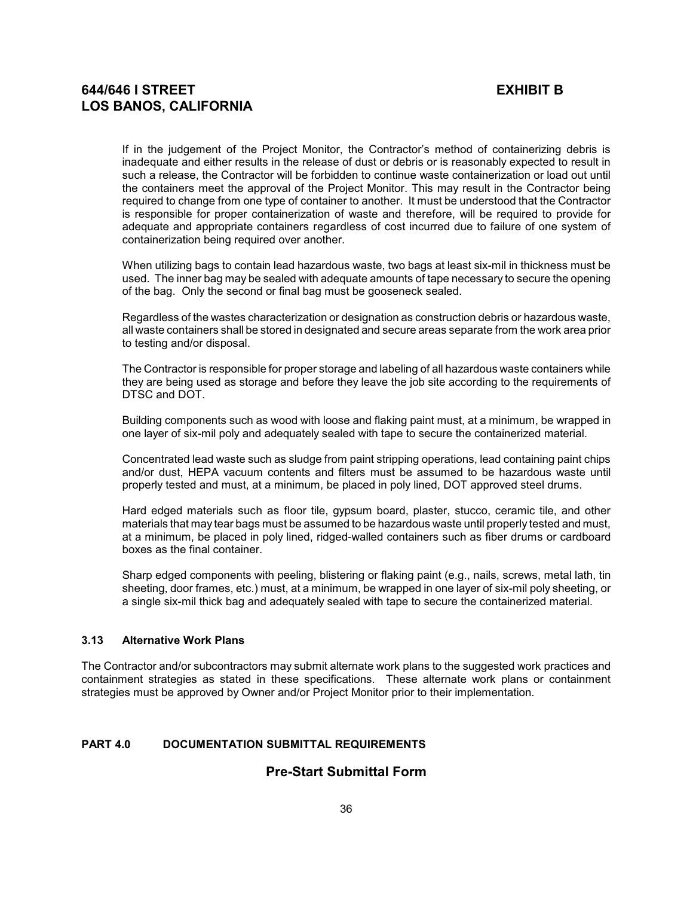If in the judgement of the Project Monitor, the Contractor's method of containerizing debris is inadequate and either results in the release of dust or debris or is reasonably expected to result in such a release, the Contractor will be forbidden to continue waste containerization or load out until the containers meet the approval of the Project Monitor. This may result in the Contractor being required to change from one type of container to another. It must be understood that the Contractor is responsible for proper containerization of waste and therefore, will be required to provide for adequate and appropriate containers regardless of cost incurred due to failure of one system of containerization being required over another.

When utilizing bags to contain lead hazardous waste, two bags at least six-mil in thickness must be used. The inner bag may be sealed with adequate amounts of tape necessary to secure the opening of the bag. Only the second or final bag must be gooseneck sealed.

Regardless of the wastes characterization or designation as construction debris or hazardous waste, all waste containers shall be stored in designated and secure areas separate from the work area prior to testing and/or disposal.

The Contractor is responsible for proper storage and labeling of all hazardous waste containers while they are being used as storage and before they leave the job site according to the requirements of DTSC and DOT.

Building components such as wood with loose and flaking paint must, at a minimum, be wrapped in one layer of six-mil poly and adequately sealed with tape to secure the containerized material.

Concentrated lead waste such as sludge from paint stripping operations, lead containing paint chips and/or dust, HEPA vacuum contents and filters must be assumed to be hazardous waste until properly tested and must, at a minimum, be placed in poly lined, DOT approved steel drums.

Hard edged materials such as floor tile, gypsum board, plaster, stucco, ceramic tile, and other materials that may tear bags must be assumed to be hazardous waste until properly tested and must, at a minimum, be placed in poly lined, ridged-walled containers such as fiber drums or cardboard boxes as the final container.

Sharp edged components with peeling, blistering or flaking paint (e.g., nails, screws, metal lath, tin sheeting, door frames, etc.) must, at a minimum, be wrapped in one layer of six-mil poly sheeting, or a single six-mil thick bag and adequately sealed with tape to secure the containerized material.

### 3.13 Alternative Work Plans

The Contractor and/or subcontractors may submit alternate work plans to the suggested work practices and containment strategies as stated in these specifications. These alternate work plans or containment strategies must be approved by Owner and/or Project Monitor prior to their implementation.

## PART 4.0 DOCUMENTATION SUBMITTAL REQUIREMENTS

### Pre-Start Submittal Form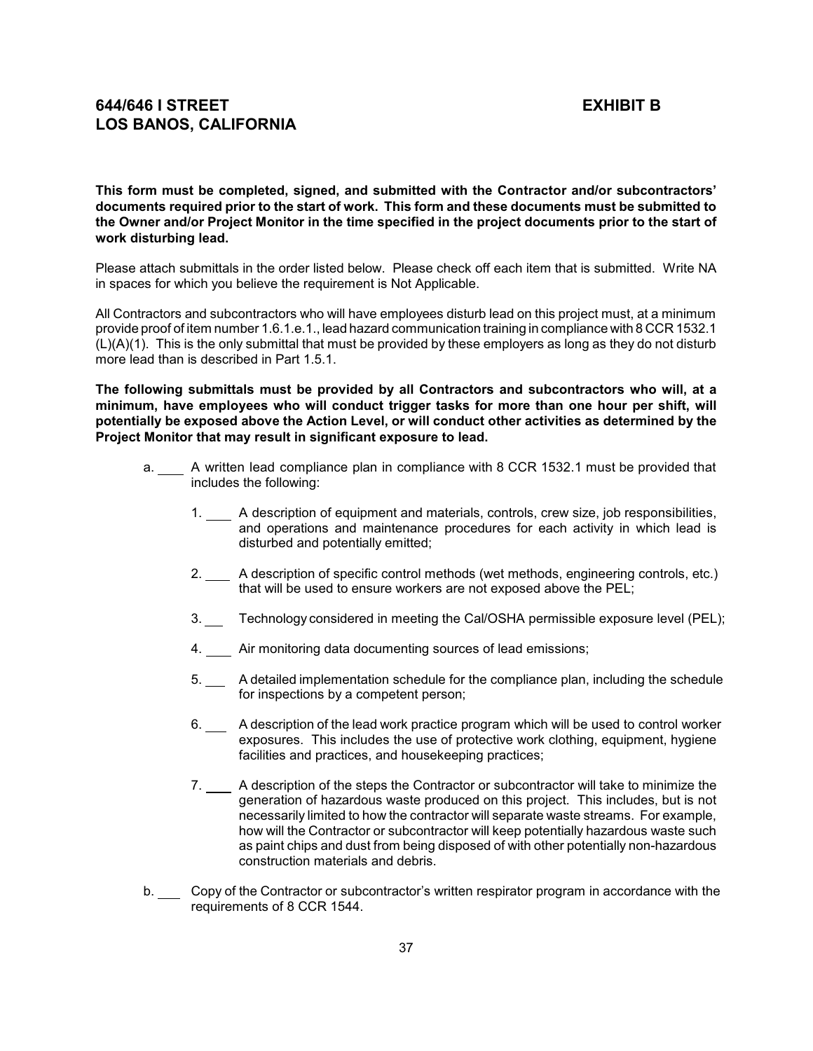**644/646 I STREET** **EXHIBIT B**
**LOS BANOS, CALIFORNIA**

**This form must be completed, signed, and submitted with the Contractor and/or subcontractors' documents required prior to the start of work. This form and these documents must be submitted to the Owner and/or Project Monitor in the time specified in the project documents prior to the start of work disturbing lead.**

Please attach submittals in the order listed below. Please check off each item that is submitted. Write NA in spaces for which you believe the requirement is Not Applicable.

All Contractors and subcontractors who will have employees disturb lead on this project must, at a minimum provide proof of item number 1.6.1.e.1., lead hazard communication training in compliance with 8 CCR 1532.1 (L)(A)(1). This is the only submittal that must be provided by these employers as long as they do not disturb more lead than is described in Part 1.5.1.

**The following submittals must be provided by all Contractors and subcontractors who will, at a minimum, have employees who will conduct trigger tasks for more than one hour per shift, will potentially be exposed above the Action Level, or will conduct other activities as determined by the Project Monitor that may result in significant exposure to lead.**

a. ____ A written lead compliance plan in compliance with 8 CCR 1532.1 must be provided that includes the following:

   1. ____ A description of equipment and materials, controls, crew size, job responsibilities, and operations and maintenance procedures for each activity in which lead is disturbed and potentially emitted;

   2. ____ A description of specific control methods (wet methods, engineering controls, etc.) that will be used to ensure workers are not exposed above the PEL;

   3. ____ Technology considered in meeting the Cal/OSHA permissible exposure level (PEL);

   4. ____ Air monitoring data documenting sources of lead emissions;

   5. ____ A detailed implementation schedule for the compliance plan, including the schedule for inspections by a competent person;

   6. ____ A description of the lead work practice program which will be used to control worker exposures. This includes the use of protective work clothing, equipment, hygiene facilities and practices, and housekeeping practices;

   7. ____ A description of the steps the Contractor or subcontractor will take to minimize the generation of hazardous waste produced on this project. This includes, but is not necessarily limited to how the contractor will separate waste streams. For example, how will the Contractor or subcontractor will keep potentially hazardous waste such as paint chips and dust from being disposed of with other potentially non-hazardous construction materials and debris.

b. ____ Copy of the Contractor or subcontractor's written respirator program in accordance with the requirements of 8 CCR 1544.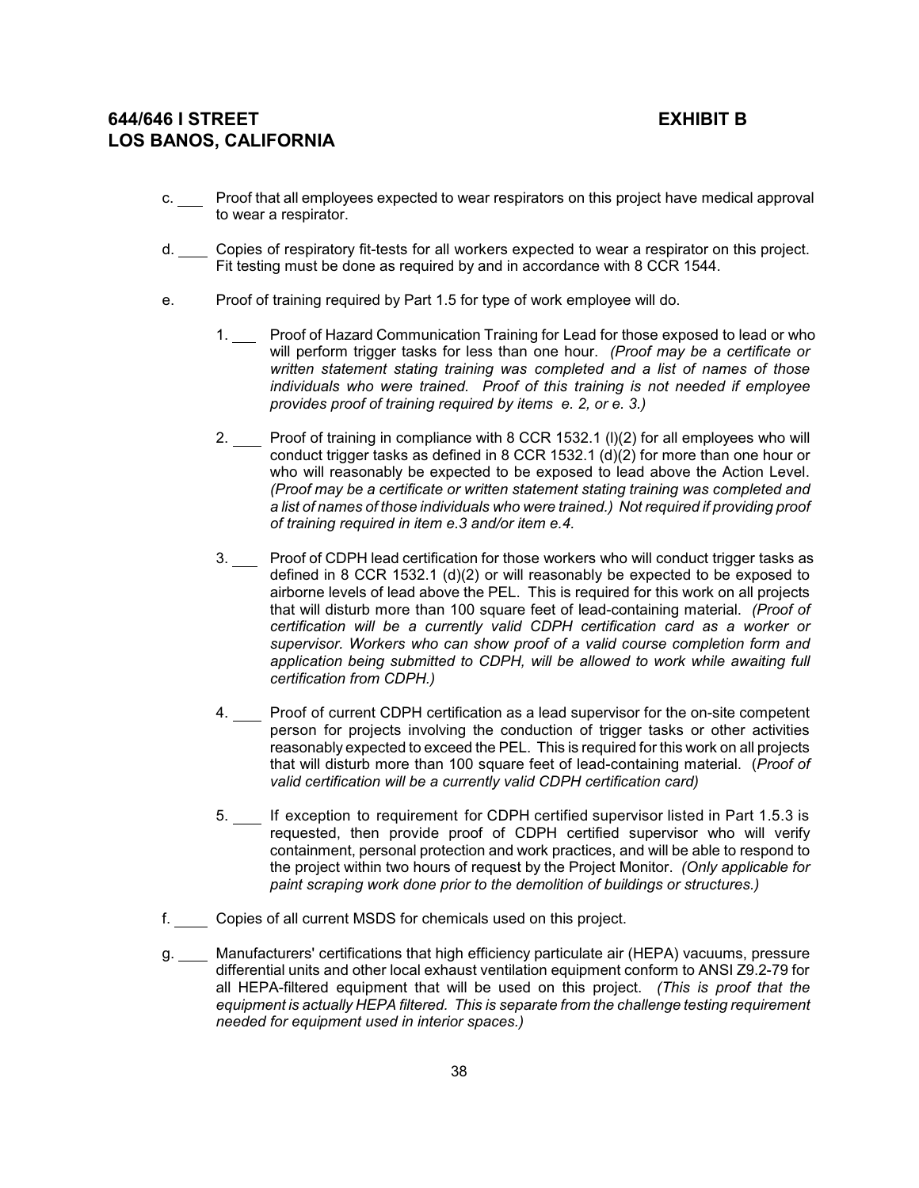c. ___ Proof that all employees expected to wear respirators on this project have medical approval to wear a respirator.

d. ___ Copies of respiratory fit-tests for all workers expected to wear a respirator on this project. Fit testing must be done as required by and in accordance with 8 CCR 1544.

e. Proof of training required by Part 1.5 for type of work employee will do.

1. ___ Proof of Hazard Communication Training for Lead for those exposed to lead or who will perform trigger tasks for less than one hour. *(Proof may be a certificate or written statement stating training was completed and a list of names of those individuals who were trained. Proof of this training is not needed if employee provides proof of training required by items e. 2, or e. 3.)*

2. ___ Proof of training in compliance with 8 CCR 1532.1 (l)(2) for all employees who will conduct trigger tasks as defined in 8 CCR 1532.1 (d)(2) for more than one hour or who will reasonably be expected to be exposed to lead above the Action Level. *(Proof may be a certificate or written statement stating training was completed and a list of names of those individuals who were trained.) Not required if providing proof of training required in item e.3 and/or item e.4.*

3. ___ Proof of CDPH lead certification for those workers who will conduct trigger tasks as defined in 8 CCR 1532.1 (d)(2) or will reasonably be expected to be exposed to airborne levels of lead above the PEL. This is required for this work on all projects that will disturb more than 100 square feet of lead-containing material. *(Proof of certification will be a currently valid CDPH certification card as a worker or supervisor. Workers who can show proof of a valid course completion form and application being submitted to CDPH, will be allowed to work while awaiting full certification from CDPH.)*

4. ___ Proof of current CDPH certification as a lead supervisor for the on-site competent person for projects involving the conduction of trigger tasks or other activities reasonably expected to exceed the PEL. This is required for this work on all projects that will disturb more than 100 square feet of lead-containing material. (*Proof of valid certification will be a currently valid CDPH certification card)*

5. ___ If exception to requirement for CDPH certified supervisor listed in Part 1.5.3 is requested, then provide proof of CDPH certified supervisor who will verify containment, personal protection and work practices, and will be able to respond to the project within two hours of request by the Project Monitor. *(Only applicable for paint scraping work done prior to the demolition of buildings or structures.)*

f. ___ Copies of all current MSDS for chemicals used on this project.

g. ___ Manufacturers' certifications that high efficiency particulate air (HEPA) vacuums, pressure differential units and other local exhaust ventilation equipment conform to ANSI Z9.2-79 for all HEPA-filtered equipment that will be used on this project. *(This is proof that the equipment is actually HEPA filtered. This is separate from the challenge testing requirement needed for equipment used in interior spaces.)*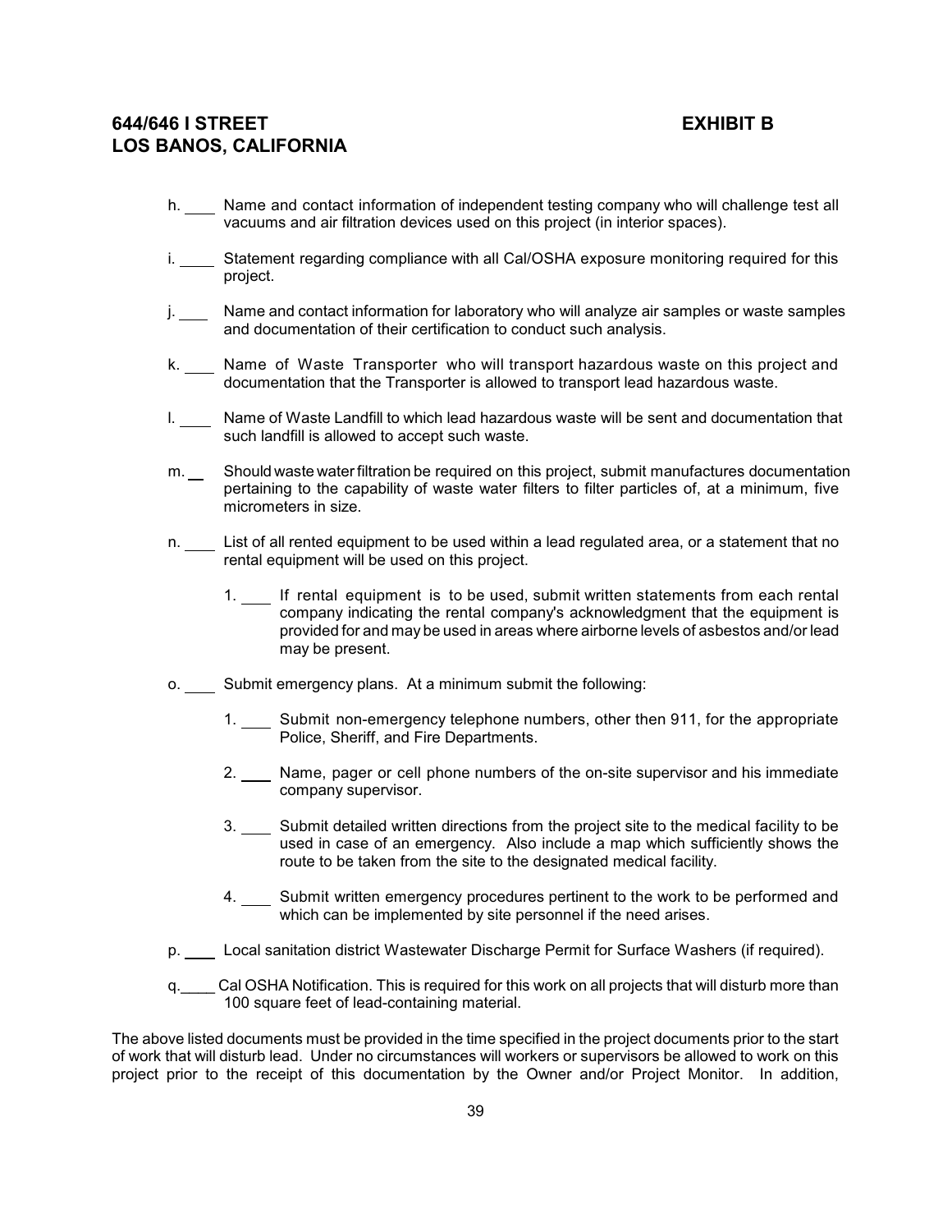h. ____ Name and contact information of independent testing company who will challenge test all vacuums and air filtration devices used on this project (in interior spaces).

i. ____ Statement regarding compliance with all Cal/OSHA exposure monitoring required for this project.

j. ____ Name and contact information for laboratory who will analyze air samples or waste samples and documentation of their certification to conduct such analysis.

k. ____ Name of Waste Transporter who will transport hazardous waste on this project and documentation that the Transporter is allowed to transport lead hazardous waste.

l. ____ Name of Waste Landfill to which lead hazardous waste will be sent and documentation that such landfill is allowed to accept such waste.

m. __ Should waste water filtration be required on this project, submit manufactures documentation pertaining to the capability of waste water filters to filter particles of, at a minimum, five micrometers in size.

n. ____ List of all rented equipment to be used within a lead regulated area, or a statement that no rental equipment will be used on this project.

   1. ____ If rental equipment is to be used, submit written statements from each rental company indicating the rental company's acknowledgment that the equipment is provided for and may be used in areas where airborne levels of asbestos and/or lead may be present.

o. ____ Submit emergency plans. At a minimum submit the following:

   1. ____ Submit non-emergency telephone numbers, other then 911, for the appropriate Police, Sheriff, and Fire Departments.

   2. ____ Name, pager or cell phone numbers of the on-site supervisor and his immediate company supervisor.

   3. ____ Submit detailed written directions from the project site to the medical facility to be used in case of an emergency. Also include a map which sufficiently shows the route to be taken from the site to the designated medical facility.

   4. ____ Submit written emergency procedures pertinent to the work to be performed and which can be implemented by site personnel if the need arises.

p. ____ Local sanitation district Wastewater Discharge Permit for Surface Washers (if required).

q.____ Cal OSHA Notification. This is required for this work on all projects that will disturb more than 100 square feet of lead-containing material.

The above listed documents must be provided in the time specified in the project documents prior to the start of work that will disturb lead. Under no circumstances will workers or supervisors be allowed to work on this project prior to the receipt of this documentation by the Owner and/or Project Monitor. In addition,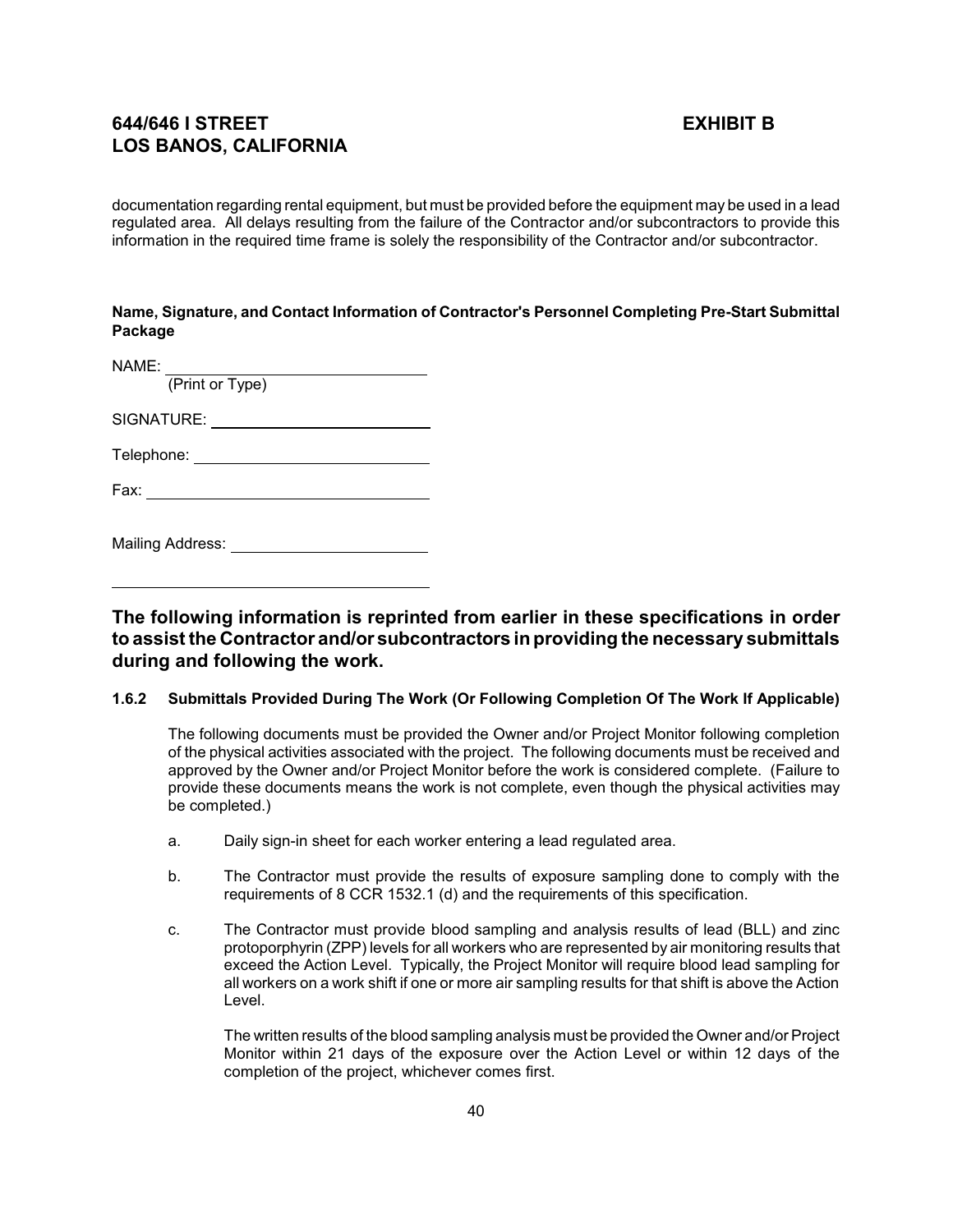documentation regarding rental equipment, but must be provided before the equipment may be used in a lead regulated area. All delays resulting from the failure of the Contractor and/or subcontractors to provide this information in the required time frame is solely the responsibility of the Contractor and/or subcontractor.

**Name, Signature, and Contact Information of Contractor's Personnel Completing Pre-Start Submittal Package**

NAME: ______________________________
(Print or Type)

SIGNATURE: __________________________

Telephone: ___________________________

Fax: ________________________________

Mailing Address: ______________________

____________________________________

## The following information is reprinted from earlier in these specifications in order to assist the Contractor and/or subcontractors in providing the necessary submittals during and following the work.

#### 1.6.2 Submittals Provided During The Work (Or Following Completion Of The Work If Applicable)

The following documents must be provided the Owner and/or Project Monitor following completion of the physical activities associated with the project. The following documents must be received and approved by the Owner and/or Project Monitor before the work is considered complete. (Failure to provide these documents means the work is not complete, even though the physical activities may be completed.)

a. Daily sign-in sheet for each worker entering a lead regulated area.

b. The Contractor must provide the results of exposure sampling done to comply with the requirements of 8 CCR 1532.1 (d) and the requirements of this specification.

c. The Contractor must provide blood sampling and analysis results of lead (BLL) and zinc protoporphyrin (ZPP) levels for all workers who are represented by air monitoring results that exceed the Action Level. Typically, the Project Monitor will require blood lead sampling for all workers on a work shift if one or more air sampling results for that shift is above the Action Level.

   The written results of the blood sampling analysis must be provided the Owner and/or Project Monitor within 21 days of the exposure over the Action Level or within 12 days of the completion of the project, whichever comes first.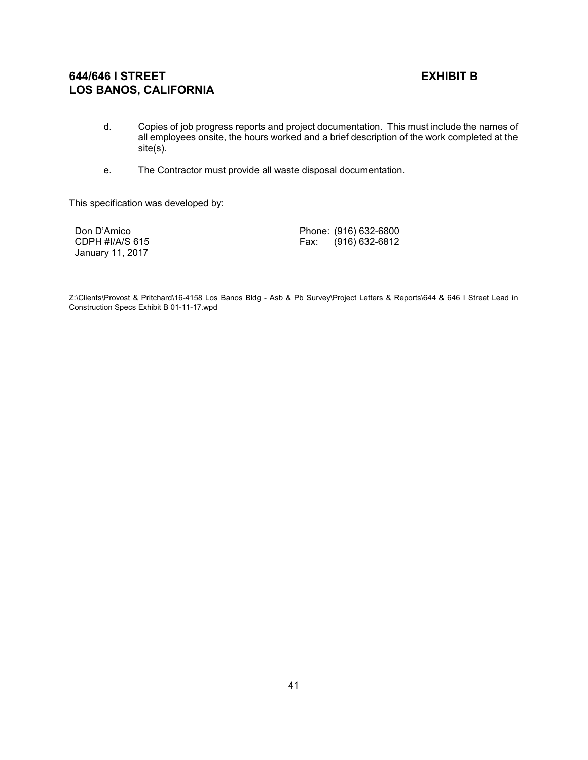- d. Copies of job progress reports and project documentation. This must include the names of all employees onsite, the hours worked and a brief description of the work completed at the site(s).
- e. The Contractor must provide all waste disposal documentation.

This specification was developed by:

| | |
|---|---|
| Don D'Amico | Phone: (916) 632-6800 |
| CDPH #I/A/S 615 | Fax: (916) 632-6812 |
| January 11, 2017 | |

Z:\Clients\Provost & Pritchard\16-4158 Los Banos Bldg - Asb & Pb Survey\Project Letters & Reports\644 & 646 I Street Lead in Construction Specs Exhibit B 01-11-17.wpd